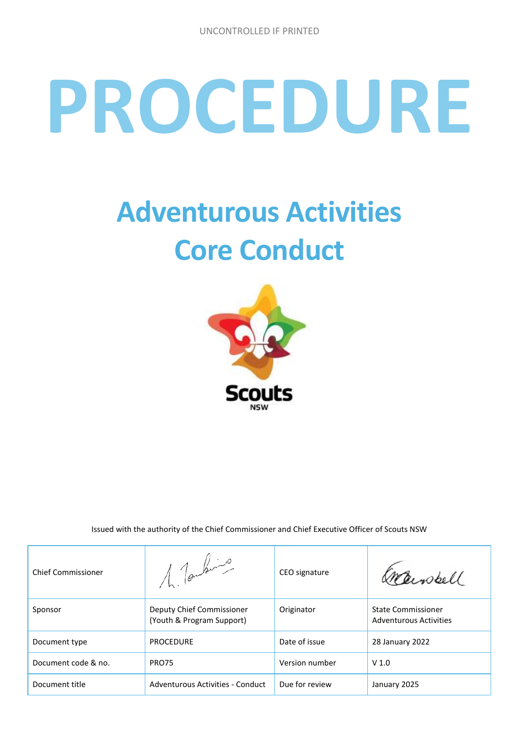UNCONTROLLED IF PRINTED

# PROCEDURE

## Adventurous Activities Core Conduct

Scouts NSW

Issued with the authority of the Chief Commissioner and Chief Executive Officer of Scouts NSW

| Chief Commissioner | | CEO signature | |
|---|---|---|---|
| Sponsor | Deputy Chief Commissioner (Youth & Program Support) | Originator | State Commissioner Adventurous Activities |
| Document type | PROCEDURE | Date of issue | 28 January 2022 |
| Document code & no. | PRO75 | Version number | V 1.0 |
| Document title | Adventurous Activities - Conduct | Due for review | January 2025 |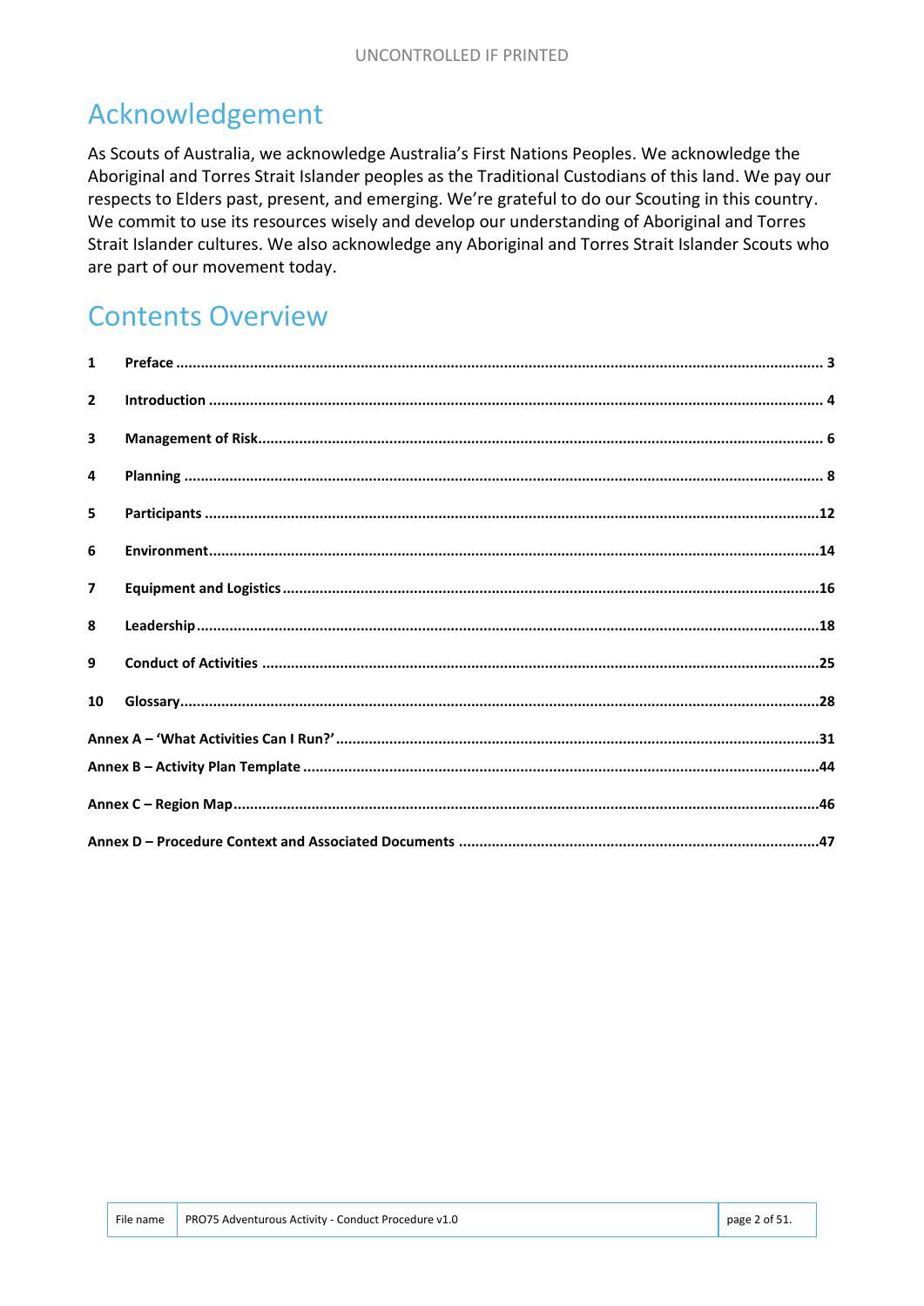# Acknowledgement

As Scouts of Australia, we acknowledge Australia's First Nations Peoples. We acknowledge the Aboriginal and Torres Strait Islander peoples as the Traditional Custodians of this land. We pay our respects to Elders past, present, and emerging. We're grateful to do our Scouting in this country. We commit to use its resources wisely and develop our understanding of Aboriginal and Torres Strait Islander cultures. We also acknowledge any Aboriginal and Torres Strait Islander Scouts who are part of our movement today.

# Contents Overview

**1 Preface ............ 3**

**2 Introduction ............ 4**

**3 Management of Risk ............ 6**

**4 Planning ............ 8**

**5 Participants ............ 12**

**6 Environment ............ 14**

**7 Equipment and Logistics ............ 16**

**8 Leadership ............ 18**

**9 Conduct of Activities ............ 25**

**10 Glossary ............ 28**

**Annex A – 'What Activities Can I Run?' ............ 31**

**Annex B – Activity Plan Template ............ 44**

**Annex C – Region Map ............ 46**

**Annex D – Procedure Context and Associated Documents ............ 47**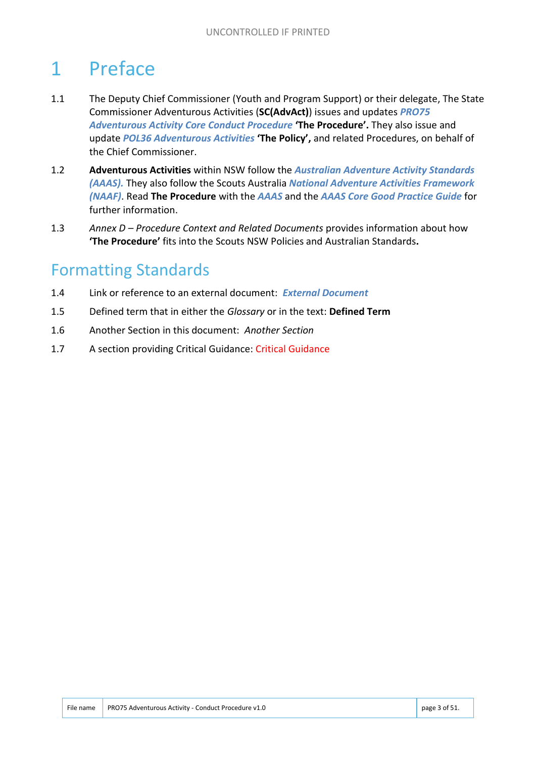# 1 Preface

1.1 The Deputy Chief Commissioner (Youth and Program Support) or their delegate, The State Commissioner Adventurous Activities (**SC(AdvAct)**) issues and updates ***PRO75 Adventurous Activity Core Conduct Procedure*** **'The Procedure'.** They also issue and update ***POL36 Adventurous Activities*** **'The Policy',** and related Procedures, on behalf of the Chief Commissioner.

1.2 **Adventurous Activities** within NSW follow the ***Australian Adventure Activity Standards (AAAS).*** They also follow the Scouts Australia ***National Adventure Activities Framework (NAAF)***. Read **The Procedure** with the ***AAAS*** and the ***AAAS Core Good Practice Guide*** for further information.

1.3 *Annex D – Procedure Context and Related Documents* provides information about how **'The Procedure'** fits into the Scouts NSW Policies and Australian Standards**.**

## Formatting Standards

1.4 Link or reference to an external document: ***External Document***

1.5 Defined term that in either the *Glossary* or in the text: **Defined Term**

1.6 Another Section in this document: *Another Section*

1.7 A section providing Critical Guidance: Critical Guidance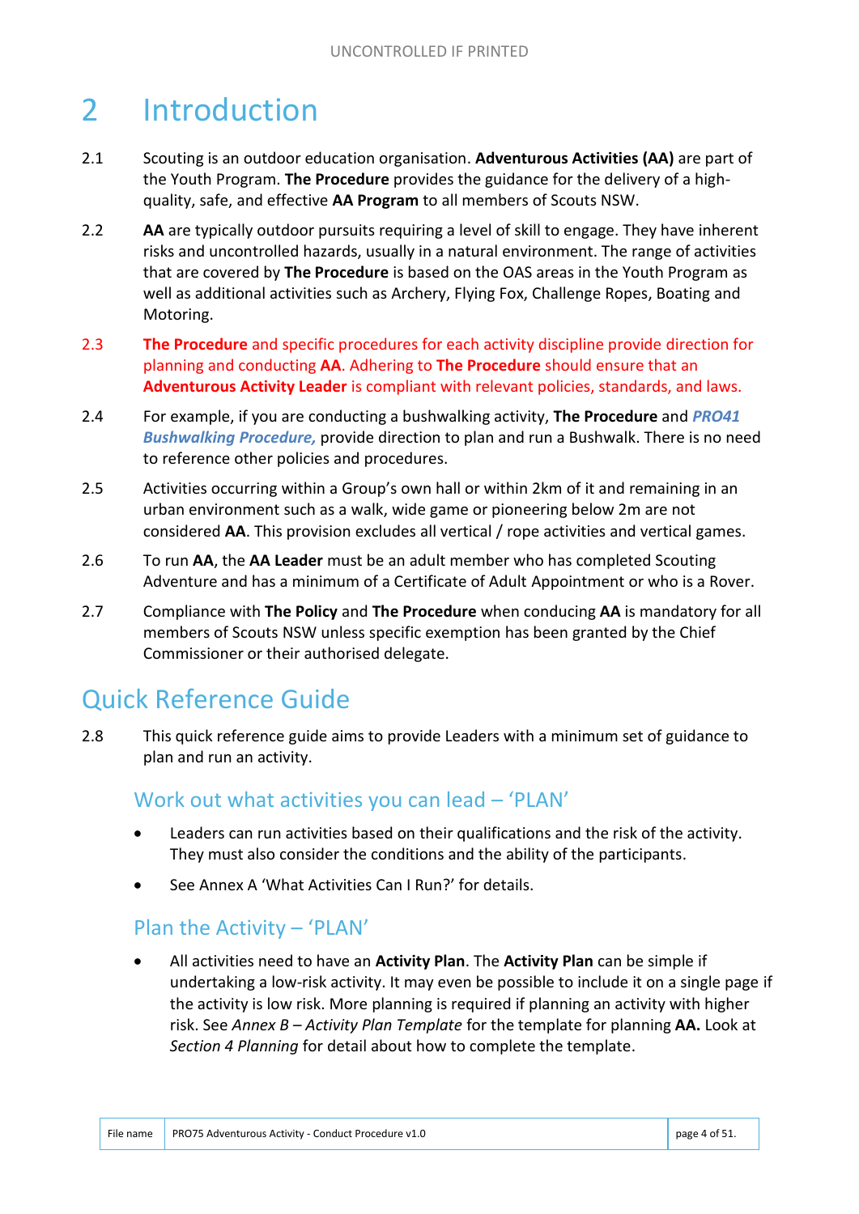# 2 Introduction

2.1 Scouting is an outdoor education organisation. **Adventurous Activities (AA)** are part of the Youth Program. **The Procedure** provides the guidance for the delivery of a high-quality, safe, and effective **AA Program** to all members of Scouts NSW.

2.2 **AA** are typically outdoor pursuits requiring a level of skill to engage. They have inherent risks and uncontrolled hazards, usually in a natural environment. The range of activities that are covered by **The Procedure** is based on the OAS areas in the Youth Program as well as additional activities such as Archery, Flying Fox, Challenge Ropes, Boating and Motoring.

2.3 **The Procedure** and specific procedures for each activity discipline provide direction for planning and conducting **AA**. Adhering to **The Procedure** should ensure that an **Adventurous Activity Leader** is compliant with relevant policies, standards, and laws.

2.4 For example, if you are conducting a bushwalking activity, **The Procedure** and ***PRO41 Bushwalking Procedure,*** provide direction to plan and run a Bushwalk. There is no need to reference other policies and procedures.

2.5 Activities occurring within a Group's own hall or within 2km of it and remaining in an urban environment such as a walk, wide game or pioneering below 2m are not considered **AA**. This provision excludes all vertical / rope activities and vertical games.

2.6 To run **AA**, the **AA Leader** must be an adult member who has completed Scouting Adventure and has a minimum of a Certificate of Adult Appointment or who is a Rover.

2.7 Compliance with **The Policy** and **The Procedure** when conducing **AA** is mandatory for all members of Scouts NSW unless specific exemption has been granted by the Chief Commissioner or their authorised delegate.

## Quick Reference Guide

2.8 This quick reference guide aims to provide Leaders with a minimum set of guidance to plan and run an activity.

### Work out what activities you can lead – 'PLAN'

- Leaders can run activities based on their qualifications and the risk of the activity. They must also consider the conditions and the ability of the participants.
- See Annex A 'What Activities Can I Run?' for details.

### Plan the Activity – 'PLAN'

- All activities need to have an **Activity Plan**. The **Activity Plan** can be simple if undertaking a low-risk activity. It may even be possible to include it on a single page if the activity is low risk. More planning is required if planning an activity with higher risk. See *Annex B – Activity Plan Template* for the template for planning **AA.** Look at *Section 4 Planning* for detail about how to complete the template.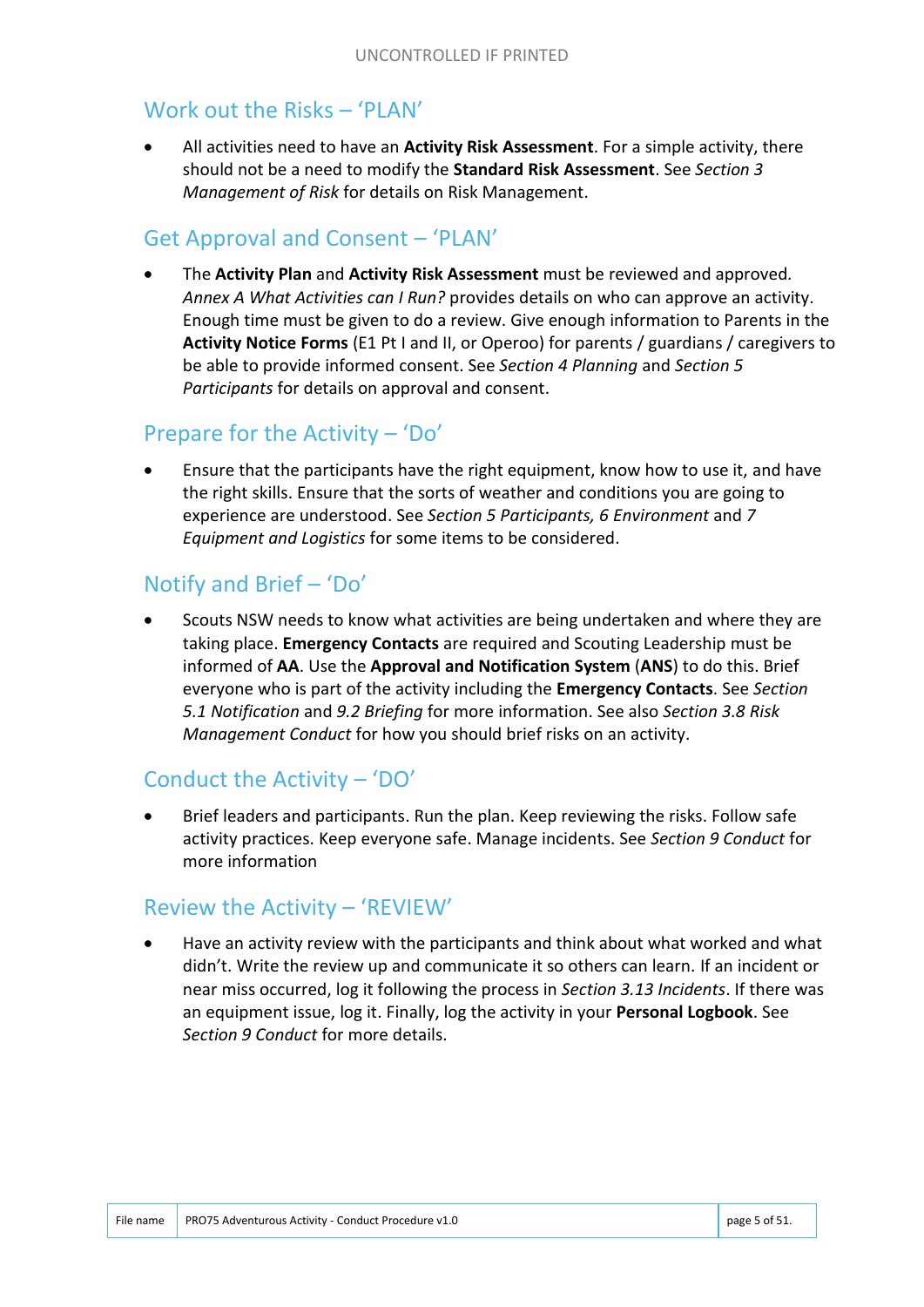## Work out the Risks – 'PLAN'

- All activities need to have an **Activity Risk Assessment**. For a simple activity, there should not be a need to modify the **Standard Risk Assessment**. See *Section 3 Management of Risk* for details on Risk Management.

## Get Approval and Consent – 'PLAN'

- The **Activity Plan** and **Activity Risk Assessment** must be reviewed and approved. *Annex A What Activities can I Run?* provides details on who can approve an activity. Enough time must be given to do a review. Give enough information to Parents in the **Activity Notice Forms** (E1 Pt I and II, or Operoo) for parents / guardians / caregivers to be able to provide informed consent. See *Section 4 Planning* and *Section 5 Participants* for details on approval and consent.

## Prepare for the Activity – 'Do'

- Ensure that the participants have the right equipment, know how to use it, and have the right skills. Ensure that the sorts of weather and conditions you are going to experience are understood. See *Section 5 Participants, 6 Environment* and *7 Equipment and Logistics* for some items to be considered.

## Notify and Brief – 'Do'

- Scouts NSW needs to know what activities are being undertaken and where they are taking place. **Emergency Contacts** are required and Scouting Leadership must be informed of **AA**. Use the **Approval and Notification System** (**ANS**) to do this. Brief everyone who is part of the activity including the **Emergency Contacts**. See *Section 5.1 Notification* and *9.2 Briefing* for more information. See also *Section 3.8 Risk Management Conduct* for how you should brief risks on an activity.

## Conduct the Activity – 'DO'

- Brief leaders and participants. Run the plan. Keep reviewing the risks. Follow safe activity practices. Keep everyone safe. Manage incidents. See *Section 9 Conduct* for more information

## Review the Activity – 'REVIEW'

- Have an activity review with the participants and think about what worked and what didn't. Write the review up and communicate it so others can learn. If an incident or near miss occurred, log it following the process in *Section 3.13 Incidents*. If there was an equipment issue, log it. Finally, log the activity in your **Personal Logbook**. See *Section 9 Conduct* for more details.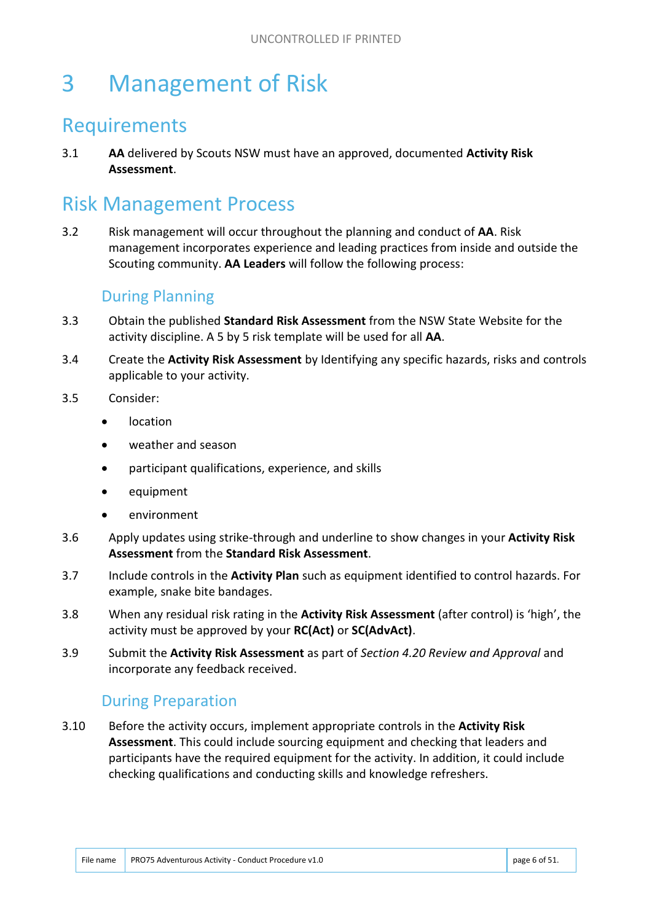# 3 Management of Risk

## Requirements

3.1 **AA** delivered by Scouts NSW must have an approved, documented **Activity Risk Assessment**.

## Risk Management Process

3.2 Risk management will occur throughout the planning and conduct of **AA**. Risk management incorporates experience and leading practices from inside and outside the Scouting community. **AA Leaders** will follow the following process:

### During Planning

3.3 Obtain the published **Standard Risk Assessment** from the NSW State Website for the activity discipline. A 5 by 5 risk template will be used for all **AA**.

3.4 Create the **Activity Risk Assessment** by Identifying any specific hazards, risks and controls applicable to your activity.

3.5 Consider:

- location
- weather and season
- participant qualifications, experience, and skills
- equipment
- environment

3.6 Apply updates using strike-through and underline to show changes in your **Activity Risk Assessment** from the **Standard Risk Assessment**.

3.7 Include controls in the **Activity Plan** such as equipment identified to control hazards. For example, snake bite bandages.

3.8 When any residual risk rating in the **Activity Risk Assessment** (after control) is 'high', the activity must be approved by your **RC(Act)** or **SC(AdvAct)**.

3.9 Submit the **Activity Risk Assessment** as part of *Section 4.20 Review and Approval* and incorporate any feedback received.

### During Preparation

3.10 Before the activity occurs, implement appropriate controls in the **Activity Risk Assessment**. This could include sourcing equipment and checking that leaders and participants have the required equipment for the activity. In addition, it could include checking qualifications and conducting skills and knowledge refreshers.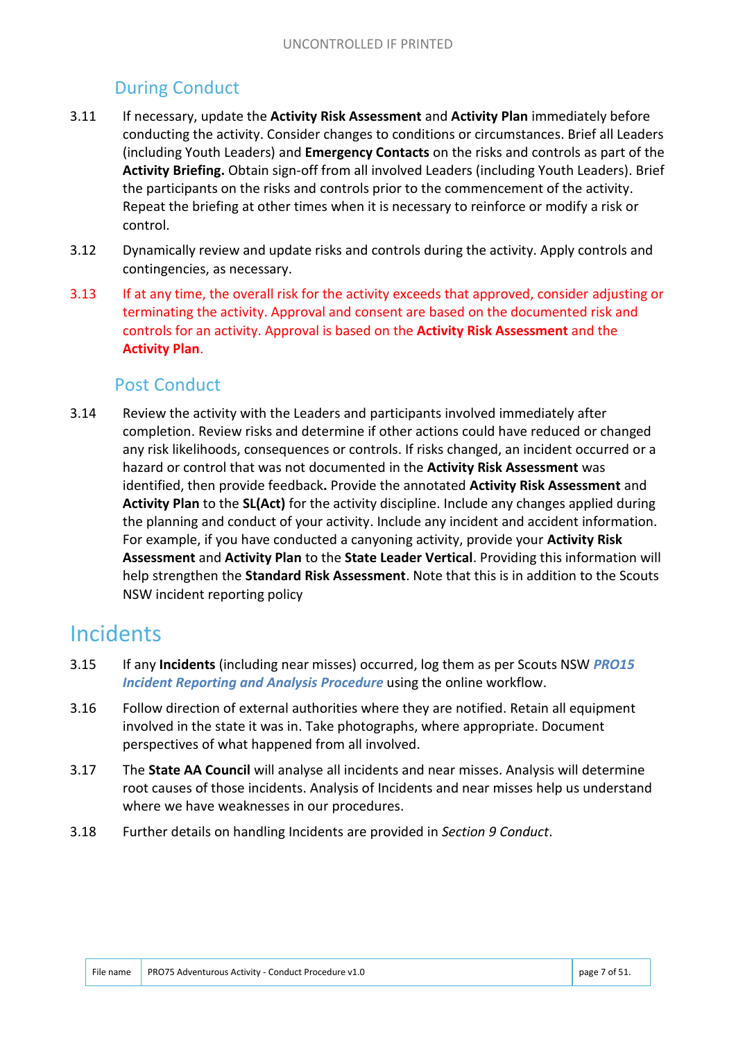### During Conduct

3.11 If necessary, update the **Activity Risk Assessment** and **Activity Plan** immediately before conducting the activity. Consider changes to conditions or circumstances. Brief all Leaders (including Youth Leaders) and **Emergency Contacts** on the risks and controls as part of the **Activity Briefing.** Obtain sign-off from all involved Leaders (including Youth Leaders). Brief the participants on the risks and controls prior to the commencement of the activity. Repeat the briefing at other times when it is necessary to reinforce or modify a risk or control.

3.12 Dynamically review and update risks and controls during the activity. Apply controls and contingencies, as necessary.

3.13 If at any time, the overall risk for the activity exceeds that approved, consider adjusting or terminating the activity. Approval and consent are based on the documented risk and controls for an activity. Approval is based on the **Activity Risk Assessment** and the **Activity Plan**.

### Post Conduct

3.14 Review the activity with the Leaders and participants involved immediately after completion. Review risks and determine if other actions could have reduced or changed any risk likelihoods, consequences or controls. If risks changed, an incident occurred or a hazard or control that was not documented in the **Activity Risk Assessment** was identified, then provide feedback**.** Provide the annotated **Activity Risk Assessment** and **Activity Plan** to the **SL(Act)** for the activity discipline. Include any changes applied during the planning and conduct of your activity. Include any incident and accident information. For example, if you have conducted a canyoning activity, provide your **Activity Risk Assessment** and **Activity Plan** to the **State Leader Vertical**. Providing this information will help strengthen the **Standard Risk Assessment**. Note that this is in addition to the Scouts NSW incident reporting policy

## Incidents

3.15 If any **Incidents** (including near misses) occurred, log them as per Scouts NSW ***PRO15 Incident Reporting and Analysis Procedure*** using the online workflow.

3.16 Follow direction of external authorities where they are notified. Retain all equipment involved in the state it was in. Take photographs, where appropriate. Document perspectives of what happened from all involved.

3.17 The **State AA Council** will analyse all incidents and near misses. Analysis will determine root causes of those incidents. Analysis of Incidents and near misses help us understand where we have weaknesses in our procedures.

3.18 Further details on handling Incidents are provided in *Section 9 Conduct*.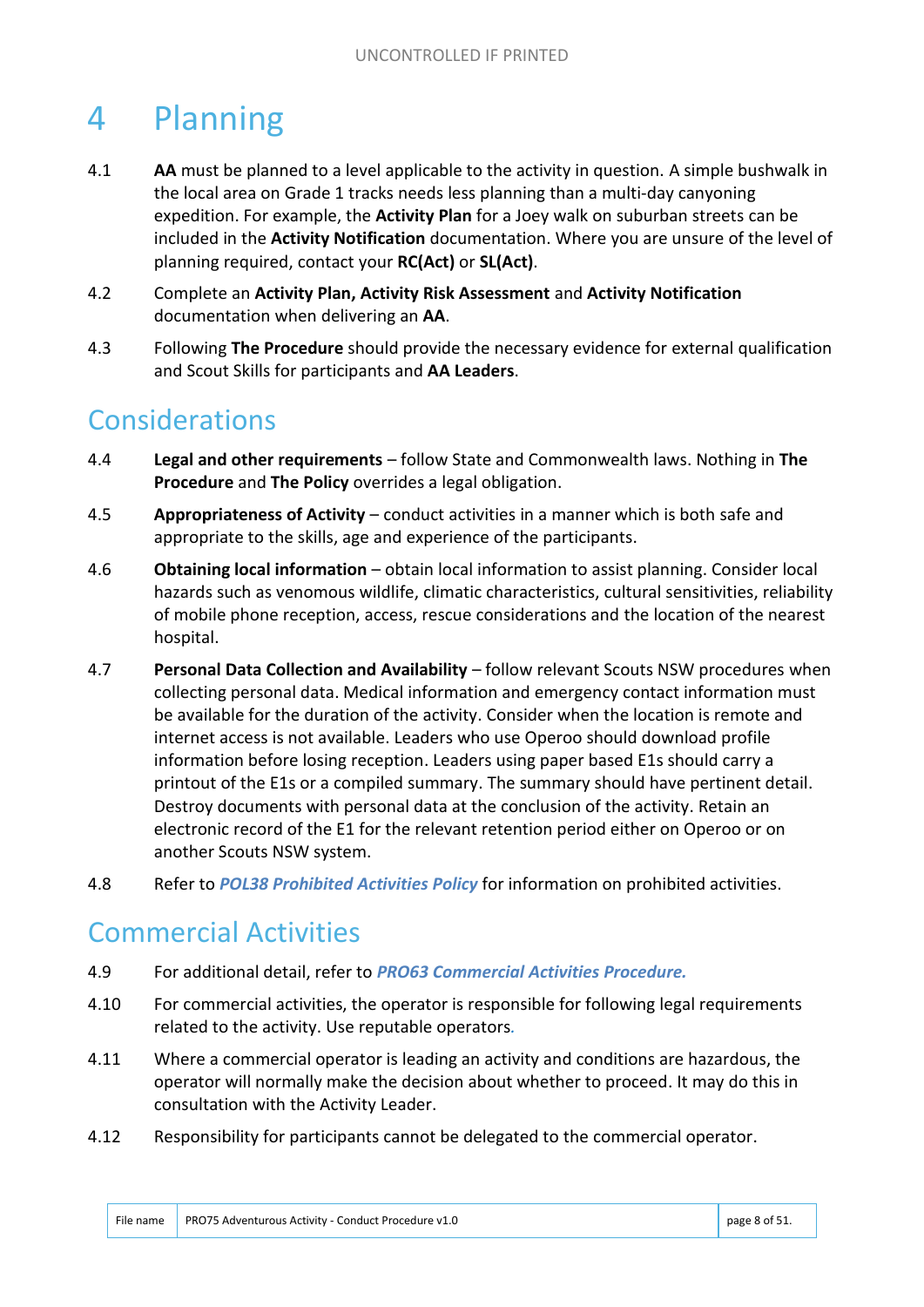# 4 Planning

4.1 **AA** must be planned to a level applicable to the activity in question. A simple bushwalk in the local area on Grade 1 tracks needs less planning than a multi-day canyoning expedition. For example, the **Activity Plan** for a Joey walk on suburban streets can be included in the **Activity Notification** documentation. Where you are unsure of the level of planning required, contact your **RC(Act)** or **SL(Act)**.

4.2 Complete an **Activity Plan, Activity Risk Assessment** and **Activity Notification** documentation when delivering an **AA**.

4.3 Following **The Procedure** should provide the necessary evidence for external qualification and Scout Skills for participants and **AA Leaders**.

## Considerations

4.4 **Legal and other requirements** – follow State and Commonwealth laws. Nothing in **The Procedure** and **The Policy** overrides a legal obligation.

4.5 **Appropriateness of Activity** – conduct activities in a manner which is both safe and appropriate to the skills, age and experience of the participants.

4.6 **Obtaining local information** – obtain local information to assist planning. Consider local hazards such as venomous wildlife, climatic characteristics, cultural sensitivities, reliability of mobile phone reception, access, rescue considerations and the location of the nearest hospital.

4.7 **Personal Data Collection and Availability** – follow relevant Scouts NSW procedures when collecting personal data. Medical information and emergency contact information must be available for the duration of the activity. Consider when the location is remote and internet access is not available. Leaders who use Operoo should download profile information before losing reception. Leaders using paper based E1s should carry a printout of the E1s or a compiled summary. The summary should have pertinent detail. Destroy documents with personal data at the conclusion of the activity. Retain an electronic record of the E1 for the relevant retention period either on Operoo or on another Scouts NSW system.

4.8 Refer to ***POL38 Prohibited Activities Policy*** for information on prohibited activities.

## Commercial Activities

4.9 For additional detail, refer to ***PRO63 Commercial Activities Procedure.***

4.10 For commercial activities, the operator is responsible for following legal requirements related to the activity. Use reputable operators.

4.11 Where a commercial operator is leading an activity and conditions are hazardous, the operator will normally make the decision about whether to proceed. It may do this in consultation with the Activity Leader.

4.12 Responsibility for participants cannot be delegated to the commercial operator.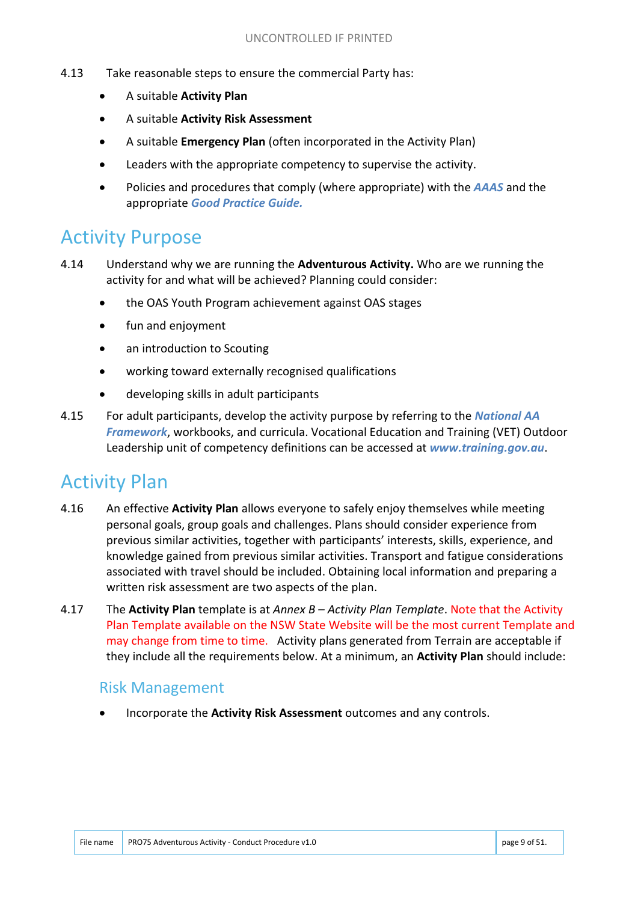4.13 Take reasonable steps to ensure the commercial Party has:

- A suitable **Activity Plan**
- A suitable **Activity Risk Assessment**
- A suitable **Emergency Plan** (often incorporated in the Activity Plan)
- Leaders with the appropriate competency to supervise the activity.
- Policies and procedures that comply (where appropriate) with the ***AAAS*** and the appropriate ***Good Practice Guide.***

## Activity Purpose

4.14 Understand why we are running the **Adventurous Activity.** Who are we running the activity for and what will be achieved? Planning could consider:

- the OAS Youth Program achievement against OAS stages
- fun and enjoyment
- an introduction to Scouting
- working toward externally recognised qualifications
- developing skills in adult participants

4.15 For adult participants, develop the activity purpose by referring to the ***National AA Framework***, workbooks, and curricula. Vocational Education and Training (VET) Outdoor Leadership unit of competency definitions can be accessed at ***www.training.gov.au***.

## Activity Plan

4.16 An effective **Activity Plan** allows everyone to safely enjoy themselves while meeting personal goals, group goals and challenges. Plans should consider experience from previous similar activities, together with participants' interests, skills, experience, and knowledge gained from previous similar activities. Transport and fatigue considerations associated with travel should be included. Obtaining local information and preparing a written risk assessment are two aspects of the plan.

4.17 The **Activity Plan** template is at *Annex B – Activity Plan Template*. Note that the Activity Plan Template available on the NSW State Website will be the most current Template and may change from time to time. Activity plans generated from Terrain are acceptable if they include all the requirements below. At a minimum, an **Activity Plan** should include:

### Risk Management

- Incorporate the **Activity Risk Assessment** outcomes and any controls.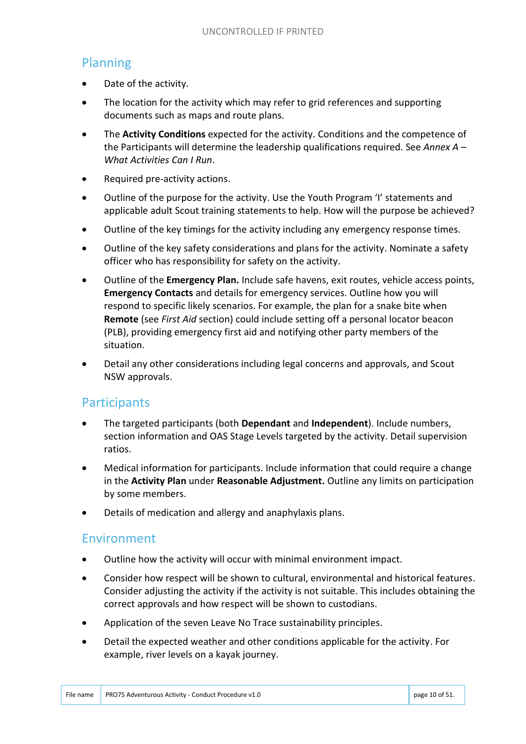## Planning

- Date of the activity.
- The location for the activity which may refer to grid references and supporting documents such as maps and route plans.
- The **Activity Conditions** expected for the activity. Conditions and the competence of the Participants will determine the leadership qualifications required. See *Annex A – What Activities Can I Run*.
- Required pre-activity actions.
- Outline of the purpose for the activity. Use the Youth Program 'I' statements and applicable adult Scout training statements to help. How will the purpose be achieved?
- Outline of the key timings for the activity including any emergency response times.
- Outline of the key safety considerations and plans for the activity. Nominate a safety officer who has responsibility for safety on the activity.
- Outline of the **Emergency Plan.** Include safe havens, exit routes, vehicle access points, **Emergency Contacts** and details for emergency services. Outline how you will respond to specific likely scenarios. For example, the plan for a snake bite when **Remote** (see *First Aid* section) could include setting off a personal locator beacon (PLB), providing emergency first aid and notifying other party members of the situation.
- Detail any other considerations including legal concerns and approvals, and Scout NSW approvals.

## Participants

- The targeted participants (both **Dependant** and **Independent**). Include numbers, section information and OAS Stage Levels targeted by the activity. Detail supervision ratios.
- Medical information for participants. Include information that could require a change in the **Activity Plan** under **Reasonable Adjustment.** Outline any limits on participation by some members.
- Details of medication and allergy and anaphylaxis plans.

## Environment

- Outline how the activity will occur with minimal environment impact.
- Consider how respect will be shown to cultural, environmental and historical features. Consider adjusting the activity if the activity is not suitable. This includes obtaining the correct approvals and how respect will be shown to custodians.
- Application of the seven Leave No Trace sustainability principles.
- Detail the expected weather and other conditions applicable for the activity. For example, river levels on a kayak journey.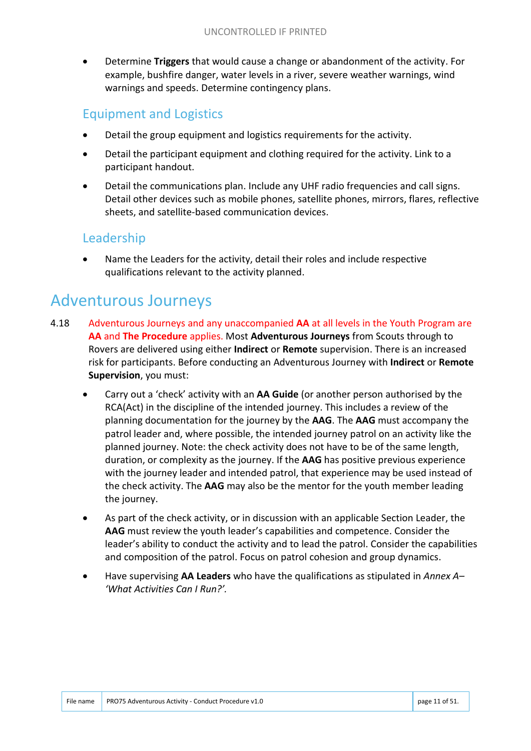- Determine **Triggers** that would cause a change or abandonment of the activity. For example, bushfire danger, water levels in a river, severe weather warnings, wind warnings and speeds. Determine contingency plans.

### Equipment and Logistics

- Detail the group equipment and logistics requirements for the activity.
- Detail the participant equipment and clothing required for the activity. Link to a participant handout.
- Detail the communications plan. Include any UHF radio frequencies and call signs. Detail other devices such as mobile phones, satellite phones, mirrors, flares, reflective sheets, and satellite-based communication devices.

### Leadership

- Name the Leaders for the activity, detail their roles and include respective qualifications relevant to the activity planned.

## Adventurous Journeys

4.18 Adventurous Journeys and any unaccompanied **AA** at all levels in the Youth Program are **AA** and **The Procedure** applies. Most **Adventurous Journeys** from Scouts through to Rovers are delivered using either **Indirect** or **Remote** supervision. There is an increased risk for participants. Before conducting an Adventurous Journey with **Indirect** or **Remote Supervision**, you must:

- Carry out a 'check' activity with an **AA Guide** (or another person authorised by the RCA(Act) in the discipline of the intended journey. This includes a review of the planning documentation for the journey by the **AAG**. The **AAG** must accompany the patrol leader and, where possible, the intended journey patrol on an activity like the planned journey. Note: the check activity does not have to be of the same length, duration, or complexity as the journey. If the **AAG** has positive previous experience with the journey leader and intended patrol, that experience may be used instead of the check activity. The **AAG** may also be the mentor for the youth member leading the journey.
- As part of the check activity, or in discussion with an applicable Section Leader, the **AAG** must review the youth leader's capabilities and competence. Consider the leader's ability to conduct the activity and to lead the patrol. Consider the capabilities and composition of the patrol. Focus on patrol cohesion and group dynamics.
- Have supervising **AA Leaders** who have the qualifications as stipulated in *Annex A– 'What Activities Can I Run?'.*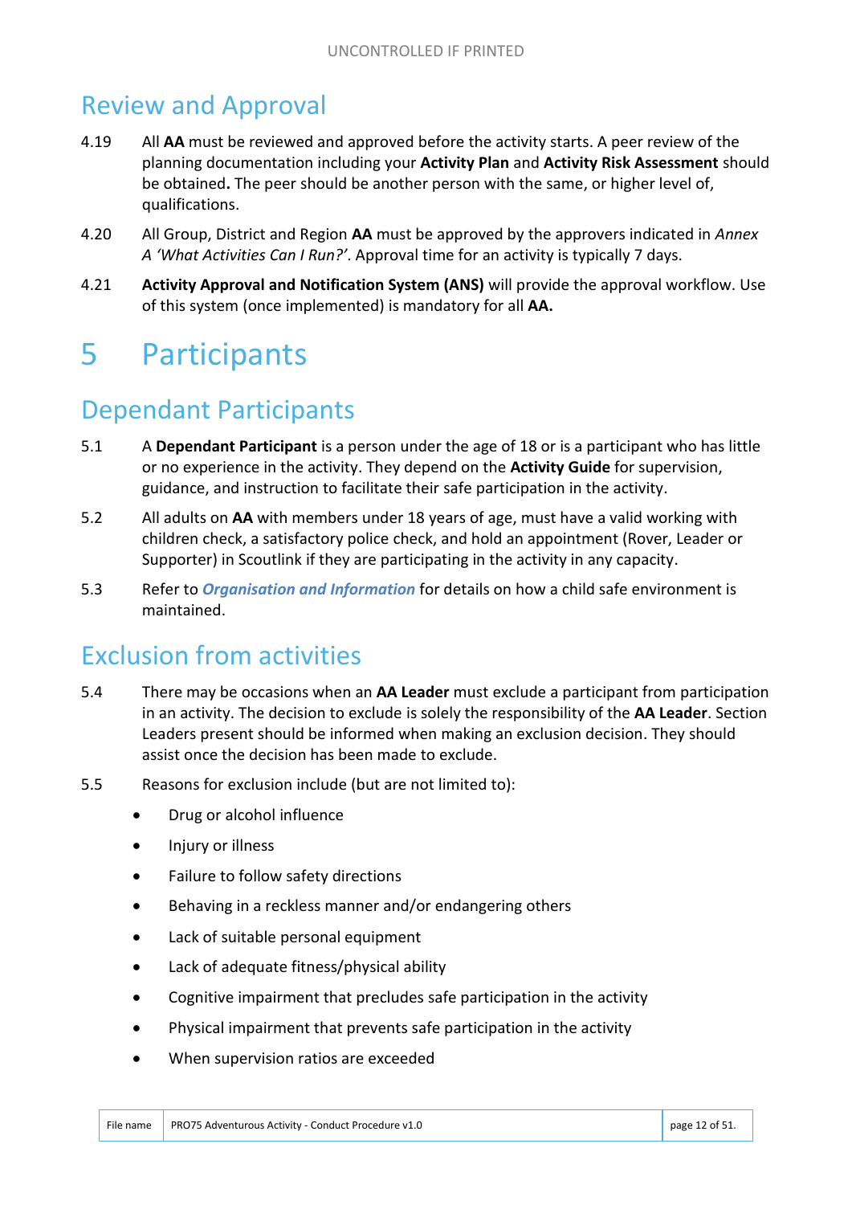## Review and Approval

4.19 All **AA** must be reviewed and approved before the activity starts. A peer review of the planning documentation including your **Activity Plan** and **Activity Risk Assessment** should be obtained**.** The peer should be another person with the same, or higher level of, qualifications.

4.20 All Group, District and Region **AA** must be approved by the approvers indicated in *Annex A 'What Activities Can I Run?'*. Approval time for an activity is typically 7 days.

4.21 **Activity Approval and Notification System (ANS)** will provide the approval workflow. Use of this system (once implemented) is mandatory for all **AA.**

# 5 Participants

## Dependant Participants

5.1 A **Dependant Participant** is a person under the age of 18 or is a participant who has little or no experience in the activity. They depend on the **Activity Guide** for supervision, guidance, and instruction to facilitate their safe participation in the activity.

5.2 All adults on **AA** with members under 18 years of age, must have a valid working with children check, a satisfactory police check, and hold an appointment (Rover, Leader or Supporter) in Scoutlink if they are participating in the activity in any capacity.

5.3 Refer to ***Organisation and Information*** for details on how a child safe environment is maintained.

## Exclusion from activities

5.4 There may be occasions when an **AA Leader** must exclude a participant from participation in an activity. The decision to exclude is solely the responsibility of the **AA Leader**. Section Leaders present should be informed when making an exclusion decision. They should assist once the decision has been made to exclude.

5.5 Reasons for exclusion include (but are not limited to):

- Drug or alcohol influence
- Injury or illness
- Failure to follow safety directions
- Behaving in a reckless manner and/or endangering others
- Lack of suitable personal equipment
- Lack of adequate fitness/physical ability
- Cognitive impairment that precludes safe participation in the activity
- Physical impairment that prevents safe participation in the activity
- When supervision ratios are exceeded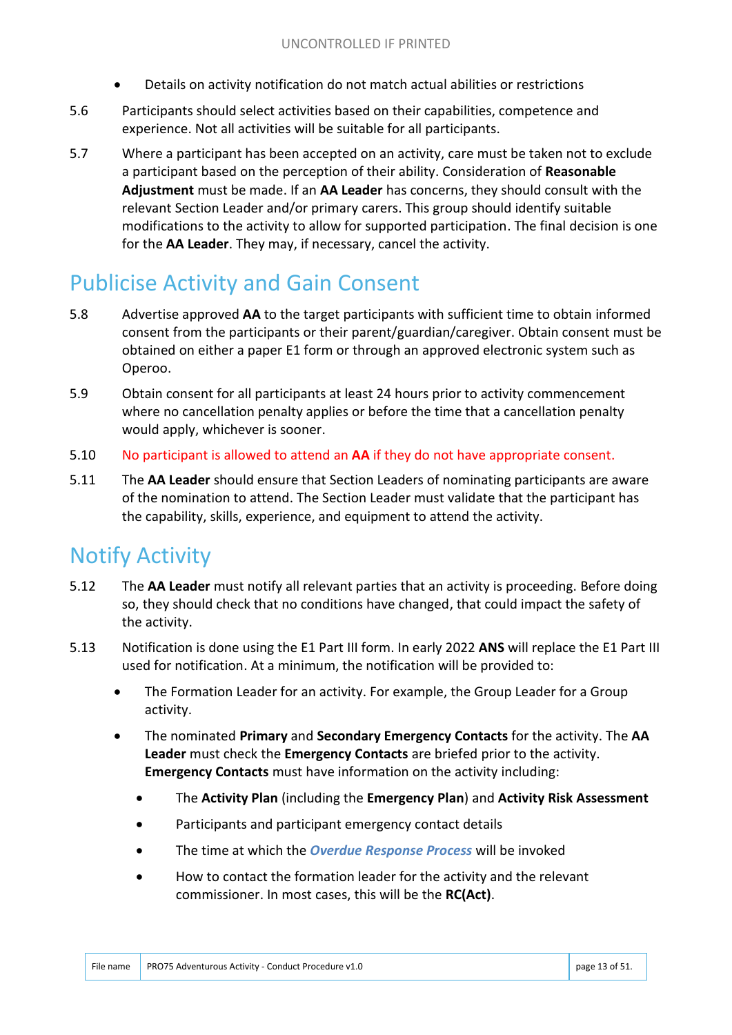- Details on activity notification do not match actual abilities or restrictions

5.6 Participants should select activities based on their capabilities, competence and experience. Not all activities will be suitable for all participants.

5.7 Where a participant has been accepted on an activity, care must be taken not to exclude a participant based on the perception of their ability. Consideration of **Reasonable Adjustment** must be made. If an **AA Leader** has concerns, they should consult with the relevant Section Leader and/or primary carers. This group should identify suitable modifications to the activity to allow for supported participation. The final decision is one for the **AA Leader**. They may, if necessary, cancel the activity.

## Publicise Activity and Gain Consent

5.8 Advertise approved **AA** to the target participants with sufficient time to obtain informed consent from the participants or their parent/guardian/caregiver. Obtain consent must be obtained on either a paper E1 form or through an approved electronic system such as Operoo.

5.9 Obtain consent for all participants at least 24 hours prior to activity commencement where no cancellation penalty applies or before the time that a cancellation penalty would apply, whichever is sooner.

5.10 No participant is allowed to attend an **AA** if they do not have appropriate consent.

5.11 The **AA Leader** should ensure that Section Leaders of nominating participants are aware of the nomination to attend. The Section Leader must validate that the participant has the capability, skills, experience, and equipment to attend the activity.

## Notify Activity

5.12 The **AA Leader** must notify all relevant parties that an activity is proceeding. Before doing so, they should check that no conditions have changed, that could impact the safety of the activity.

5.13 Notification is done using the E1 Part III form. In early 2022 **ANS** will replace the E1 Part III used for notification. At a minimum, the notification will be provided to:

- The Formation Leader for an activity. For example, the Group Leader for a Group activity.
- The nominated **Primary** and **Secondary Emergency Contacts** for the activity. The **AA Leader** must check the **Emergency Contacts** are briefed prior to the activity. **Emergency Contacts** must have information on the activity including:
  - The **Activity Plan** (including the **Emergency Plan**) and **Activity Risk Assessment**
  - Participants and participant emergency contact details
  - The time at which the ***Overdue Response Process*** will be invoked
  - How to contact the formation leader for the activity and the relevant commissioner. In most cases, this will be the **RC(Act)**.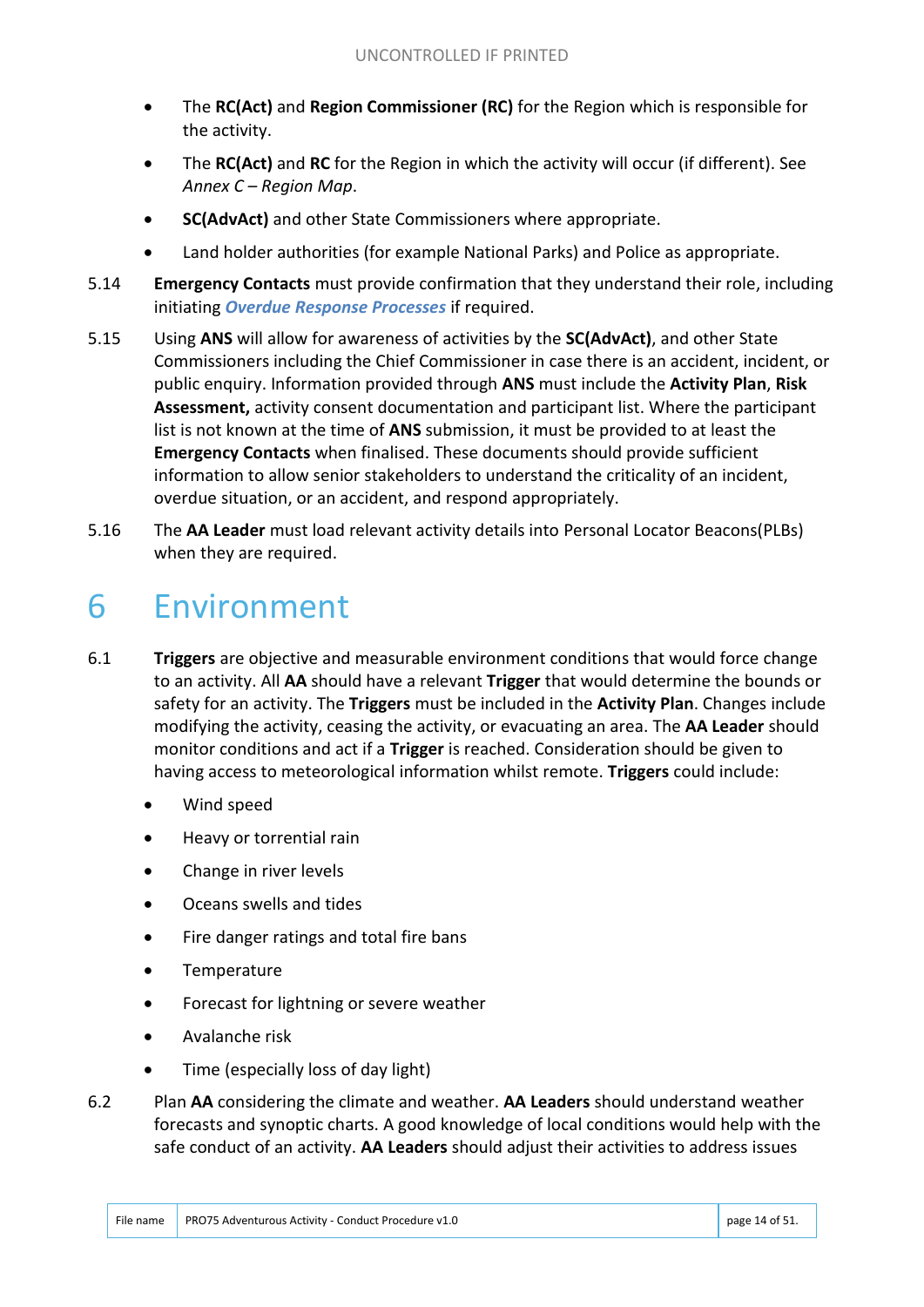- The **RC(Act)** and **Region Commissioner (RC)** for the Region which is responsible for the activity.
- The **RC(Act)** and **RC** for the Region in which the activity will occur (if different). See *Annex C – Region Map*.
- **SC(AdvAct)** and other State Commissioners where appropriate.
- Land holder authorities (for example National Parks) and Police as appropriate.

5.14 **Emergency Contacts** must provide confirmation that they understand their role, including initiating ***Overdue Response Processes*** if required.

5.15 Using **ANS** will allow for awareness of activities by the **SC(AdvAct)**, and other State Commissioners including the Chief Commissioner in case there is an accident, incident, or public enquiry. Information provided through **ANS** must include the **Activity Plan**, **Risk Assessment,** activity consent documentation and participant list. Where the participant list is not known at the time of **ANS** submission, it must be provided to at least the **Emergency Contacts** when finalised. These documents should provide sufficient information to allow senior stakeholders to understand the criticality of an incident, overdue situation, or an accident, and respond appropriately.

5.16 The **AA Leader** must load relevant activity details into Personal Locator Beacons(PLBs) when they are required.

# 6 Environment

6.1 **Triggers** are objective and measurable environment conditions that would force change to an activity. All **AA** should have a relevant **Trigger** that would determine the bounds or safety for an activity. The **Triggers** must be included in the **Activity Plan**. Changes include modifying the activity, ceasing the activity, or evacuating an area. The **AA Leader** should monitor conditions and act if a **Trigger** is reached. Consideration should be given to having access to meteorological information whilst remote. **Triggers** could include:

- Wind speed
- Heavy or torrential rain
- Change in river levels
- Oceans swells and tides
- Fire danger ratings and total fire bans
- Temperature
- Forecast for lightning or severe weather
- Avalanche risk
- Time (especially loss of day light)

6.2 Plan **AA** considering the climate and weather. **AA Leaders** should understand weather forecasts and synoptic charts. A good knowledge of local conditions would help with the safe conduct of an activity. **AA Leaders** should adjust their activities to address issues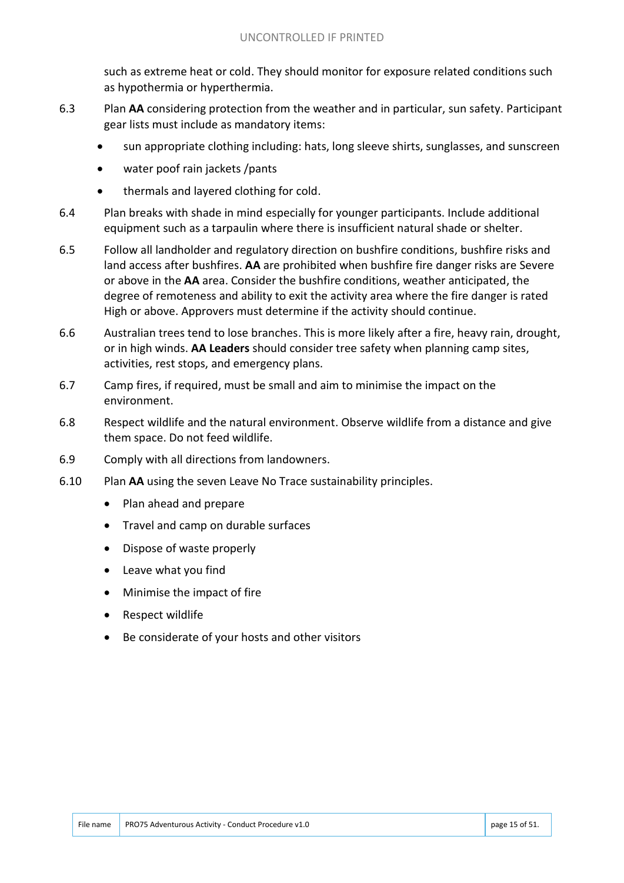such as extreme heat or cold. They should monitor for exposure related conditions such as hypothermia or hyperthermia.

6.3 Plan **AA** considering protection from the weather and in particular, sun safety. Participant gear lists must include as mandatory items:

- sun appropriate clothing including: hats, long sleeve shirts, sunglasses, and sunscreen
- water poof rain jackets /pants
- thermals and layered clothing for cold.

6.4 Plan breaks with shade in mind especially for younger participants. Include additional equipment such as a tarpaulin where there is insufficient natural shade or shelter.

6.5 Follow all landholder and regulatory direction on bushfire conditions, bushfire risks and land access after bushfires. **AA** are prohibited when bushfire fire danger risks are Severe or above in the **AA** area. Consider the bushfire conditions, weather anticipated, the degree of remoteness and ability to exit the activity area where the fire danger is rated High or above. Approvers must determine if the activity should continue.

6.6 Australian trees tend to lose branches. This is more likely after a fire, heavy rain, drought, or in high winds. **AA Leaders** should consider tree safety when planning camp sites, activities, rest stops, and emergency plans.

6.7 Camp fires, if required, must be small and aim to minimise the impact on the environment.

6.8 Respect wildlife and the natural environment. Observe wildlife from a distance and give them space. Do not feed wildlife.

6.9 Comply with all directions from landowners.

6.10 Plan **AA** using the seven Leave No Trace sustainability principles.

- Plan ahead and prepare
- Travel and camp on durable surfaces
- Dispose of waste properly
- Leave what you find
- Minimise the impact of fire
- Respect wildlife
- Be considerate of your hosts and other visitors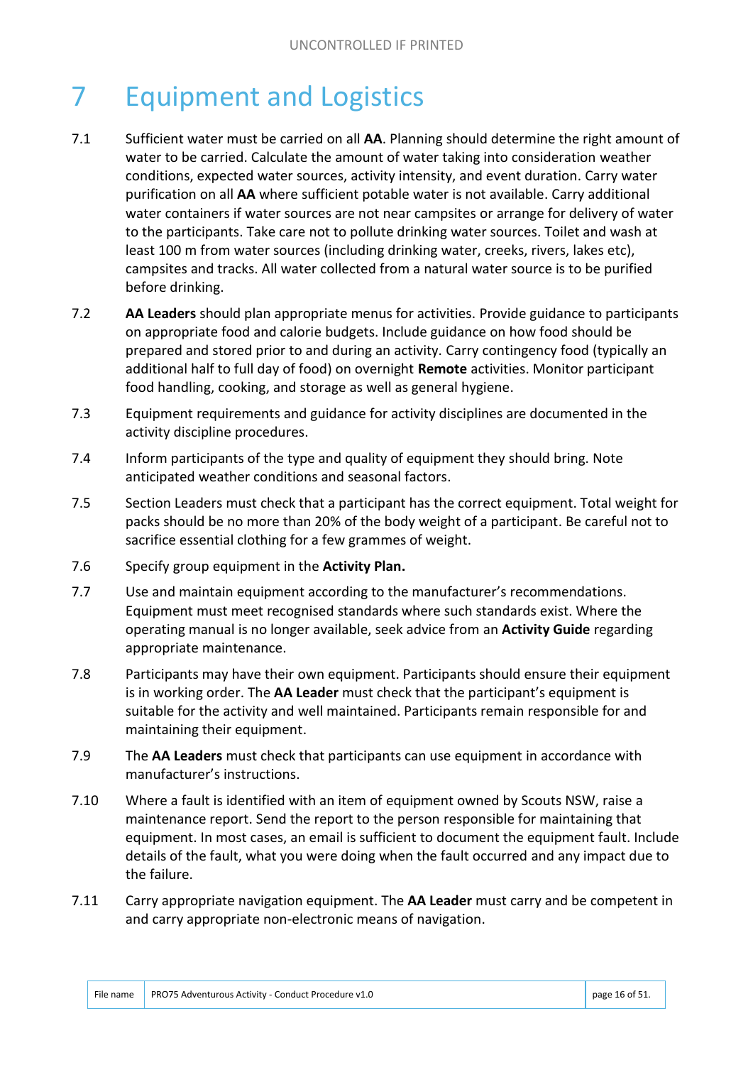# 7 Equipment and Logistics

7.1 Sufficient water must be carried on all **AA**. Planning should determine the right amount of water to be carried. Calculate the amount of water taking into consideration weather conditions, expected water sources, activity intensity, and event duration. Carry water purification on all **AA** where sufficient potable water is not available. Carry additional water containers if water sources are not near campsites or arrange for delivery of water to the participants. Take care not to pollute drinking water sources. Toilet and wash at least 100 m from water sources (including drinking water, creeks, rivers, lakes etc), campsites and tracks. All water collected from a natural water source is to be purified before drinking.

7.2 **AA Leaders** should plan appropriate menus for activities. Provide guidance to participants on appropriate food and calorie budgets. Include guidance on how food should be prepared and stored prior to and during an activity. Carry contingency food (typically an additional half to full day of food) on overnight **Remote** activities. Monitor participant food handling, cooking, and storage as well as general hygiene.

7.3 Equipment requirements and guidance for activity disciplines are documented in the activity discipline procedures.

7.4 Inform participants of the type and quality of equipment they should bring. Note anticipated weather conditions and seasonal factors.

7.5 Section Leaders must check that a participant has the correct equipment. Total weight for packs should be no more than 20% of the body weight of a participant. Be careful not to sacrifice essential clothing for a few grammes of weight.

7.6 Specify group equipment in the **Activity Plan.**

7.7 Use and maintain equipment according to the manufacturer's recommendations. Equipment must meet recognised standards where such standards exist. Where the operating manual is no longer available, seek advice from an **Activity Guide** regarding appropriate maintenance.

7.8 Participants may have their own equipment. Participants should ensure their equipment is in working order. The **AA Leader** must check that the participant's equipment is suitable for the activity and well maintained. Participants remain responsible for and maintaining their equipment.

7.9 The **AA Leaders** must check that participants can use equipment in accordance with manufacturer's instructions.

7.10 Where a fault is identified with an item of equipment owned by Scouts NSW, raise a maintenance report. Send the report to the person responsible for maintaining that equipment. In most cases, an email is sufficient to document the equipment fault. Include details of the fault, what you were doing when the fault occurred and any impact due to the failure.

7.11 Carry appropriate navigation equipment. The **AA Leader** must carry and be competent in and carry appropriate non-electronic means of navigation.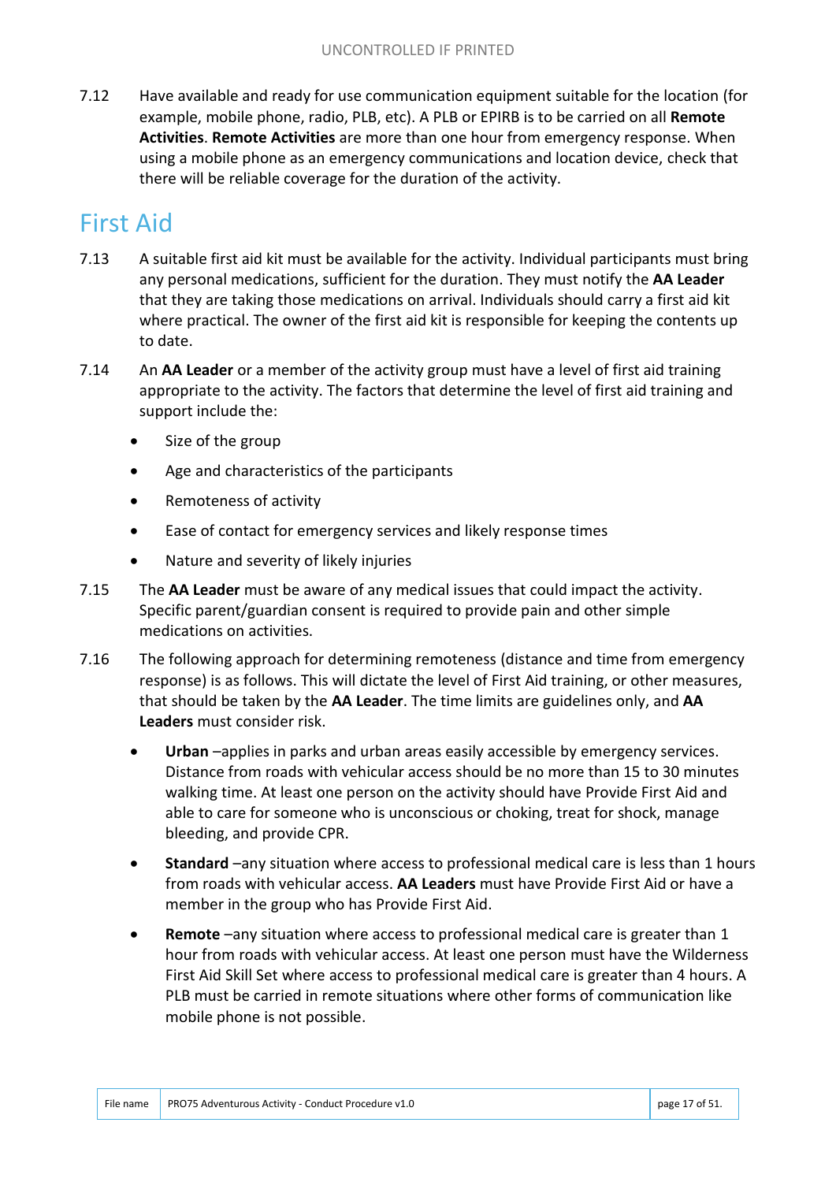7.12 Have available and ready for use communication equipment suitable for the location (for example, mobile phone, radio, PLB, etc). A PLB or EPIRB is to be carried on all **Remote Activities**. **Remote Activities** are more than one hour from emergency response. When using a mobile phone as an emergency communications and location device, check that there will be reliable coverage for the duration of the activity.

## First Aid

7.13 A suitable first aid kit must be available for the activity. Individual participants must bring any personal medications, sufficient for the duration. They must notify the **AA Leader** that they are taking those medications on arrival. Individuals should carry a first aid kit where practical. The owner of the first aid kit is responsible for keeping the contents up to date.

7.14 An **AA Leader** or a member of the activity group must have a level of first aid training appropriate to the activity. The factors that determine the level of first aid training and support include the:

- Size of the group
- Age and characteristics of the participants
- Remoteness of activity
- Ease of contact for emergency services and likely response times
- Nature and severity of likely injuries

7.15 The **AA Leader** must be aware of any medical issues that could impact the activity. Specific parent/guardian consent is required to provide pain and other simple medications on activities.

7.16 The following approach for determining remoteness (distance and time from emergency response) is as follows. This will dictate the level of First Aid training, or other measures, that should be taken by the **AA Leader**. The time limits are guidelines only, and **AA Leaders** must consider risk.

- **Urban** –applies in parks and urban areas easily accessible by emergency services. Distance from roads with vehicular access should be no more than 15 to 30 minutes walking time. At least one person on the activity should have Provide First Aid and able to care for someone who is unconscious or choking, treat for shock, manage bleeding, and provide CPR.
- **Standard** –any situation where access to professional medical care is less than 1 hours from roads with vehicular access. **AA Leaders** must have Provide First Aid or have a member in the group who has Provide First Aid.
- **Remote** –any situation where access to professional medical care is greater than 1 hour from roads with vehicular access. At least one person must have the Wilderness First Aid Skill Set where access to professional medical care is greater than 4 hours. A PLB must be carried in remote situations where other forms of communication like mobile phone is not possible.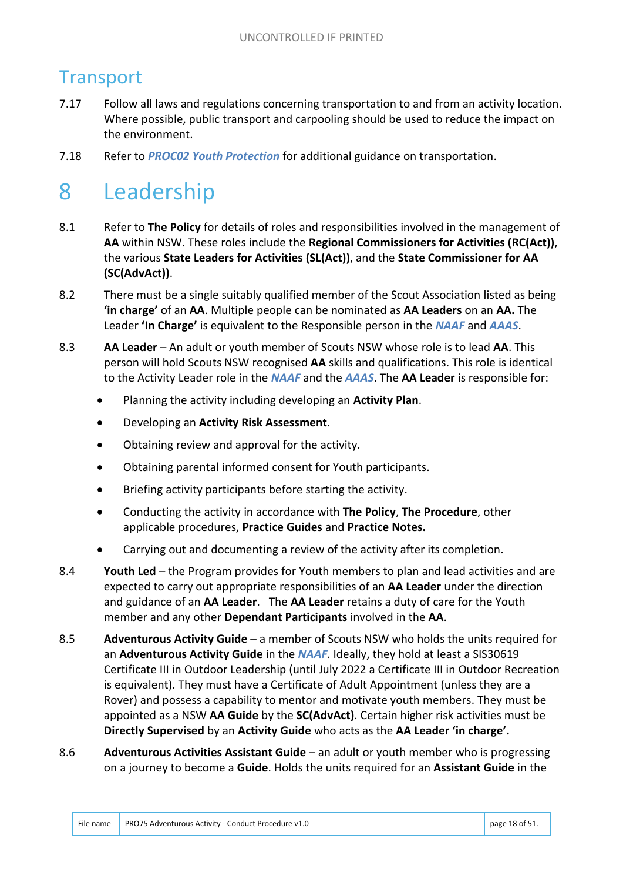## Transport

7.17 Follow all laws and regulations concerning transportation to and from an activity location. Where possible, public transport and carpooling should be used to reduce the impact on the environment.

7.18 Refer to ***PROC02 Youth Protection*** for additional guidance on transportation.

# 8 Leadership

8.1 Refer to **The Policy** for details of roles and responsibilities involved in the management of **AA** within NSW. These roles include the **Regional Commissioners for Activities (RC(Act))**, the various **State Leaders for Activities (SL(Act))**, and the **State Commissioner for AA (SC(AdvAct))**.

8.2 There must be a single suitably qualified member of the Scout Association listed as being **'in charge'** of an **AA**. Multiple people can be nominated as **AA Leaders** on an **AA.** The Leader **'In Charge'** is equivalent to the Responsible person in the ***NAAF*** and ***AAAS***.

8.3 **AA Leader** – An adult or youth member of Scouts NSW whose role is to lead **AA**. This person will hold Scouts NSW recognised **AA** skills and qualifications. This role is identical to the Activity Leader role in the ***NAAF*** and the ***AAAS***. The **AA Leader** is responsible for:

- Planning the activity including developing an **Activity Plan**.
- Developing an **Activity Risk Assessment**.
- Obtaining review and approval for the activity.
- Obtaining parental informed consent for Youth participants.
- Briefing activity participants before starting the activity.
- Conducting the activity in accordance with **The Policy**, **The Procedure**, other applicable procedures, **Practice Guides** and **Practice Notes.**
- Carrying out and documenting a review of the activity after its completion.

8.4 **Youth Led** – the Program provides for Youth members to plan and lead activities and are expected to carry out appropriate responsibilities of an **AA Leader** under the direction and guidance of an **AA Leader**. The **AA Leader** retains a duty of care for the Youth member and any other **Dependant Participants** involved in the **AA**.

8.5 **Adventurous Activity Guide** – a member of Scouts NSW who holds the units required for an **Adventurous Activity Guide** in the ***NAAF***. Ideally, they hold at least a SIS30619 Certificate III in Outdoor Leadership (until July 2022 a Certificate III in Outdoor Recreation is equivalent). They must have a Certificate of Adult Appointment (unless they are a Rover) and possess a capability to mentor and motivate youth members. They must be appointed as a NSW **AA Guide** by the **SC(AdvAct)**. Certain higher risk activities must be **Directly Supervised** by an **Activity Guide** who acts as the **AA Leader 'in charge'.**

8.6 **Adventurous Activities Assistant Guide** – an adult or youth member who is progressing on a journey to become a **Guide**. Holds the units required for an **Assistant Guide** in the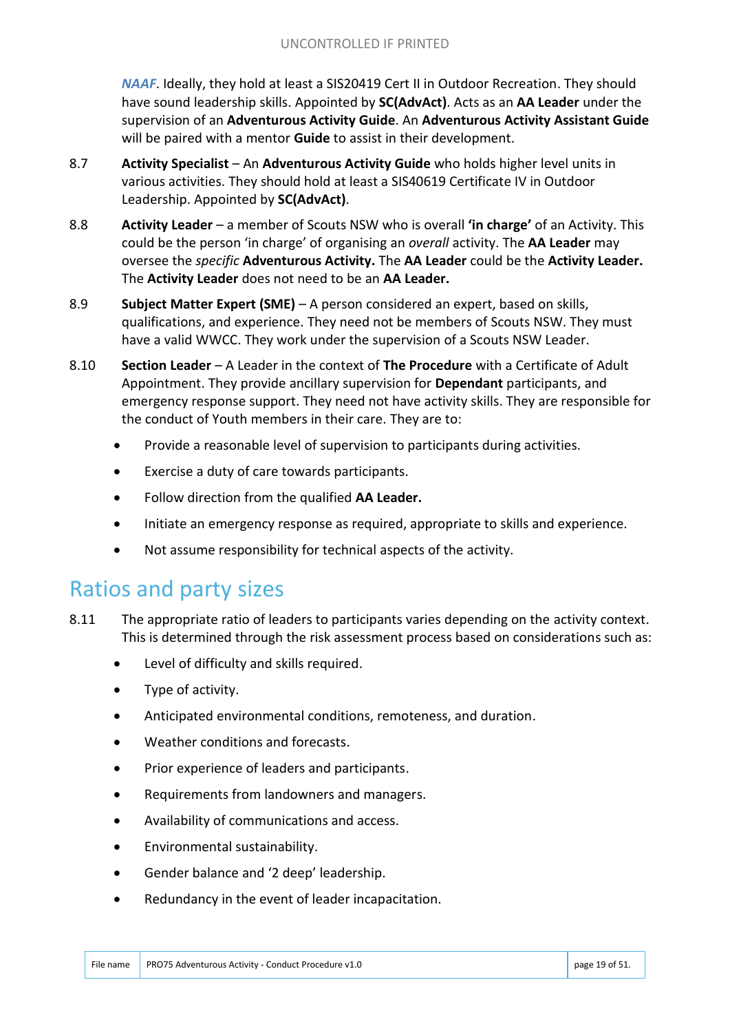***NAAF***. Ideally, they hold at least a SIS20419 Cert II in Outdoor Recreation. They should have sound leadership skills. Appointed by **SC(AdvAct)**. Acts as an **AA Leader** under the supervision of an **Adventurous Activity Guide**. An **Adventurous Activity Assistant Guide** will be paired with a mentor **Guide** to assist in their development.

8.7 **Activity Specialist** – An **Adventurous Activity Guide** who holds higher level units in various activities. They should hold at least a SIS40619 Certificate IV in Outdoor Leadership. Appointed by **SC(AdvAct)**.

8.8 **Activity Leader** – a member of Scouts NSW who is overall **'in charge'** of an Activity. This could be the person 'in charge' of organising an *overall* activity. The **AA Leader** may oversee the *specific* **Adventurous Activity.** The **AA Leader** could be the **Activity Leader.** The **Activity Leader** does not need to be an **AA Leader.**

8.9 **Subject Matter Expert (SME)** – A person considered an expert, based on skills, qualifications, and experience. They need not be members of Scouts NSW. They must have a valid WWCC. They work under the supervision of a Scouts NSW Leader.

8.10 **Section Leader** – A Leader in the context of **The Procedure** with a Certificate of Adult Appointment. They provide ancillary supervision for **Dependant** participants, and emergency response support. They need not have activity skills. They are responsible for the conduct of Youth members in their care. They are to:

- Provide a reasonable level of supervision to participants during activities.
- Exercise a duty of care towards participants.
- Follow direction from the qualified **AA Leader.**
- Initiate an emergency response as required, appropriate to skills and experience.
- Not assume responsibility for technical aspects of the activity.

## Ratios and party sizes

8.11 The appropriate ratio of leaders to participants varies depending on the activity context. This is determined through the risk assessment process based on considerations such as:

- Level of difficulty and skills required.
- Type of activity.
- Anticipated environmental conditions, remoteness, and duration.
- Weather conditions and forecasts.
- Prior experience of leaders and participants.
- Requirements from landowners and managers.
- Availability of communications and access.
- Environmental sustainability.
- Gender balance and '2 deep' leadership.
- Redundancy in the event of leader incapacitation.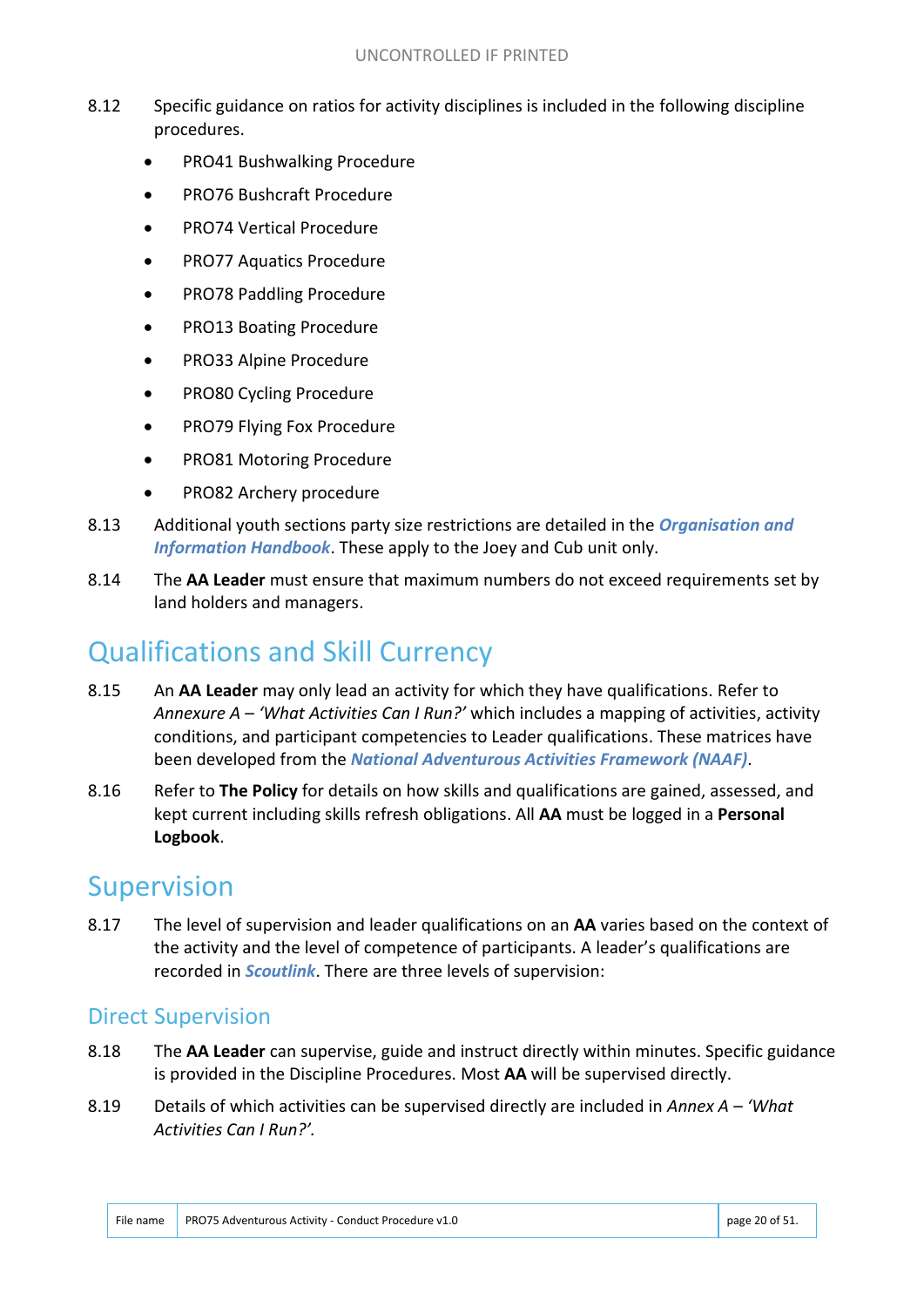8.12 Specific guidance on ratios for activity disciplines is included in the following discipline procedures.

- PRO41 Bushwalking Procedure
- PRO76 Bushcraft Procedure
- PRO74 Vertical Procedure
- PRO77 Aquatics Procedure
- PRO78 Paddling Procedure
- PRO13 Boating Procedure
- PRO33 Alpine Procedure
- PRO80 Cycling Procedure
- PRO79 Flying Fox Procedure
- PRO81 Motoring Procedure
- PRO82 Archery procedure

8.13 Additional youth sections party size restrictions are detailed in the ***Organisation and Information Handbook***. These apply to the Joey and Cub unit only.

8.14 The **AA Leader** must ensure that maximum numbers do not exceed requirements set by land holders and managers.

## Qualifications and Skill Currency

8.15 An **AA Leader** may only lead an activity for which they have qualifications. Refer to *Annexure A – 'What Activities Can I Run?'* which includes a mapping of activities, activity conditions, and participant competencies to Leader qualifications. These matrices have been developed from the ***National Adventurous Activities Framework (NAAF)***.

8.16 Refer to **The Policy** for details on how skills and qualifications are gained, assessed, and kept current including skills refresh obligations. All **AA** must be logged in a **Personal Logbook**.

## Supervision

8.17 The level of supervision and leader qualifications on an **AA** varies based on the context of the activity and the level of competence of participants. A leader's qualifications are recorded in ***Scoutlink***. There are three levels of supervision:

### Direct Supervision

8.18 The **AA Leader** can supervise, guide and instruct directly within minutes. Specific guidance is provided in the Discipline Procedures. Most **AA** will be supervised directly.

8.19 Details of which activities can be supervised directly are included in *Annex A – 'What Activities Can I Run?'*.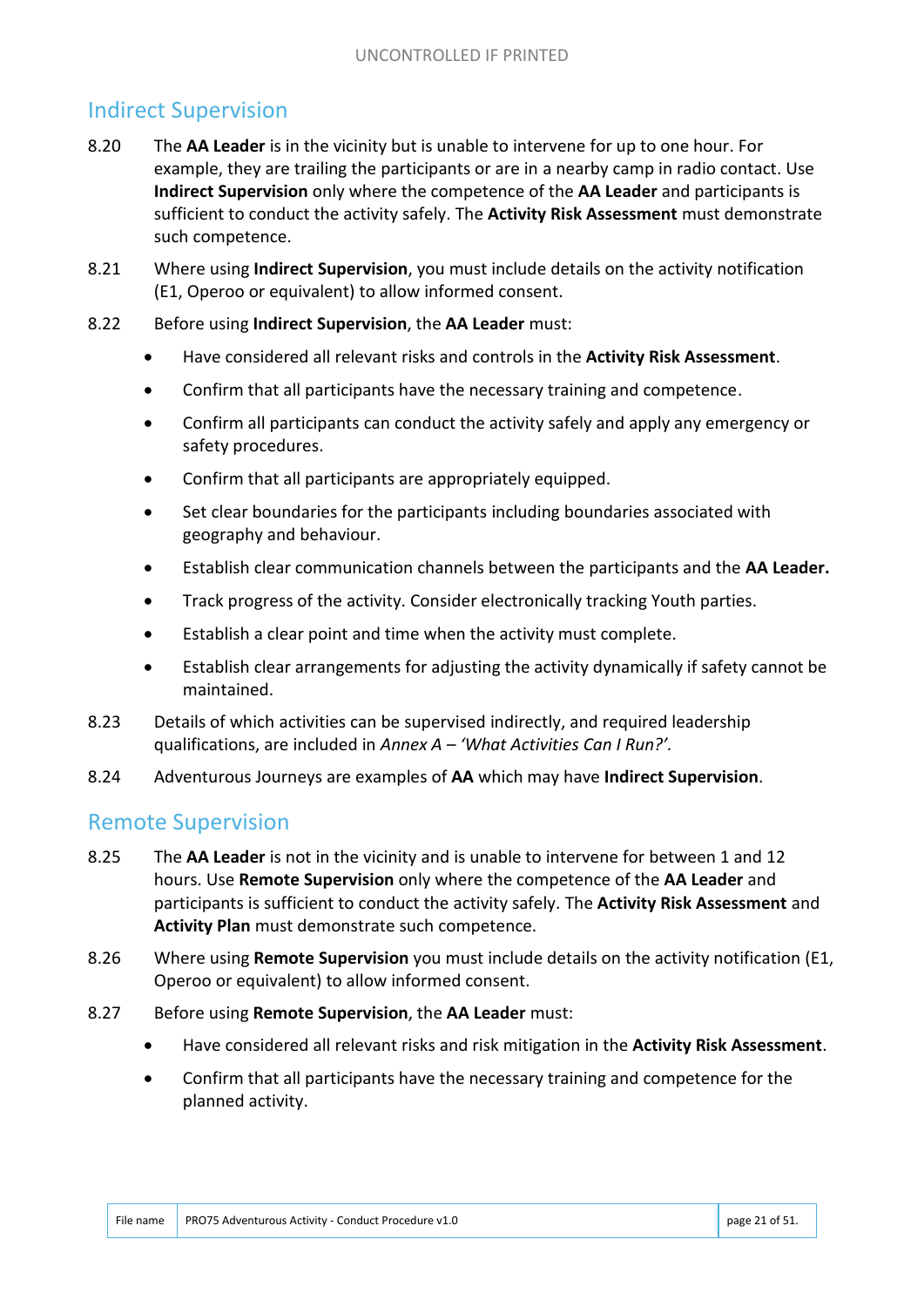## Indirect Supervision

8.20 The **AA Leader** is in the vicinity but is unable to intervene for up to one hour. For example, they are trailing the participants or are in a nearby camp in radio contact. Use **Indirect Supervision** only where the competence of the **AA Leader** and participants is sufficient to conduct the activity safely. The **Activity Risk Assessment** must demonstrate such competence.

8.21 Where using **Indirect Supervision**, you must include details on the activity notification (E1, Operoo or equivalent) to allow informed consent.

8.22 Before using **Indirect Supervision**, the **AA Leader** must:

- Have considered all relevant risks and controls in the **Activity Risk Assessment**.
- Confirm that all participants have the necessary training and competence.
- Confirm all participants can conduct the activity safely and apply any emergency or safety procedures.
- Confirm that all participants are appropriately equipped.
- Set clear boundaries for the participants including boundaries associated with geography and behaviour.
- Establish clear communication channels between the participants and the **AA Leader.**
- Track progress of the activity. Consider electronically tracking Youth parties.
- Establish a clear point and time when the activity must complete.
- Establish clear arrangements for adjusting the activity dynamically if safety cannot be maintained.

8.23 Details of which activities can be supervised indirectly, and required leadership qualifications, are included in *Annex A – 'What Activities Can I Run?'*.

8.24 Adventurous Journeys are examples of **AA** which may have **Indirect Supervision**.

## Remote Supervision

8.25 The **AA Leader** is not in the vicinity and is unable to intervene for between 1 and 12 hours. Use **Remote Supervision** only where the competence of the **AA Leader** and participants is sufficient to conduct the activity safely. The **Activity Risk Assessment** and **Activity Plan** must demonstrate such competence.

8.26 Where using **Remote Supervision** you must include details on the activity notification (E1, Operoo or equivalent) to allow informed consent.

8.27 Before using **Remote Supervision**, the **AA Leader** must:

- Have considered all relevant risks and risk mitigation in the **Activity Risk Assessment**.
- Confirm that all participants have the necessary training and competence for the planned activity.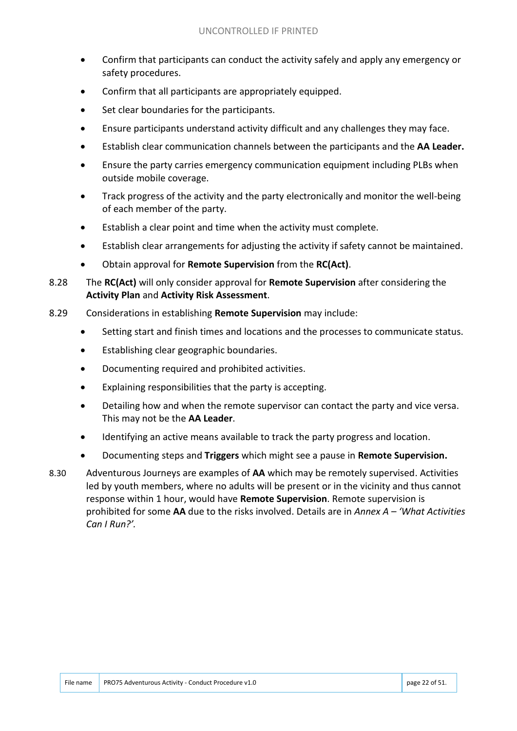- Confirm that participants can conduct the activity safely and apply any emergency or safety procedures.
- Confirm that all participants are appropriately equipped.
- Set clear boundaries for the participants.
- Ensure participants understand activity difficult and any challenges they may face.
- Establish clear communication channels between the participants and the **AA Leader.**
- Ensure the party carries emergency communication equipment including PLBs when outside mobile coverage.
- Track progress of the activity and the party electronically and monitor the well-being of each member of the party.
- Establish a clear point and time when the activity must complete.
- Establish clear arrangements for adjusting the activity if safety cannot be maintained.
- Obtain approval for **Remote Supervision** from the **RC(Act)**.

8.28 The **RC(Act)** will only consider approval for **Remote Supervision** after considering the **Activity Plan** and **Activity Risk Assessment**.

8.29 Considerations in establishing **Remote Supervision** may include:

- Setting start and finish times and locations and the processes to communicate status.
- Establishing clear geographic boundaries.
- Documenting required and prohibited activities.
- Explaining responsibilities that the party is accepting.
- Detailing how and when the remote supervisor can contact the party and vice versa. This may not be the **AA Leader**.
- Identifying an active means available to track the party progress and location.
- Documenting steps and **Triggers** which might see a pause in **Remote Supervision.**

8.30 Adventurous Journeys are examples of **AA** which may be remotely supervised. Activities led by youth members, where no adults will be present or in the vicinity and thus cannot response within 1 hour, would have **Remote Supervision**. Remote supervision is prohibited for some **AA** due to the risks involved. Details are in *Annex A – 'What Activities Can I Run?'.*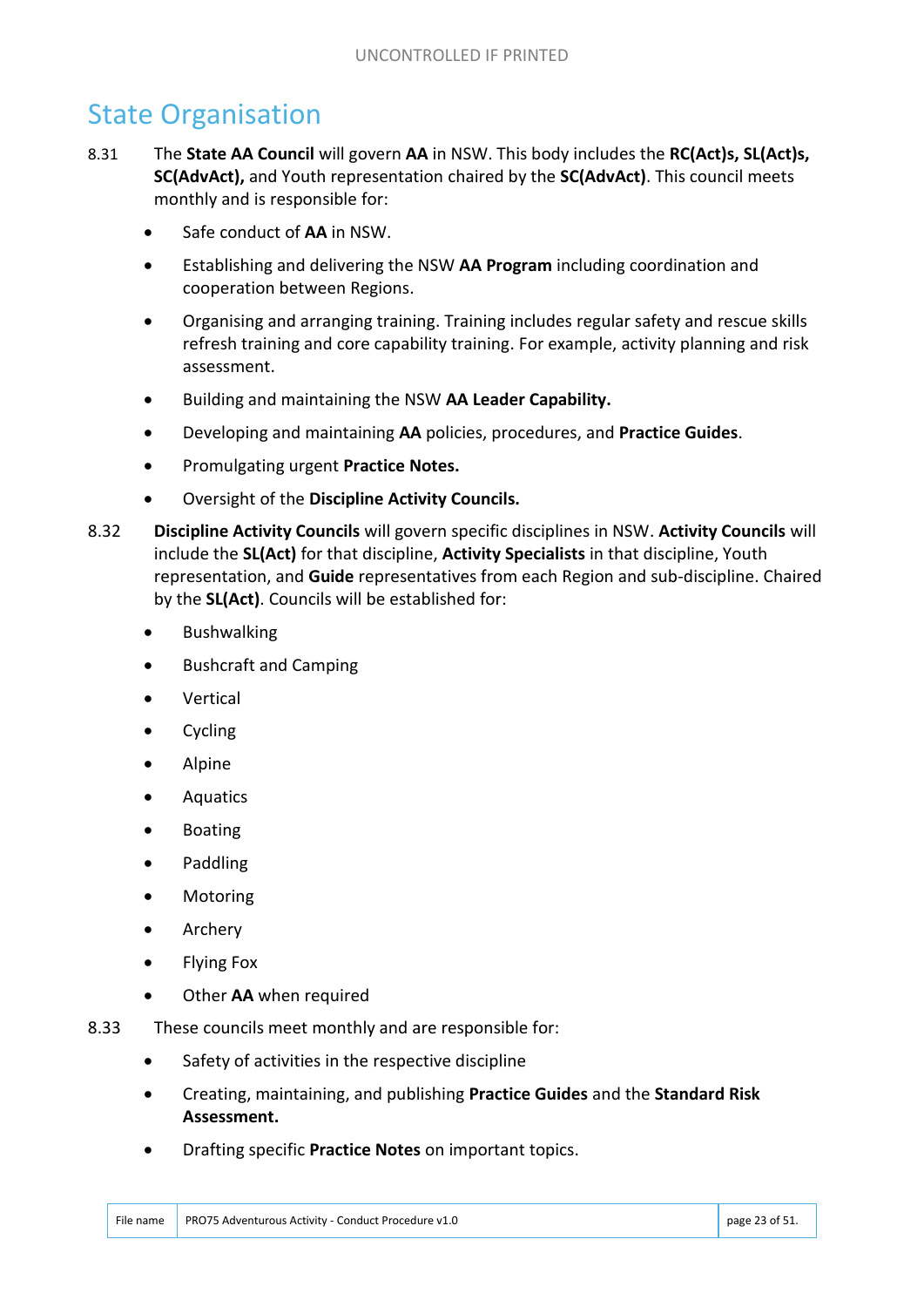# State Organisation

8.31 The **State AA Council** will govern **AA** in NSW. This body includes the **RC(Act)s, SL(Act)s, SC(AdvAct),** and Youth representation chaired by the **SC(AdvAct)**. This council meets monthly and is responsible for:

- Safe conduct of **AA** in NSW.
- Establishing and delivering the NSW **AA Program** including coordination and cooperation between Regions.
- Organising and arranging training. Training includes regular safety and rescue skills refresh training and core capability training. For example, activity planning and risk assessment.
- Building and maintaining the NSW **AA Leader Capability.**
- Developing and maintaining **AA** policies, procedures, and **Practice Guides**.
- Promulgating urgent **Practice Notes.**
- Oversight of the **Discipline Activity Councils.**

8.32 **Discipline Activity Councils** will govern specific disciplines in NSW. **Activity Councils** will include the **SL(Act)** for that discipline, **Activity Specialists** in that discipline, Youth representation, and **Guide** representatives from each Region and sub-discipline. Chaired by the **SL(Act)**. Councils will be established for:

- Bushwalking
- Bushcraft and Camping
- Vertical
- Cycling
- Alpine
- Aquatics
- Boating
- Paddling
- Motoring
- Archery
- Flying Fox
- Other **AA** when required

8.33 These councils meet monthly and are responsible for:

- Safety of activities in the respective discipline
- Creating, maintaining, and publishing **Practice Guides** and the **Standard Risk Assessment.**
- Drafting specific **Practice Notes** on important topics.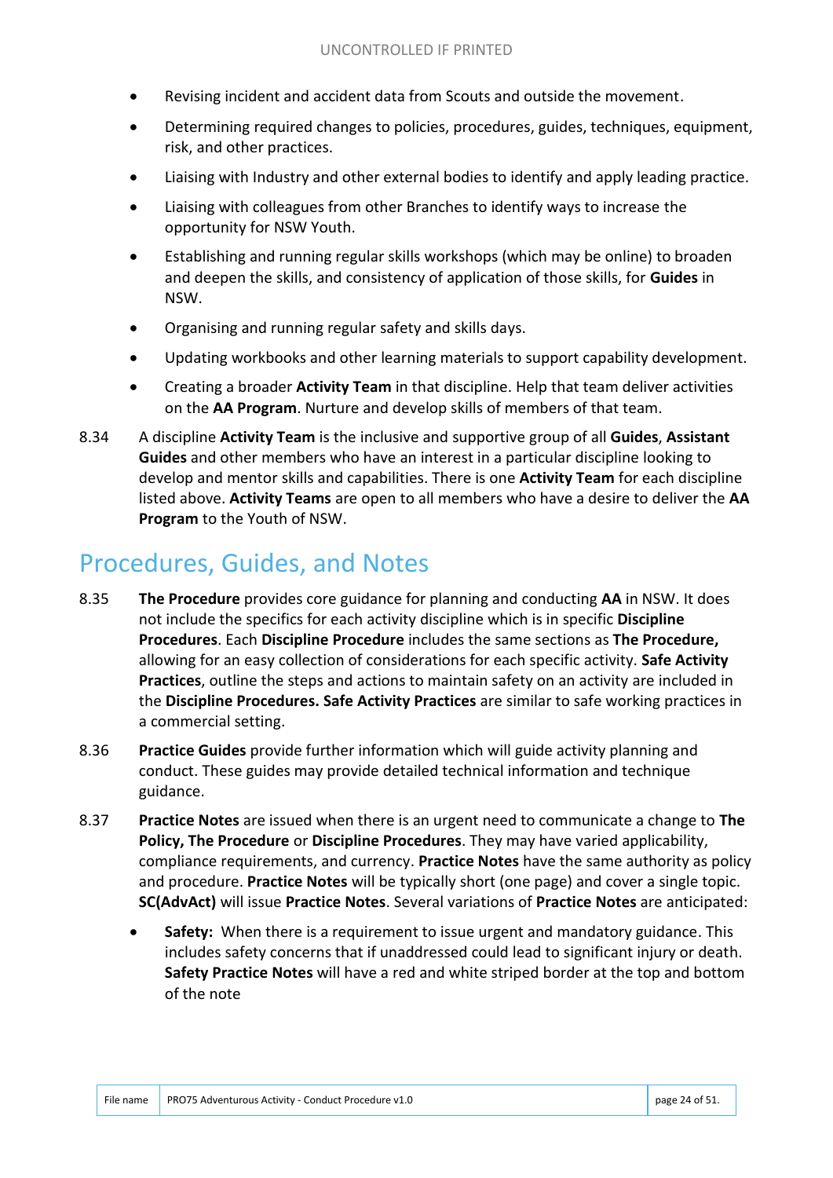- Revising incident and accident data from Scouts and outside the movement.
- Determining required changes to policies, procedures, guides, techniques, equipment, risk, and other practices.
- Liaising with Industry and other external bodies to identify and apply leading practice.
- Liaising with colleagues from other Branches to identify ways to increase the opportunity for NSW Youth.
- Establishing and running regular skills workshops (which may be online) to broaden and deepen the skills, and consistency of application of those skills, for **Guides** in NSW.
- Organising and running regular safety and skills days.
- Updating workbooks and other learning materials to support capability development.
- Creating a broader **Activity Team** in that discipline. Help that team deliver activities on the **AA Program**. Nurture and develop skills of members of that team.

8.34 A discipline **Activity Team** is the inclusive and supportive group of all **Guides**, **Assistant Guides** and other members who have an interest in a particular discipline looking to develop and mentor skills and capabilities. There is one **Activity Team** for each discipline listed above. **Activity Teams** are open to all members who have a desire to deliver the **AA Program** to the Youth of NSW.

## Procedures, Guides, and Notes

8.35 **The Procedure** provides core guidance for planning and conducting **AA** in NSW. It does not include the specifics for each activity discipline which is in specific **Discipline Procedures**. Each **Discipline Procedure** includes the same sections as **The Procedure,** allowing for an easy collection of considerations for each specific activity. **Safe Activity Practices**, outline the steps and actions to maintain safety on an activity are included in the **Discipline Procedures. Safe Activity Practices** are similar to safe working practices in a commercial setting.

8.36 **Practice Guides** provide further information which will guide activity planning and conduct. These guides may provide detailed technical information and technique guidance.

8.37 **Practice Notes** are issued when there is an urgent need to communicate a change to **The Policy, The Procedure** or **Discipline Procedures**. They may have varied applicability, compliance requirements, and currency. **Practice Notes** have the same authority as policy and procedure. **Practice Notes** will be typically short (one page) and cover a single topic. **SC(AdvAct)** will issue **Practice Notes**. Several variations of **Practice Notes** are anticipated:

- **Safety:** When there is a requirement to issue urgent and mandatory guidance. This includes safety concerns that if unaddressed could lead to significant injury or death. **Safety Practice Notes** will have a red and white striped border at the top and bottom of the note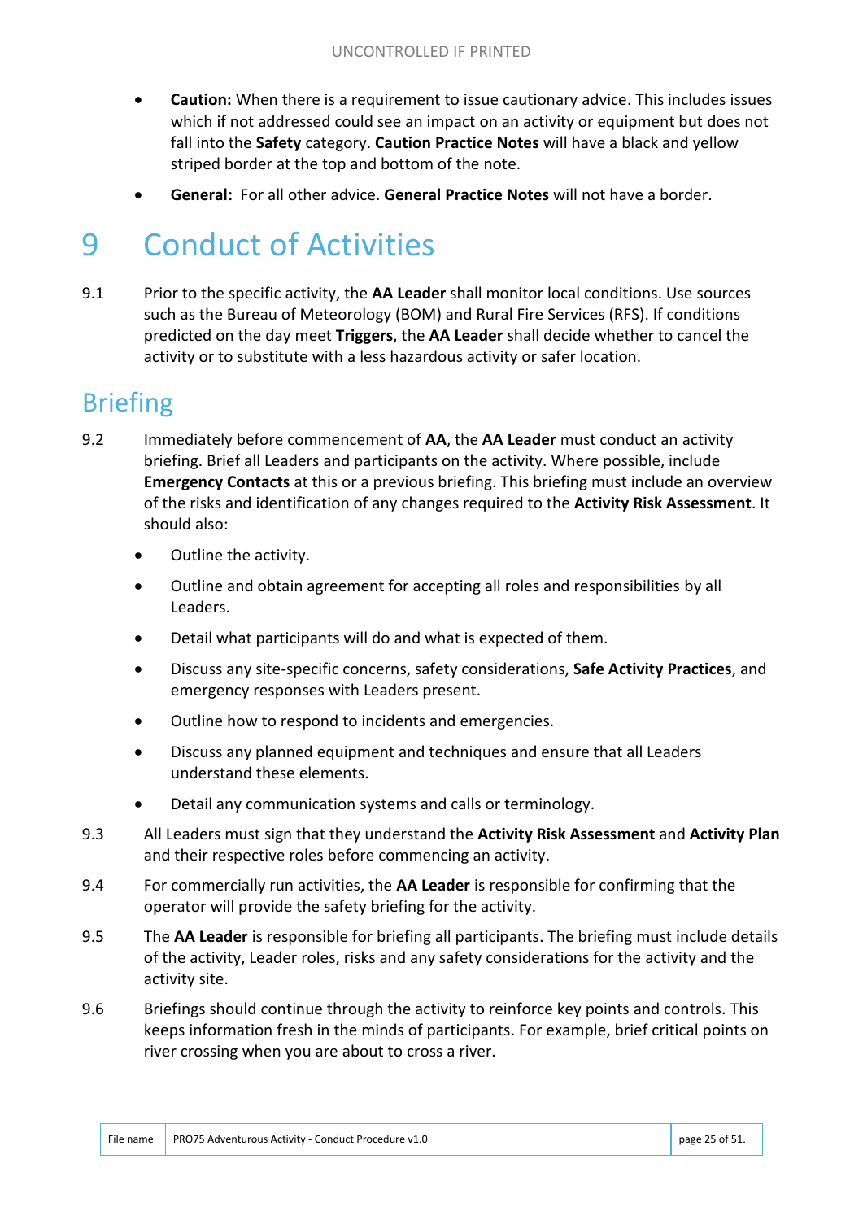- **Caution:** When there is a requirement to issue cautionary advice. This includes issues which if not addressed could see an impact on an activity or equipment but does not fall into the **Safety** category. **Caution Practice Notes** will have a black and yellow striped border at the top and bottom of the note.
- **General:** For all other advice. **General Practice Notes** will not have a border.

# 9 Conduct of Activities

9.1 Prior to the specific activity, the **AA Leader** shall monitor local conditions. Use sources such as the Bureau of Meteorology (BOM) and Rural Fire Services (RFS). If conditions predicted on the day meet **Triggers**, the **AA Leader** shall decide whether to cancel the activity or to substitute with a less hazardous activity or safer location.

## Briefing

9.2 Immediately before commencement of **AA**, the **AA Leader** must conduct an activity briefing. Brief all Leaders and participants on the activity. Where possible, include **Emergency Contacts** at this or a previous briefing. This briefing must include an overview of the risks and identification of any changes required to the **Activity Risk Assessment**. It should also:

- Outline the activity.
- Outline and obtain agreement for accepting all roles and responsibilities by all Leaders.
- Detail what participants will do and what is expected of them.
- Discuss any site-specific concerns, safety considerations, **Safe Activity Practices**, and emergency responses with Leaders present.
- Outline how to respond to incidents and emergencies.
- Discuss any planned equipment and techniques and ensure that all Leaders understand these elements.
- Detail any communication systems and calls or terminology.

9.3 All Leaders must sign that they understand the **Activity Risk Assessment** and **Activity Plan** and their respective roles before commencing an activity.

9.4 For commercially run activities, the **AA Leader** is responsible for confirming that the operator will provide the safety briefing for the activity.

9.5 The **AA Leader** is responsible for briefing all participants. The briefing must include details of the activity, Leader roles, risks and any safety considerations for the activity and the activity site.

9.6 Briefings should continue through the activity to reinforce key points and controls. This keeps information fresh in the minds of participants. For example, brief critical points on river crossing when you are about to cross a river.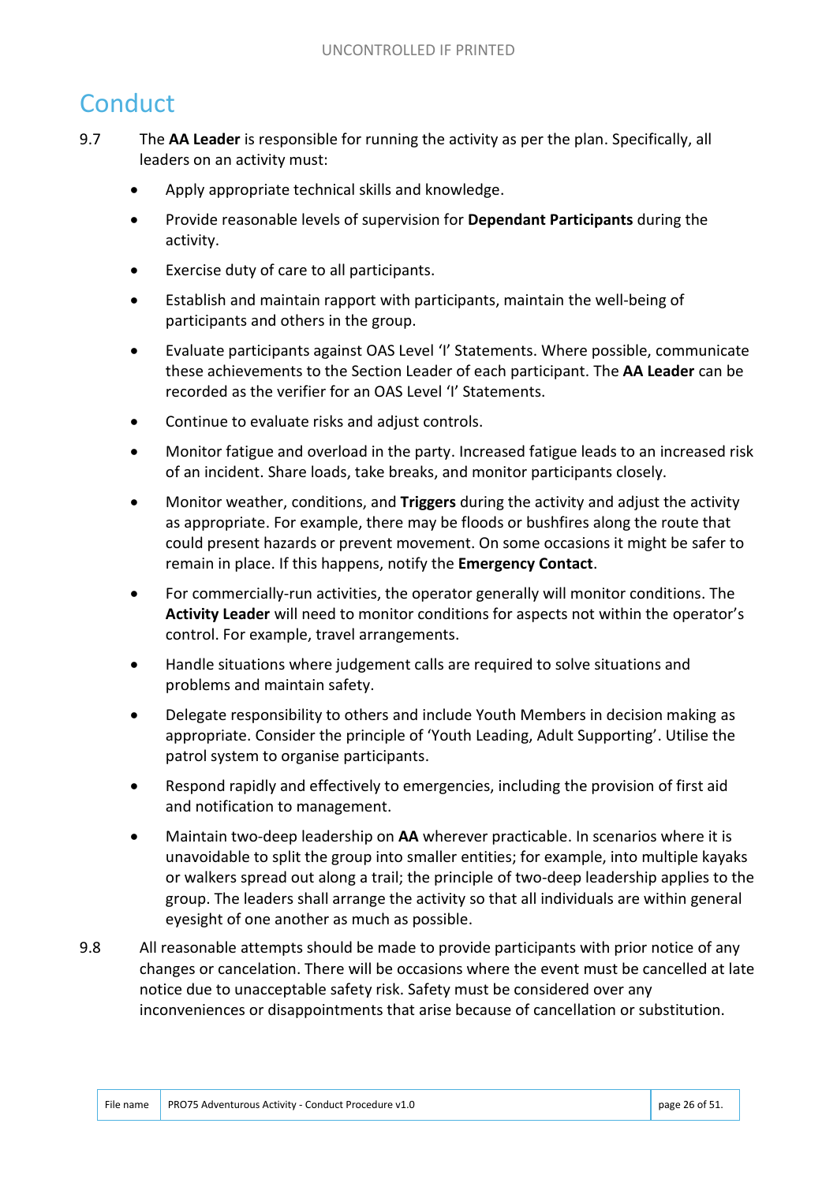# Conduct

9.7 The **AA Leader** is responsible for running the activity as per the plan. Specifically, all leaders on an activity must:

- Apply appropriate technical skills and knowledge.
- Provide reasonable levels of supervision for **Dependant Participants** during the activity.
- Exercise duty of care to all participants.
- Establish and maintain rapport with participants, maintain the well-being of participants and others in the group.
- Evaluate participants against OAS Level 'I' Statements. Where possible, communicate these achievements to the Section Leader of each participant. The **AA Leader** can be recorded as the verifier for an OAS Level 'I' Statements.
- Continue to evaluate risks and adjust controls.
- Monitor fatigue and overload in the party. Increased fatigue leads to an increased risk of an incident. Share loads, take breaks, and monitor participants closely.
- Monitor weather, conditions, and **Triggers** during the activity and adjust the activity as appropriate. For example, there may be floods or bushfires along the route that could present hazards or prevent movement. On some occasions it might be safer to remain in place. If this happens, notify the **Emergency Contact**.
- For commercially-run activities, the operator generally will monitor conditions. The **Activity Leader** will need to monitor conditions for aspects not within the operator's control. For example, travel arrangements.
- Handle situations where judgement calls are required to solve situations and problems and maintain safety.
- Delegate responsibility to others and include Youth Members in decision making as appropriate. Consider the principle of 'Youth Leading, Adult Supporting'. Utilise the patrol system to organise participants.
- Respond rapidly and effectively to emergencies, including the provision of first aid and notification to management.
- Maintain two-deep leadership on **AA** wherever practicable. In scenarios where it is unavoidable to split the group into smaller entities; for example, into multiple kayaks or walkers spread out along a trail; the principle of two-deep leadership applies to the group. The leaders shall arrange the activity so that all individuals are within general eyesight of one another as much as possible.

9.8 All reasonable attempts should be made to provide participants with prior notice of any changes or cancelation. There will be occasions where the event must be cancelled at late notice due to unacceptable safety risk. Safety must be considered over any inconveniences or disappointments that arise because of cancellation or substitution.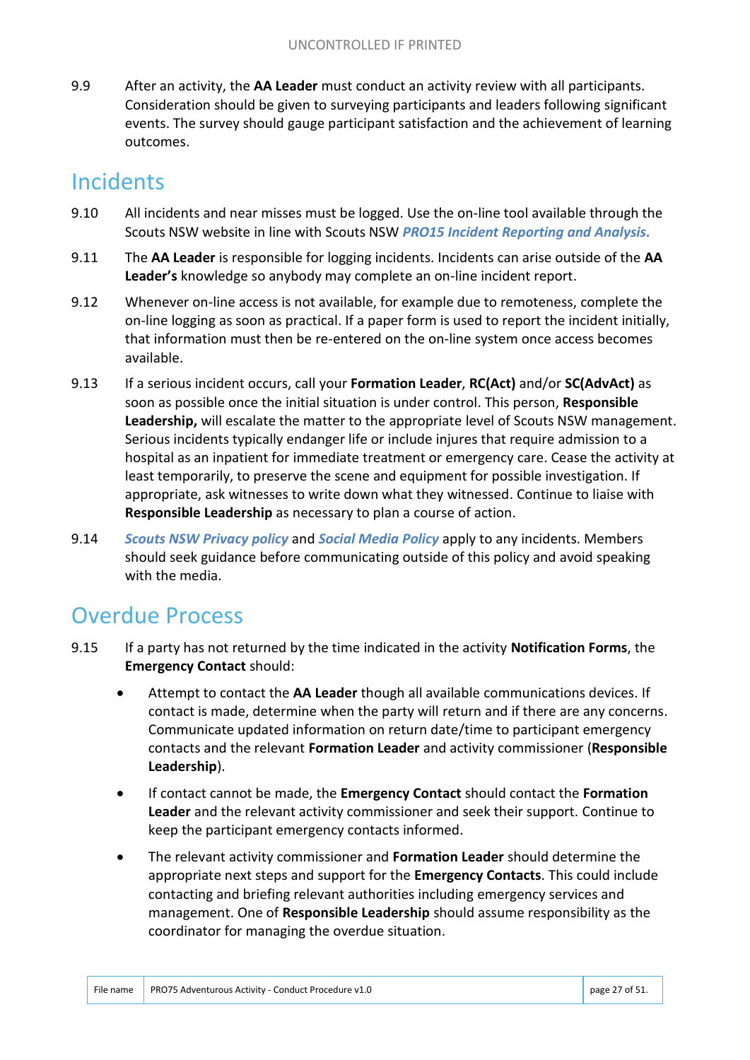9.9 After an activity, the **AA Leader** must conduct an activity review with all participants. Consideration should be given to surveying participants and leaders following significant events. The survey should gauge participant satisfaction and the achievement of learning outcomes.

## Incidents

9.10 All incidents and near misses must be logged. Use the on-line tool available through the Scouts NSW website in line with Scouts NSW ***PRO15 Incident Reporting and Analysis.***

9.11 The **AA Leader** is responsible for logging incidents. Incidents can arise outside of the **AA Leader's** knowledge so anybody may complete an on-line incident report.

9.12 Whenever on-line access is not available, for example due to remoteness, complete the on-line logging as soon as practical. If a paper form is used to report the incident initially, that information must then be re-entered on the on-line system once access becomes available.

9.13 If a serious incident occurs, call your **Formation Leader**, **RC(Act)** and/or **SC(AdvAct)** as soon as possible once the initial situation is under control. This person, **Responsible Leadership,** will escalate the matter to the appropriate level of Scouts NSW management. Serious incidents typically endanger life or include injures that require admission to a hospital as an inpatient for immediate treatment or emergency care. Cease the activity at least temporarily, to preserve the scene and equipment for possible investigation. If appropriate, ask witnesses to write down what they witnessed. Continue to liaise with **Responsible Leadership** as necessary to plan a course of action.

9.14 ***Scouts NSW Privacy policy*** and ***Social Media Policy*** apply to any incidents. Members should seek guidance before communicating outside of this policy and avoid speaking with the media.

## Overdue Process

9.15 If a party has not returned by the time indicated in the activity **Notification Forms**, the **Emergency Contact** should:

- Attempt to contact the **AA Leader** though all available communications devices. If contact is made, determine when the party will return and if there are any concerns. Communicate updated information on return date/time to participant emergency contacts and the relevant **Formation Leader** and activity commissioner (**Responsible Leadership**).
- If contact cannot be made, the **Emergency Contact** should contact the **Formation Leader** and the relevant activity commissioner and seek their support. Continue to keep the participant emergency contacts informed.
- The relevant activity commissioner and **Formation Leader** should determine the appropriate next steps and support for the **Emergency Contacts**. This could include contacting and briefing relevant authorities including emergency services and management. One of **Responsible Leadership** should assume responsibility as the coordinator for managing the overdue situation.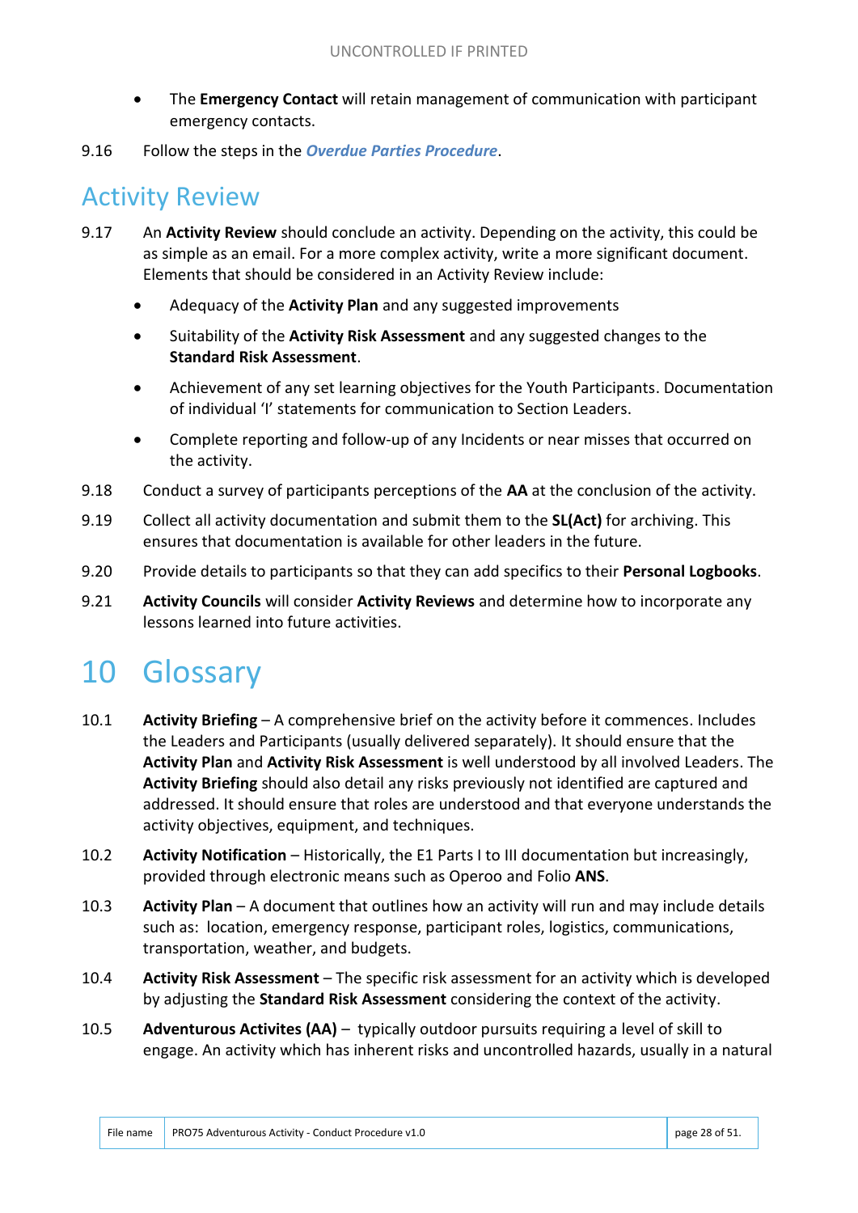- The **Emergency Contact** will retain management of communication with participant emergency contacts.

9.16 Follow the steps in the ***Overdue Parties Procedure***.

## Activity Review

9.17 An **Activity Review** should conclude an activity. Depending on the activity, this could be as simple as an email. For a more complex activity, write a more significant document. Elements that should be considered in an Activity Review include:

- Adequacy of the **Activity Plan** and any suggested improvements
- Suitability of the **Activity Risk Assessment** and any suggested changes to the **Standard Risk Assessment**.
- Achievement of any set learning objectives for the Youth Participants. Documentation of individual 'I' statements for communication to Section Leaders.
- Complete reporting and follow-up of any Incidents or near misses that occurred on the activity.

9.18 Conduct a survey of participants perceptions of the **AA** at the conclusion of the activity.

9.19 Collect all activity documentation and submit them to the **SL(Act)** for archiving. This ensures that documentation is available for other leaders in the future.

9.20 Provide details to participants so that they can add specifics to their **Personal Logbooks**.

9.21 **Activity Councils** will consider **Activity Reviews** and determine how to incorporate any lessons learned into future activities.

# 10 Glossary

10.1 **Activity Briefing** – A comprehensive brief on the activity before it commences. Includes the Leaders and Participants (usually delivered separately). It should ensure that the **Activity Plan** and **Activity Risk Assessment** is well understood by all involved Leaders. The **Activity Briefing** should also detail any risks previously not identified are captured and addressed. It should ensure that roles are understood and that everyone understands the activity objectives, equipment, and techniques.

10.2 **Activity Notification** – Historically, the E1 Parts I to III documentation but increasingly, provided through electronic means such as Operoo and Folio **ANS**.

10.3 **Activity Plan** – A document that outlines how an activity will run and may include details such as: location, emergency response, participant roles, logistics, communications, transportation, weather, and budgets.

10.4 **Activity Risk Assessment** – The specific risk assessment for an activity which is developed by adjusting the **Standard Risk Assessment** considering the context of the activity.

10.5 **Adventurous Activites (AA)** – typically outdoor pursuits requiring a level of skill to engage. An activity which has inherent risks and uncontrolled hazards, usually in a natural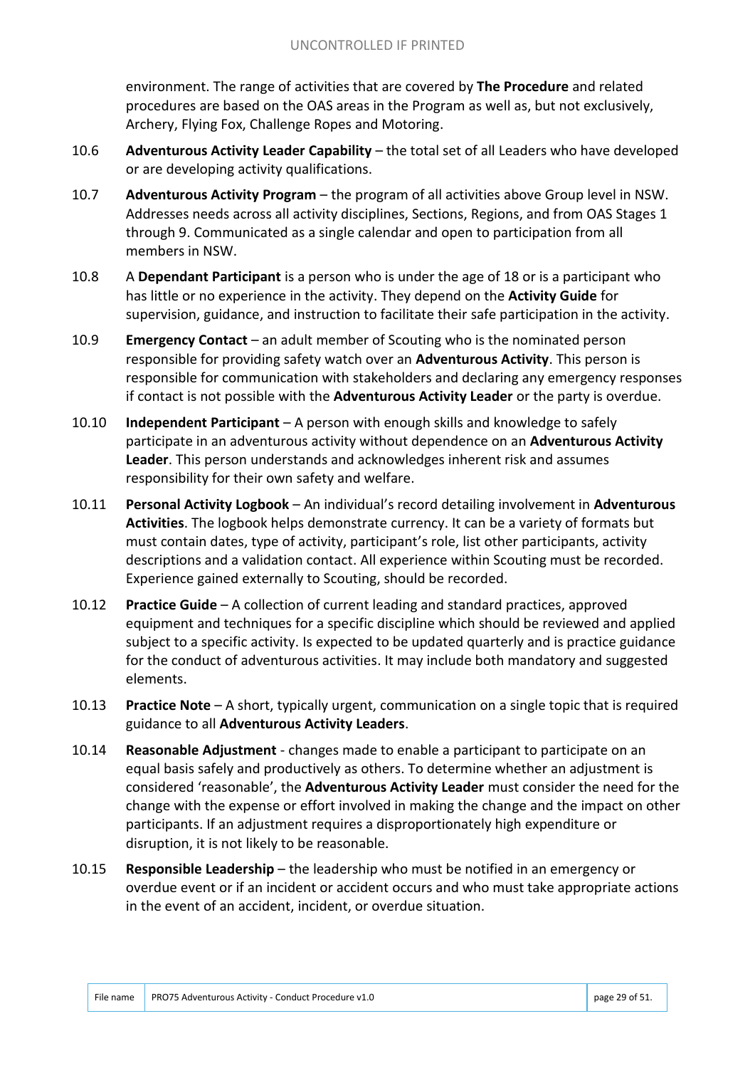environment. The range of activities that are covered by **The Procedure** and related procedures are based on the OAS areas in the Program as well as, but not exclusively, Archery, Flying Fox, Challenge Ropes and Motoring.

10.6 **Adventurous Activity Leader Capability** – the total set of all Leaders who have developed or are developing activity qualifications.

10.7 **Adventurous Activity Program** – the program of all activities above Group level in NSW. Addresses needs across all activity disciplines, Sections, Regions, and from OAS Stages 1 through 9. Communicated as a single calendar and open to participation from all members in NSW.

10.8 A **Dependant Participant** is a person who is under the age of 18 or is a participant who has little or no experience in the activity. They depend on the **Activity Guide** for supervision, guidance, and instruction to facilitate their safe participation in the activity.

10.9 **Emergency Contact** – an adult member of Scouting who is the nominated person responsible for providing safety watch over an **Adventurous Activity**. This person is responsible for communication with stakeholders and declaring any emergency responses if contact is not possible with the **Adventurous Activity Leader** or the party is overdue.

10.10 **Independent Participant** – A person with enough skills and knowledge to safely participate in an adventurous activity without dependence on an **Adventurous Activity Leader**. This person understands and acknowledges inherent risk and assumes responsibility for their own safety and welfare.

10.11 **Personal Activity Logbook** – An individual's record detailing involvement in **Adventurous Activities**. The logbook helps demonstrate currency. It can be a variety of formats but must contain dates, type of activity, participant's role, list other participants, activity descriptions and a validation contact. All experience within Scouting must be recorded. Experience gained externally to Scouting, should be recorded.

10.12 **Practice Guide** – A collection of current leading and standard practices, approved equipment and techniques for a specific discipline which should be reviewed and applied subject to a specific activity. Is expected to be updated quarterly and is practice guidance for the conduct of adventurous activities. It may include both mandatory and suggested elements.

10.13 **Practice Note** – A short, typically urgent, communication on a single topic that is required guidance to all **Adventurous Activity Leaders**.

10.14 **Reasonable Adjustment** - changes made to enable a participant to participate on an equal basis safely and productively as others. To determine whether an adjustment is considered 'reasonable', the **Adventurous Activity Leader** must consider the need for the change with the expense or effort involved in making the change and the impact on other participants. If an adjustment requires a disproportionately high expenditure or disruption, it is not likely to be reasonable.

10.15 **Responsible Leadership** – the leadership who must be notified in an emergency or overdue event or if an incident or accident occurs and who must take appropriate actions in the event of an accident, incident, or overdue situation.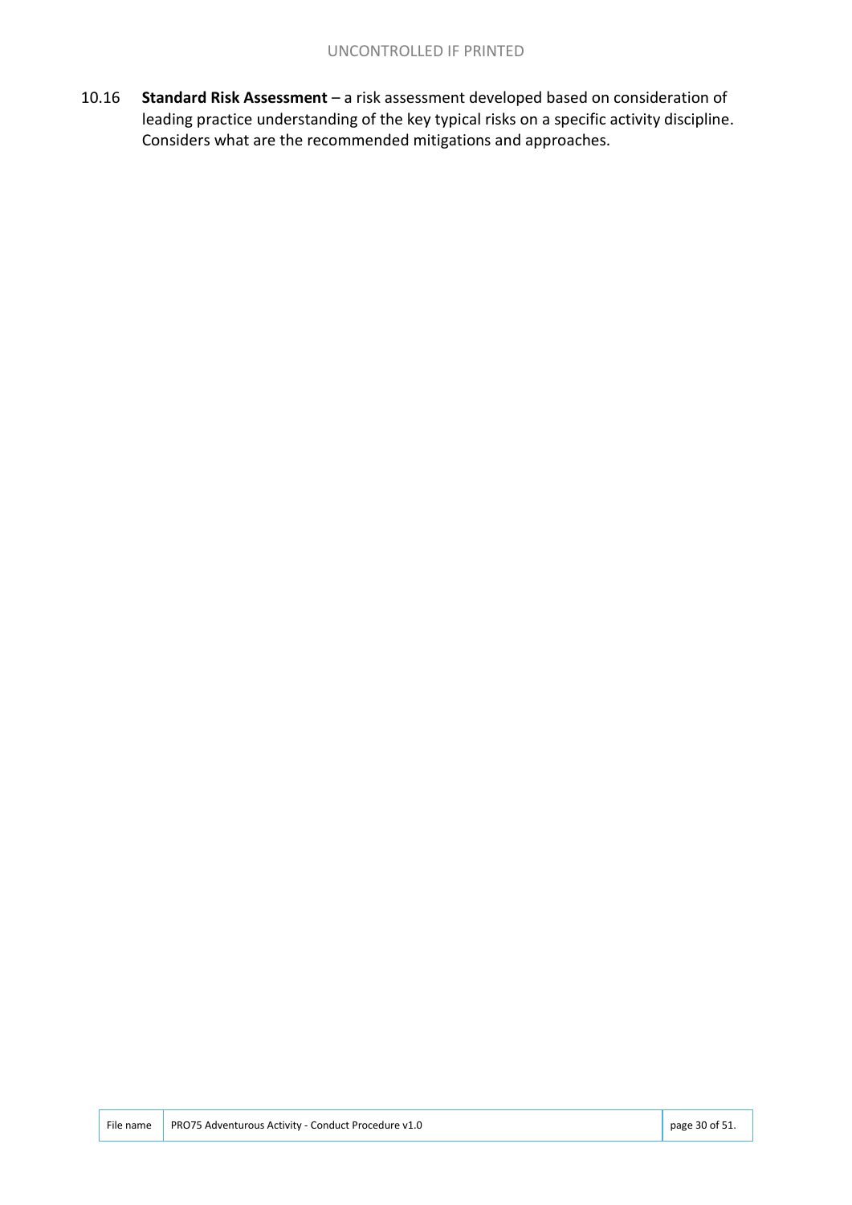10.16 **Standard Risk Assessment** – a risk assessment developed based on consideration of leading practice understanding of the key typical risks on a specific activity discipline. Considers what are the recommended mitigations and approaches.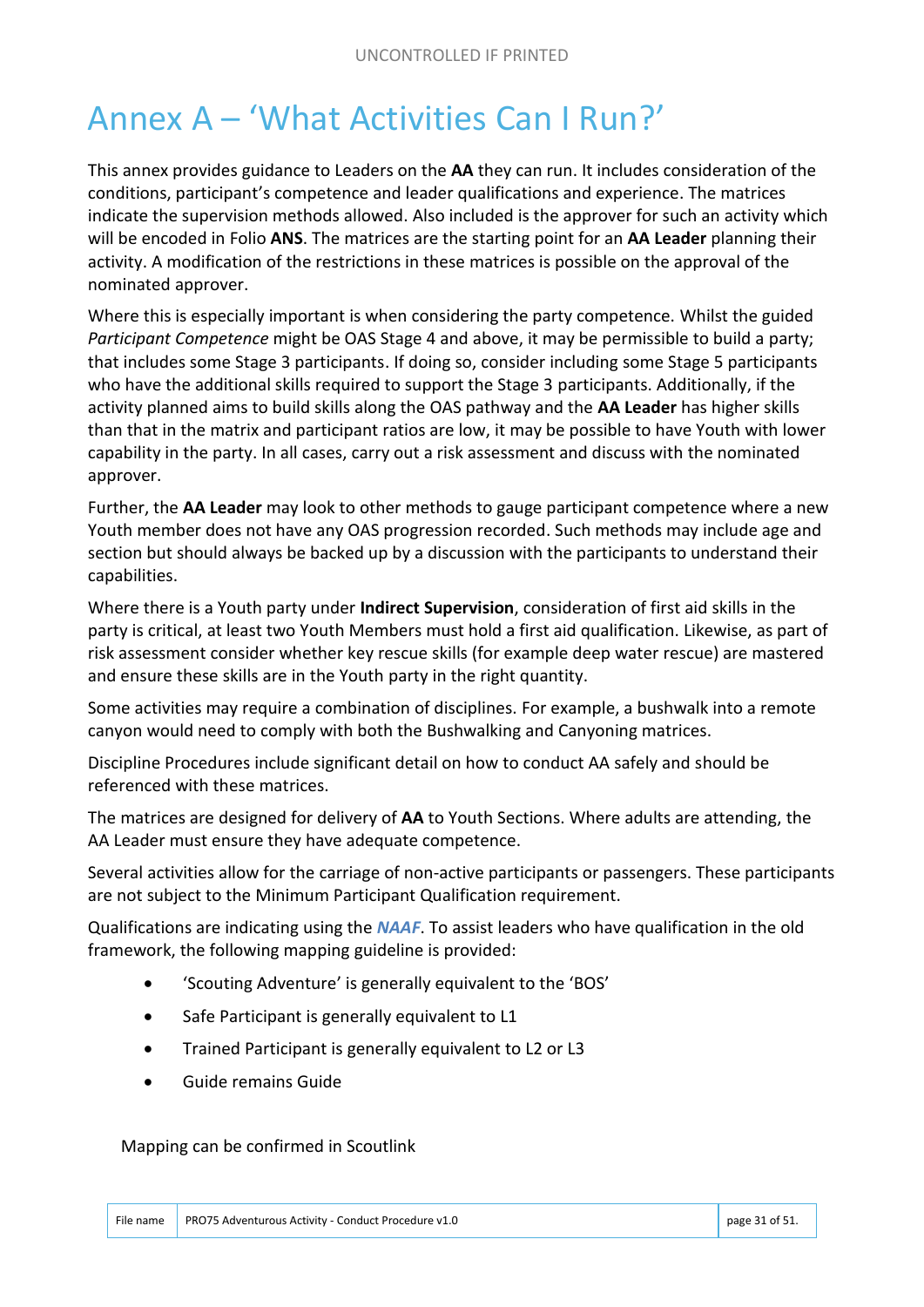# Annex A – 'What Activities Can I Run?'

This annex provides guidance to Leaders on the **AA** they can run. It includes consideration of the conditions, participant's competence and leader qualifications and experience. The matrices indicate the supervision methods allowed. Also included is the approver for such an activity which will be encoded in Folio **ANS**. The matrices are the starting point for an **AA Leader** planning their activity. A modification of the restrictions in these matrices is possible on the approval of the nominated approver.

Where this is especially important is when considering the party competence. Whilst the guided *Participant Competence* might be OAS Stage 4 and above, it may be permissible to build a party; that includes some Stage 3 participants. If doing so, consider including some Stage 5 participants who have the additional skills required to support the Stage 3 participants. Additionally, if the activity planned aims to build skills along the OAS pathway and the **AA Leader** has higher skills than that in the matrix and participant ratios are low, it may be possible to have Youth with lower capability in the party. In all cases, carry out a risk assessment and discuss with the nominated approver.

Further, the **AA Leader** may look to other methods to gauge participant competence where a new Youth member does not have any OAS progression recorded. Such methods may include age and section but should always be backed up by a discussion with the participants to understand their capabilities.

Where there is a Youth party under **Indirect Supervision**, consideration of first aid skills in the party is critical, at least two Youth Members must hold a first aid qualification. Likewise, as part of risk assessment consider whether key rescue skills (for example deep water rescue) are mastered and ensure these skills are in the Youth party in the right quantity.

Some activities may require a combination of disciplines. For example, a bushwalk into a remote canyon would need to comply with both the Bushwalking and Canyoning matrices.

Discipline Procedures include significant detail on how to conduct AA safely and should be referenced with these matrices.

The matrices are designed for delivery of **AA** to Youth Sections. Where adults are attending, the AA Leader must ensure they have adequate competence.

Several activities allow for the carriage of non-active participants or passengers. These participants are not subject to the Minimum Participant Qualification requirement.

Qualifications are indicating using the ***NAAF***. To assist leaders who have qualification in the old framework, the following mapping guideline is provided:

- 'Scouting Adventure' is generally equivalent to the 'BOS'
- Safe Participant is generally equivalent to L1
- Trained Participant is generally equivalent to L2 or L3
- Guide remains Guide

Mapping can be confirmed in Scoutlink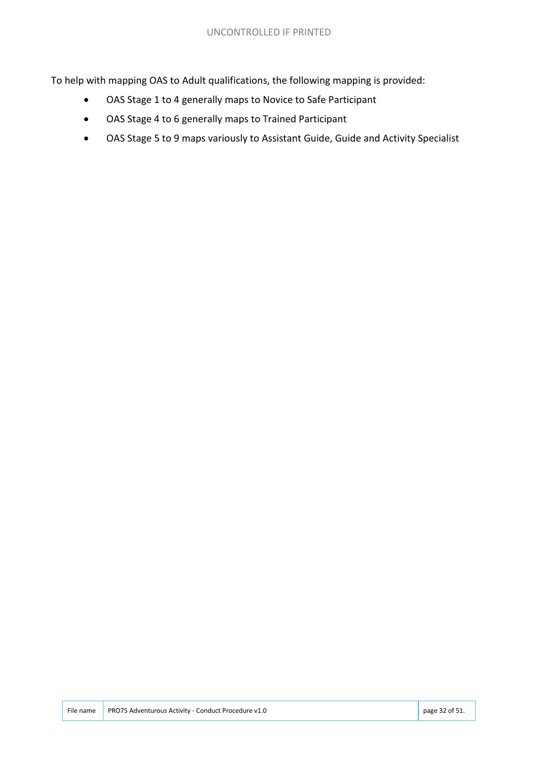To help with mapping OAS to Adult qualifications, the following mapping is provided:

- OAS Stage 1 to 4 generally maps to Novice to Safe Participant
- OAS Stage 4 to 6 generally maps to Trained Participant
- OAS Stage 5 to 9 maps variously to Assistant Guide, Guide and Activity Specialist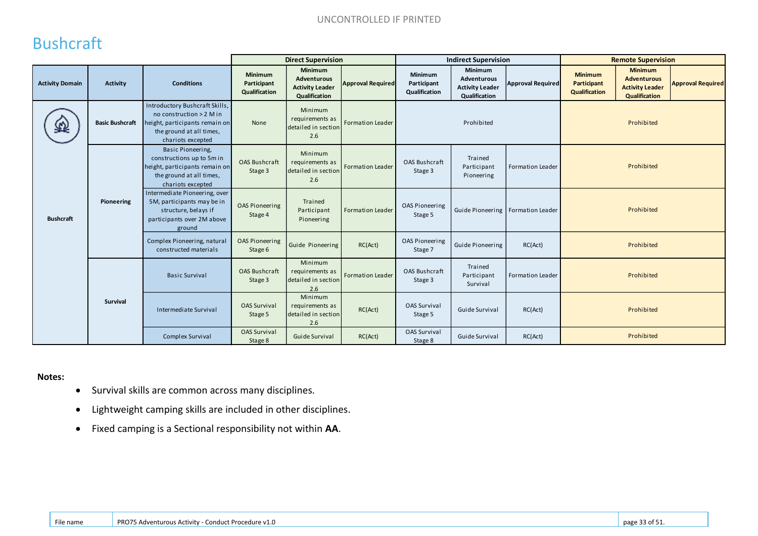# Bushcraft

| Activity Domain | Activity | Conditions | Direct Supervision | | | Indirect Supervision | | | Remote Supervision | | |
|---|---|---|---|---|---|---|---|---|---|---|---|
| | | | Minimum Participant Qualification | Minimum Adventurous Activity Leader Qualification | Approval Required | Minimum Participant Qualification | Minimum Adventurous Activity Leader Qualification | Approval Required | Minimum Participant Qualification | Minimum Adventurous Activity Leader Qualification | Approval Required |
| Bushcraft | Basic Bushcraft | Introductory Bushcraft Skills, no construction > 2 M in height, participants remain on the ground at all times, chariots excepted | None | Minimum requirements as detailed in section 2.6 | Formation Leader | Prohibited | | | Prohibited | | |
| | Pioneering | Basic Pioneering, constructions up to 5m in height, participants remain on the ground at all times, chariots excepted | OAS Bushcraft Stage 3 | Minimum requirements as detailed in section 2.6 | Formation Leader | OAS Bushcraft Stage 3 | Trained Participant Pioneering | Formation Leader | Prohibited | | |
| | | Intermediate Pioneering, over 5M, participants may be in structure, belays if participants over 2M above ground | OAS Pioneering Stage 4 | Trained Participant Pioneering | Formation Leader | OAS Pioneering Stage 5 | Guide Pioneering | Formation Leader | Prohibited | | |
| | | Complex Pioneering, natural constructed materials | OAS Pioneering Stage 6 | Guide Pioneering | RC(Act) | OAS Pioneering Stage 7 | Guide Pioneering | RC(Act) | Prohibited | | |
| | Survival | Basic Survival | OAS Bushcraft Stage 3 | Minimum requirements as detailed in section 2.6 | Formation Leader | OAS Bushcraft Stage 3 | Trained Participant Survival | Formation Leader | Prohibited | | |
| | | Intermediate Survival | OAS Survival Stage 5 | Minimum requirements as detailed in section 2.6 | RC(Act) | OAS Survival Stage 5 | Guide Survival | RC(Act) | Prohibited | | |
| | | Complex Survival | OAS Survival Stage 8 | Guide Survival | RC(Act) | OAS Survival Stage 8 | Guide Survival | RC(Act) | Prohibited | | |

**Notes:**

- Survival skills are common across many disciplines.
- Lightweight camping skills are included in other disciplines.
- Fixed camping is a Sectional responsibility not within **AA**.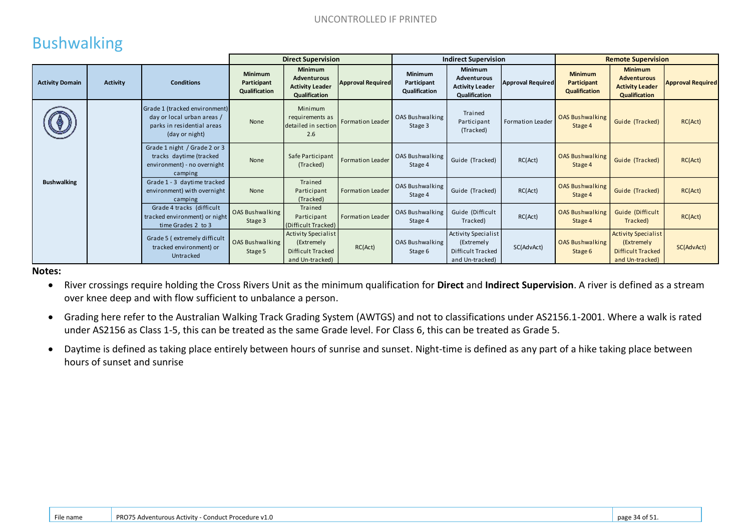# Bushwalking

| Activity Domain | Activity | Conditions | Direct Supervision | | | Indirect Supervision | | | Remote Supervision | | |
|---|---|---|---|---|---|---|---|---|---|---|---|
| | | | Minimum Participant Qualification | Minimum Adventurous Activity Leader Qualification | Approval Required | Minimum Participant Qualification | Minimum Adventurous Activity Leader Qualification | Approval Required | Minimum Participant Qualification | Minimum Adventurous Activity Leader Qualification | Approval Required |
| Bushwalking | | Grade 1 (tracked environment) day or local urban areas / parks in residential areas (day or night) | None | Minimum requirements as detailed in section 2.6 | Formation Leader | OAS Bushwalking Stage 3 | Trained Participant (Tracked) | Formation Leader | OAS Bushwalking Stage 4 | Guide (Tracked) | RC(Act) |
| | | Grade 1 night / Grade 2 or 3 tracks daytime (tracked environment) - no overnight camping | None | Safe Participant (Tracked) | Formation Leader | OAS Bushwalking Stage 4 | Guide (Tracked) | RC(Act) | OAS Bushwalking Stage 4 | Guide (Tracked) | RC(Act) |
| | | Grade 1 - 3 daytime tracked environment) with overnight camping | None | Trained Participant (Tracked) | Formation Leader | OAS Bushwalking Stage 4 | Guide (Tracked) | RC(Act) | OAS Bushwalking Stage 4 | Guide (Tracked) | RC(Act) |
| | | Grade 4 tracks (difficult tracked environment) or night time Grades 2 to 3 | OAS Bushwalking Stage 3 | Trained Participant (Difficult Tracked) | Formation Leader | OAS Bushwalking Stage 4 | Guide (Difficult Tracked) | RC(Act) | OAS Bushwalking Stage 4 | Guide (Difficult Tracked) | RC(Act) |
| | | Grade 5 ( extremely difficult tracked environment) or Untracked | OAS Bushwalking Stage 5 | Activity Specialist (Extremely Difficult Tracked and Un-tracked) | RC(Act) | OAS Bushwalking Stage 6 | Activity Specialist (Extremely Difficult Tracked and Un-tracked) | SC(AdvAct) | OAS Bushwalking Stage 6 | Activity Specialist (Extremely Difficult Tracked and Un-tracked) | SC(AdvAct) |

**Notes:**

- River crossings require holding the Cross Rivers Unit as the minimum qualification for **Direct** and **Indirect Supervision**. A river is defined as a stream over knee deep and with flow sufficient to unbalance a person.
- Grading here refer to the Australian Walking Track Grading System (AWTGS) and not to classifications under AS2156.1-2001. Where a walk is rated under AS2156 as Class 1-5, this can be treated as the same Grade level. For Class 6, this can be treated as Grade 5.
- Daytime is defined as taking place entirely between hours of sunrise and sunset. Night-time is defined as any part of a hike taking place between hours of sunset and sunrise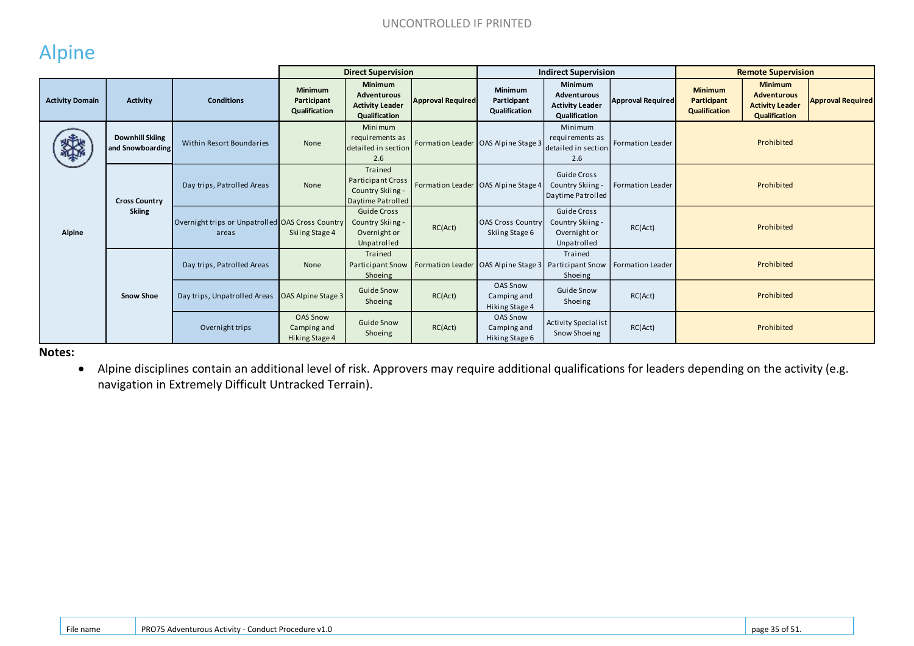# Alpine

| Activity Domain | Activity | Conditions | Direct Supervision | | | Indirect Supervision | | | Remote Supervision | | |
|---|---|---|---|---|---|---|---|---|---|---|---|
| | | | Minimum Participant Qualification | Minimum Adventurous Activity Leader Qualification | Approval Required | Minimum Participant Qualification | Minimum Adventurous Activity Leader Qualification | Approval Required | Minimum Participant Qualification | Minimum Adventurous Activity Leader Qualification | Approval Required |
| Alpine | Downhill Skiing and Snowboarding | Within Resort Boundaries | None | Minimum requirements as detailed in section 2.6 | Formation Leader | OAS Alpine Stage 3 | Minimum requirements as detailed in section 2.6 | Formation Leader | Prohibited | | |
| | Cross Country Skiing | Day trips, Patrolled Areas | None | Trained Participant Cross Country Skiing - Daytime Patrolled | Formation Leader | OAS Alpine Stage 4 | Guide Cross Country Skiing - Daytime Patrolled | Formation Leader | Prohibited | | |
| | | Overnight trips or Unpatrolled areas | OAS Cross Country Skiing Stage 4 | Guide Cross Country Skiing - Overnight or Unpatrolled | RC(Act) | OAS Cross Country Skiing Stage 6 | Guide Cross Country Skiing - Overnight or Unpatrolled | RC(Act) | Prohibited | | |
| | Snow Shoe | Day trips, Patrolled Areas | None | Trained Participant Snow Shoeing | Formation Leader | OAS Alpine Stage 3 | Trained Participant Snow Shoeing | Formation Leader | Prohibited | | |
| | | Day trips, Unpatrolled Areas | OAS Alpine Stage 3 | Guide Snow Shoeing | RC(Act) | OAS Snow Camping and Hiking Stage 4 | Guide Snow Shoeing | RC(Act) | Prohibited | | |
| | | Overnight trips | OAS Snow Camping and Hiking Stage 4 | Guide Snow Shoeing | RC(Act) | OAS Snow Camping and Hiking Stage 6 | Activity Specialist Snow Shoeing | RC(Act) | Prohibited | | |

**Notes:**

- Alpine disciplines contain an additional level of risk. Approvers may require additional qualifications for leaders depending on the activity (e.g. navigation in Extremely Difficult Untracked Terrain).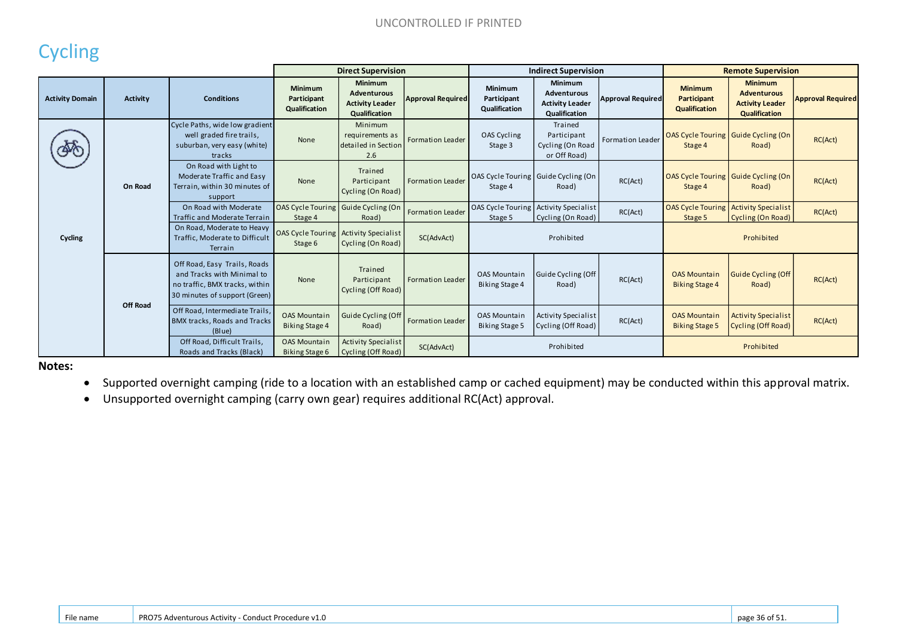# Cycling

| Activity Domain | Activity | Conditions | Direct Supervision | | | Indirect Supervision | | | Remote Supervision | | |
|---|---|---|---|---|---|---|---|---|---|---|---|
| | | | Minimum Participant Qualification | Minimum Adventurous Activity Leader Qualification | Approval Required | Minimum Participant Qualification | Minimum Adventurous Activity Leader Qualification | Approval Required | Minimum Participant Qualification | Minimum Adventurous Activity Leader Qualification | Approval Required |
| Cycling | On Road | Cycle Paths, wide low gradient well graded fire trails, suburban, very easy (white) tracks | None | Minimum requirements as detailed in Section 2.6 | Formation Leader | OAS Cycling Stage 3 | Trained Participant Cycling (On Road or Off Road) | Formation Leader | OAS Cycle Touring Stage 4 | Guide Cycling (On Road) | RC(Act) |
| | | On Road with Light to Moderate Traffic and Easy Terrain, within 30 minutes of support | None | Trained Participant Cycling (On Road) | Formation Leader | OAS Cycle Touring Stage 4 | Guide Cycling (On Road) | RC(Act) | OAS Cycle Touring Stage 4 | Guide Cycling (On Road) | RC(Act) |
| | | On Road with Moderate Traffic and Moderate Terrain | OAS Cycle Touring Stage 4 | Guide Cycling (On Road) | Formation Leader | OAS Cycle Touring Stage 5 | Activity Specialist Cycling (On Road) | RC(Act) | OAS Cycle Touring Stage 5 | Activity Specialist Cycling (On Road) | RC(Act) |
| | | On Road, Moderate to Heavy Traffic, Moderate to Difficult Terrain | OAS Cycle Touring Stage 6 | Activity Specialist Cycling (On Road) | SC(AdvAct) | Prohibited | | | Prohibited | | |
| | Off Road | Off Road, Easy Trails, Roads and Tracks with Minimal to no traffic, BMX tracks, within 30 minutes of support (Green) | None | Trained Participant Cycling (Off Road) | Formation Leader | OAS Mountain Biking Stage 4 | Guide Cycling (Off Road) | RC(Act) | OAS Mountain Biking Stage 4 | Guide Cycling (Off Road) | RC(Act) |
| | | Off Road, Intermediate Trails, BMX tracks, Roads and Tracks (Blue) | OAS Mountain Biking Stage 4 | Guide Cycling (Off Road) | Formation Leader | OAS Mountain Biking Stage 5 | Activity Specialist Cycling (Off Road) | RC(Act) | OAS Mountain Biking Stage 5 | Activity Specialist Cycling (Off Road) | RC(Act) |
| | | Off Road, Difficult Trails, Roads and Tracks (Black) | OAS Mountain Biking Stage 6 | Activity Specialist Cycling (Off Road) | SC(AdvAct) | Prohibited | | | Prohibited | | |

**Notes:**

- Supported overnight camping (ride to a location with an established camp or cached equipment) may be conducted within this approval matrix.
- Unsupported overnight camping (carry own gear) requires additional RC(Act) approval.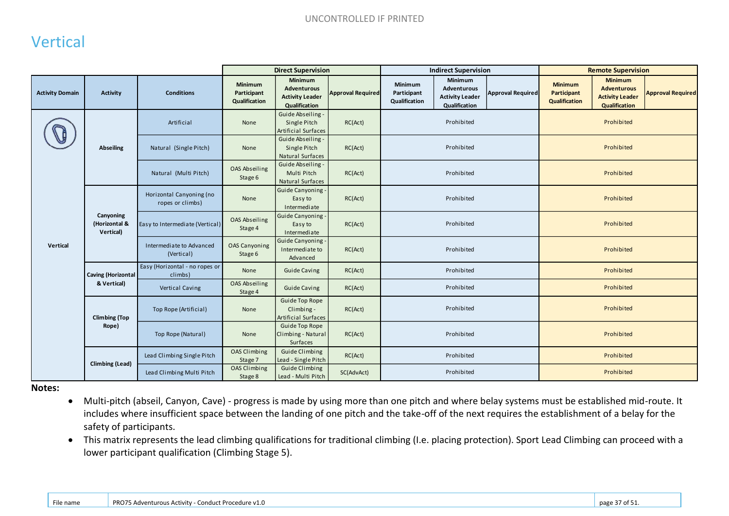# Vertical

| Activity Domain | Activity | Conditions | Direct Supervision | | | Indirect Supervision | | | Remote Supervision | | |
|---|---|---|---|---|---|---|---|---|---|---|---|
| | | | Minimum Participant Qualification | Minimum Adventurous Activity Leader Qualification | Approval Required | Minimum Participant Qualification | Minimum Adventurous Activity Leader Qualification | Approval Required | Minimum Participant Qualification | Minimum Adventurous Activity Leader Qualification | Approval Required |
| Vertical | Abseiling | Artificial | None | Guide Abseiling - Single Pitch Artificial Surfaces | RC(Act) | Prohibited | | | Prohibited | | |
| | | Natural (Single Pitch) | None | Guide Abseiling - Single Pitch Natural Surfaces | RC(Act) | Prohibited | | | Prohibited | | |
| | | Natural (Multi Pitch) | OAS Abseiling Stage 6 | Guide Abseiling - Multi Pitch Natural Surfaces | RC(Act) | Prohibited | | | Prohibited | | |
| | Canyoning (Horizontal & Vertical) | Horizontal Canyoning (no ropes or climbs) | None | Guide Canyoning - Easy to Intermediate | RC(Act) | Prohibited | | | Prohibited | | |
| | | Easy to Intermediate (Vertical) | OAS Abseiling Stage 4 | Guide Canyoning - Easy to Intermediate | RC(Act) | Prohibited | | | Prohibited | | |
| | | Intermediate to Advanced (Vertical) | OAS Canyoning Stage 6 | Guide Canyoning - Intermediate to Advanced | RC(Act) | Prohibited | | | Prohibited | | |
| | Caving (Horizontal & Vertical) | Easy (Horizontal - no ropes or climbs) | None | Guide Caving | RC(Act) | Prohibited | | | Prohibited | | |
| | | Vertical Caving | OAS Abseiling Stage 4 | Guide Caving | RC(Act) | Prohibited | | | Prohibited | | |
| | Climbing (Top Rope) | Top Rope (Artificial) | None | Guide Top Rope Climbing - Artificial Surfaces | RC(Act) | Prohibited | | | Prohibited | | |
| | | Top Rope (Natural) | None | Guide Top Rope Climbing - Natural Surfaces | RC(Act) | Prohibited | | | Prohibited | | |
| | Climbing (Lead) | Lead Climbing Single Pitch | OAS Climbing Stage 7 | Guide Climbing Lead - Single Pitch | RC(Act) | Prohibited | | | Prohibited | | |
| | | Lead Climbing Multi Pitch | OAS Climbing Stage 8 | Guide Climbing Lead - Multi Pitch | SC(AdvAct) | Prohibited | | | Prohibited | | |

**Notes:**

- Multi-pitch (abseil, Canyon, Cave) - progress is made by using more than one pitch and where belay systems must be established mid-route. It includes where insufficient space between the landing of one pitch and the take-off of the next requires the establishment of a belay for the safety of participants.
- This matrix represents the lead climbing qualifications for traditional climbing (I.e. placing protection). Sport Lead Climbing can proceed with a lower participant qualification (Climbing Stage 5).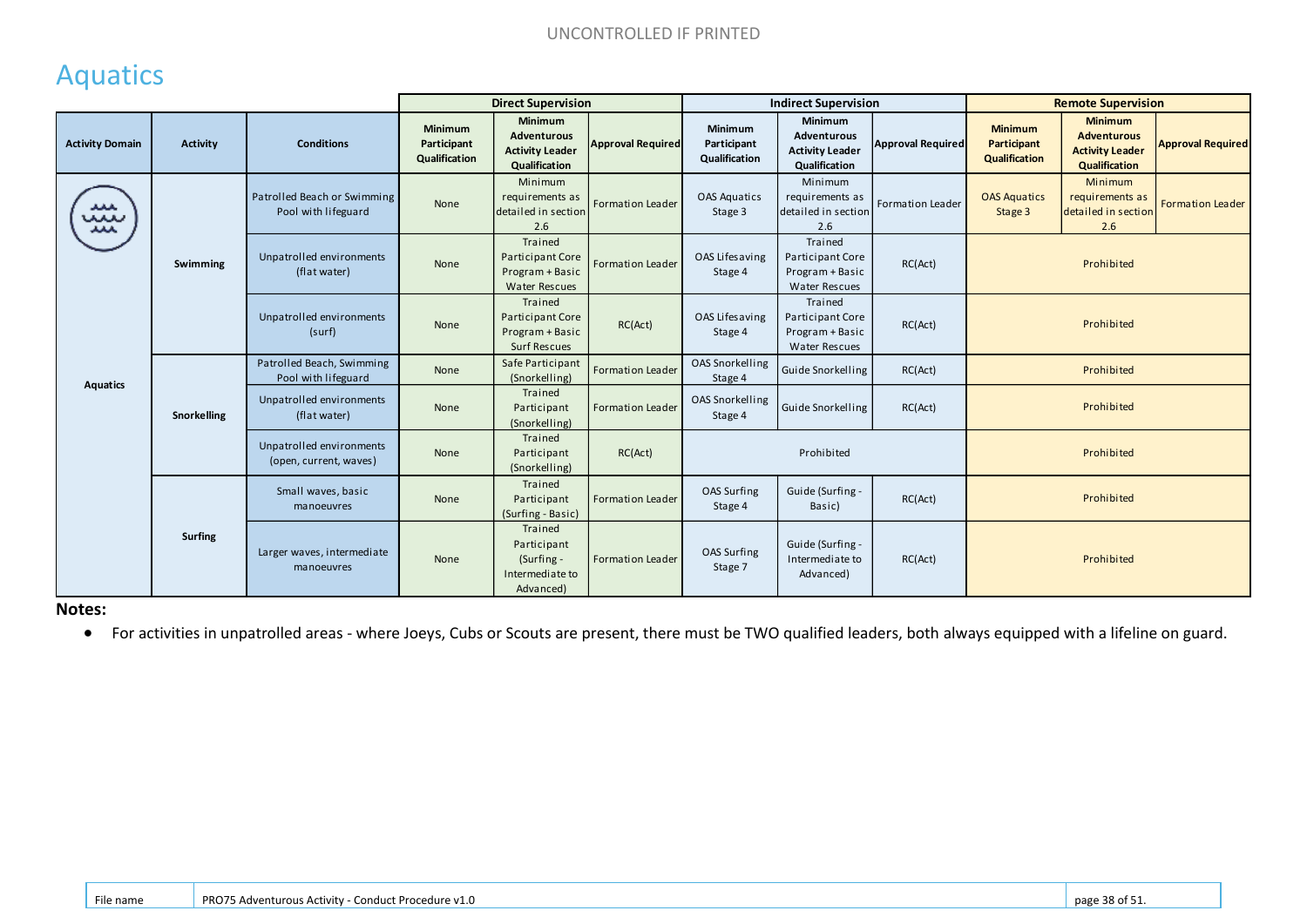# Aquatics

| Activity Domain | Activity | Conditions | Direct Supervision | | | Indirect Supervision | | | Remote Supervision | | |
|---|---|---|---|---|---|---|---|---|---|---|---|
| | | | Minimum Participant Qualification | Minimum Adventurous Activity Leader Qualification | Approval Required | Minimum Participant Qualification | Minimum Adventurous Activity Leader Qualification | Approval Required | Minimum Participant Qualification | Minimum Adventurous Activity Leader Qualification | Approval Required |
| Aquatics | Swimming | Patrolled Beach or Swimming Pool with lifeguard | None | Minimum requirements as detailed in section 2.6 | Formation Leader | OAS Aquatics Stage 3 | Minimum requirements as detailed in section 2.6 | Formation Leader | OAS Aquatics Stage 3 | Minimum requirements as detailed in section 2.6 | Formation Leader |
| | | Unpatrolled environments (flat water) | None | Trained Participant Core Program + Basic Water Rescues | Formation Leader | OAS Lifesaving Stage 4 | Trained Participant Core Program + Basic Water Rescues | RC(Act) | Prohibited | | |
| | | Unpatrolled environments (surf) | None | Trained Participant Core Program + Basic Surf Rescues | RC(Act) | OAS Lifesaving Stage 4 | Trained Participant Core Program + Basic Water Rescues | RC(Act) | Prohibited | | |
| | Snorkelling | Patrolled Beach, Swimming Pool with lifeguard | None | Safe Participant (Snorkelling) | Formation Leader | OAS Snorkelling Stage 4 | Guide Snorkelling | RC(Act) | Prohibited | | |
| | | Unpatrolled environments (flat water) | None | Trained Participant (Snorkelling) | Formation Leader | OAS Snorkelling Stage 4 | Guide Snorkelling | RC(Act) | Prohibited | | |
| | | Unpatrolled environments (open, current, waves) | None | Trained Participant (Snorkelling) | RC(Act) | Prohibited | | | Prohibited | | |
| | Surfing | Small waves, basic manoeuvres | None | Trained Participant (Surfing - Basic) | Formation Leader | OAS Surfing Stage 4 | Guide (Surfing - Basic) | RC(Act) | Prohibited | | |
| | | Larger waves, intermediate manoeuvres | None | Trained Participant (Surfing - Intermediate to Advanced) | Formation Leader | OAS Surfing Stage 7 | Guide (Surfing - Intermediate to Advanced) | RC(Act) | Prohibited | | |

**Notes:**

- For activities in unpatrolled areas - where Joeys, Cubs or Scouts are present, there must be TWO qualified leaders, both always equipped with a lifeline on guard.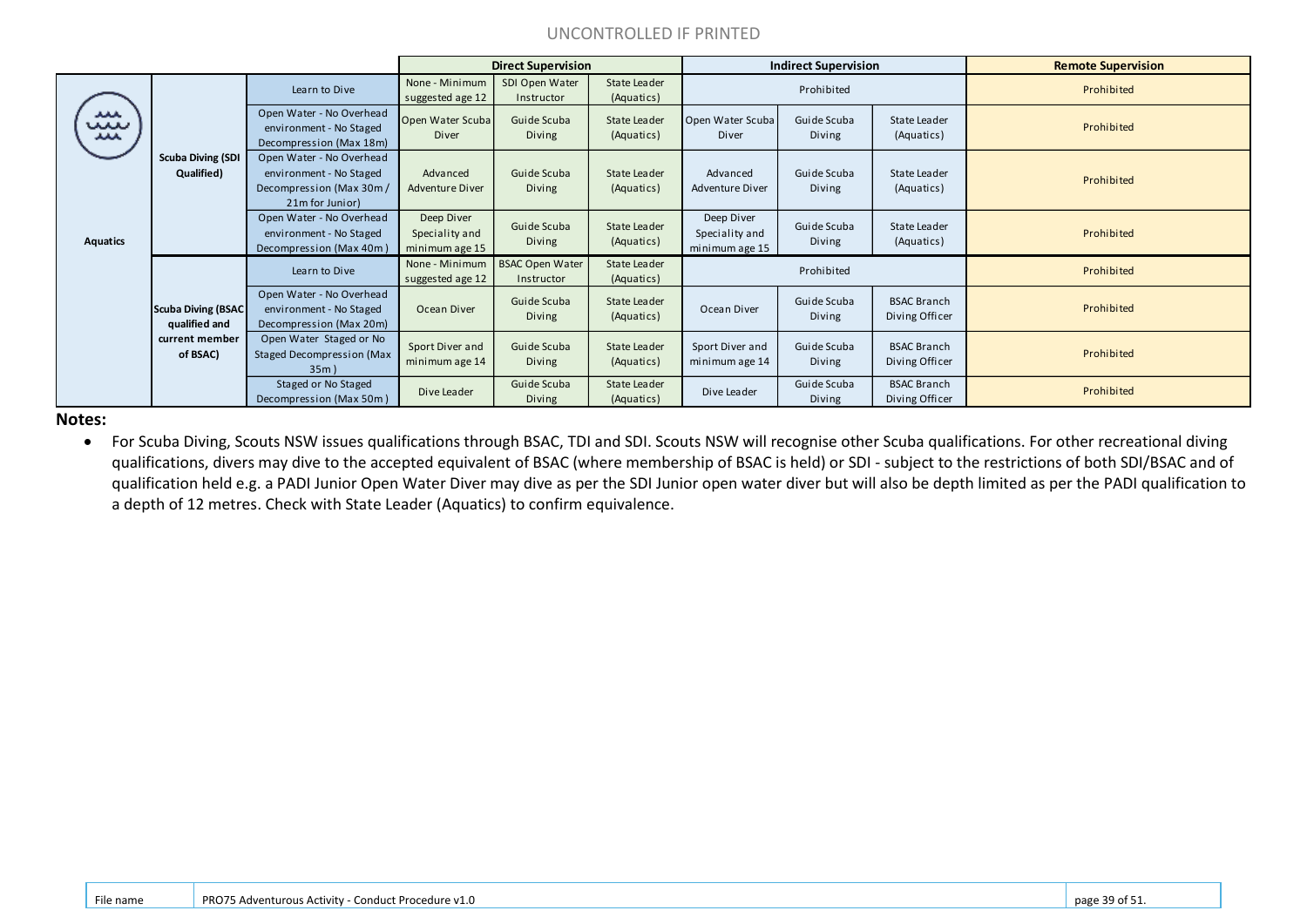| | | | Direct Supervision | | | Indirect Supervision | | | Remote Supervision |
|---|---|---|---|---|---|---|---|---|---|
| Aquatics | Scuba Diving (SDI Qualified) | Learn to Dive | None - Minimum suggested age 12 | SDI Open Water Instructor | State Leader (Aquatics) | Prohibited | | | Prohibited |
| | | Open Water - No Overhead environment - No Staged Decompression (Max 18m) | Open Water Scuba Diver | Guide Scuba Diving | State Leader (Aquatics) | Open Water Scuba Diver | Guide Scuba Diving | State Leader (Aquatics) | Prohibited |
| | | Open Water - No Overhead environment - No Staged Decompression (Max 30m / 21m for Junior) | Advanced Adventure Diver | Guide Scuba Diving | State Leader (Aquatics) | Advanced Adventure Diver | Guide Scuba Diving | State Leader (Aquatics) | Prohibited |
| | | Open Water - No Overhead environment - No Staged Decompression (Max 40m) | Deep Diver Speciality and minimum age 15 | Guide Scuba Diving | State Leader (Aquatics) | Deep Diver Speciality and minimum age 15 | Guide Scuba Diving | State Leader (Aquatics) | Prohibited |
| | Scuba Diving (BSAC qualified and current member of BSAC) | Learn to Dive | None - Minimum suggested age 12 | BSAC Open Water Instructor | State Leader (Aquatics) | Prohibited | | | Prohibited |
| | | Open Water - No Overhead environment - No Staged Decompression (Max 20m) | Ocean Diver | Guide Scuba Diving | State Leader (Aquatics) | Ocean Diver | Guide Scuba Diving | BSAC Branch Diving Officer | Prohibited |
| | | Open Water Staged or No Staged Decompression (Max 35m) | Sport Diver and minimum age 14 | Guide Scuba Diving | State Leader (Aquatics) | Sport Diver and minimum age 14 | Guide Scuba Diving | BSAC Branch Diving Officer | Prohibited |
| | | Staged or No Staged Decompression (Max 50m) | Dive Leader | Guide Scuba Diving | State Leader (Aquatics) | Dive Leader | Guide Scuba Diving | BSAC Branch Diving Officer | Prohibited |

**Notes:**

- For Scuba Diving, Scouts NSW issues qualifications through BSAC, TDI and SDI. Scouts NSW will recognise other Scuba qualifications. For other recreational diving qualifications, divers may dive to the accepted equivalent of BSAC (where membership of BSAC is held) or SDI - subject to the restrictions of both SDI/BSAC and of qualification held e.g. a PADI Junior Open Water Diver may dive as per the SDI Junior open water diver but will also be depth limited as per the PADI qualification to a depth of 12 metres. Check with State Leader (Aquatics) to confirm equivalence.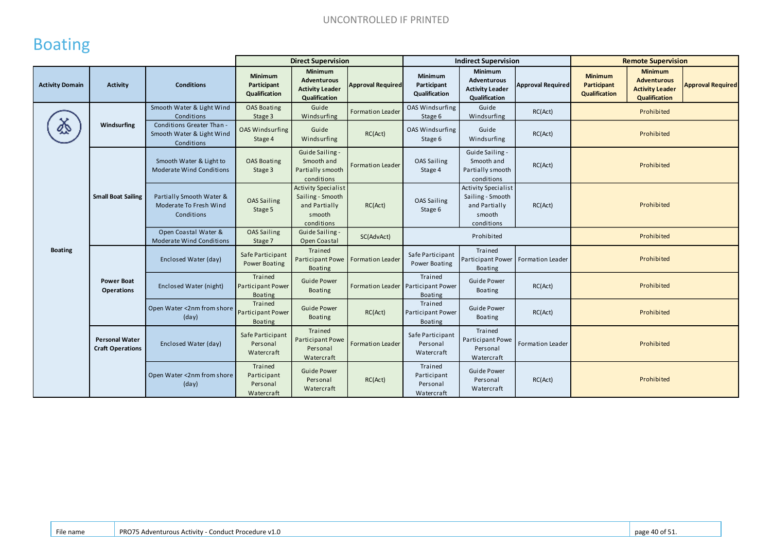# Boating

| Activity Domain | Activity | Conditions | Direct Supervision | | | Indirect Supervision | | | Remote Supervision | | |
|---|---|---|---|---|---|---|---|---|---|---|---|
| | | | Minimum Participant Qualification | Minimum Adventurous Activity Leader Qualification | Approval Required | Minimum Participant Qualification | Minimum Adventurous Activity Leader Qualification | Approval Required | Minimum Participant Qualification | Minimum Adventurous Activity Leader Qualification | Approval Required |
| Boating | Windsurfing | Smooth Water & Light Wind Conditions | OAS Boating Stage 3 | Guide Windsurfing | Formation Leader | OAS Windsurfing Stage 6 | Guide Windsurfing | RC(Act) | Prohibited | | |
| | | Conditions Greater Than - Smooth Water & Light Wind Conditions | OAS Windsurfing Stage 4 | Guide Windsurfing | RC(Act) | OAS Windsurfing Stage 6 | Guide Windsurfing | RC(Act) | Prohibited | | |
| | Small Boat Sailing | Smooth Water & Light to Moderate Wind Conditions | OAS Boating Stage 3 | Guide Sailing - Smooth and Partially smooth conditions | Formation Leader | OAS Sailing Stage 4 | Guide Sailing - Smooth and Partially smooth conditions | RC(Act) | Prohibited | | |
| | | Partially Smooth Water & Moderate To Fresh Wind Conditions | OAS Sailing Stage 5 | Activity Specialist Sailing - Smooth and Partially smooth conditions | RC(Act) | OAS Sailing Stage 6 | Activity Specialist Sailing - Smooth and Partially smooth conditions | RC(Act) | Prohibited | | |
| | | Open Coastal Water & Moderate Wind Conditions | OAS Sailing Stage 7 | Guide Sailing - Open Coastal | SC(AdvAct) | Prohibited | | | Prohibited | | |
| | Power Boat Operations | Enclosed Water (day) | Safe Participant Power Boating | Trained Participant Powe Boating | Formation Leader | Safe Participant Power Boating | Trained Participant Power Boating | Formation Leader | Prohibited | | |
| | | Enclosed Water (night) | Trained Participant Power Boating | Guide Power Boating | Formation Leader | Trained Participant Power Boating | Guide Power Boating | RC(Act) | Prohibited | | |
| | | Open Water <2nm from shore (day) | Trained Participant Power Boating | Guide Power Boating | RC(Act) | Trained Participant Power Boating | Guide Power Boating | RC(Act) | Prohibited | | |
| | Personal Water Craft Operations | Enclosed Water (day) | Safe Participant Personal Watercraft | Trained Participant Powe Personal Watercraft | Formation Leader | Safe Participant Personal Watercraft | Trained Participant Powe Personal Watercraft | Formation Leader | Prohibited | | |
| | | Open Water <2nm from shore (day) | Trained Participant Personal Watercraft | Guide Power Personal Watercraft | RC(Act) | Trained Participant Personal Watercraft | Guide Power Personal Watercraft | RC(Act) | Prohibited | | |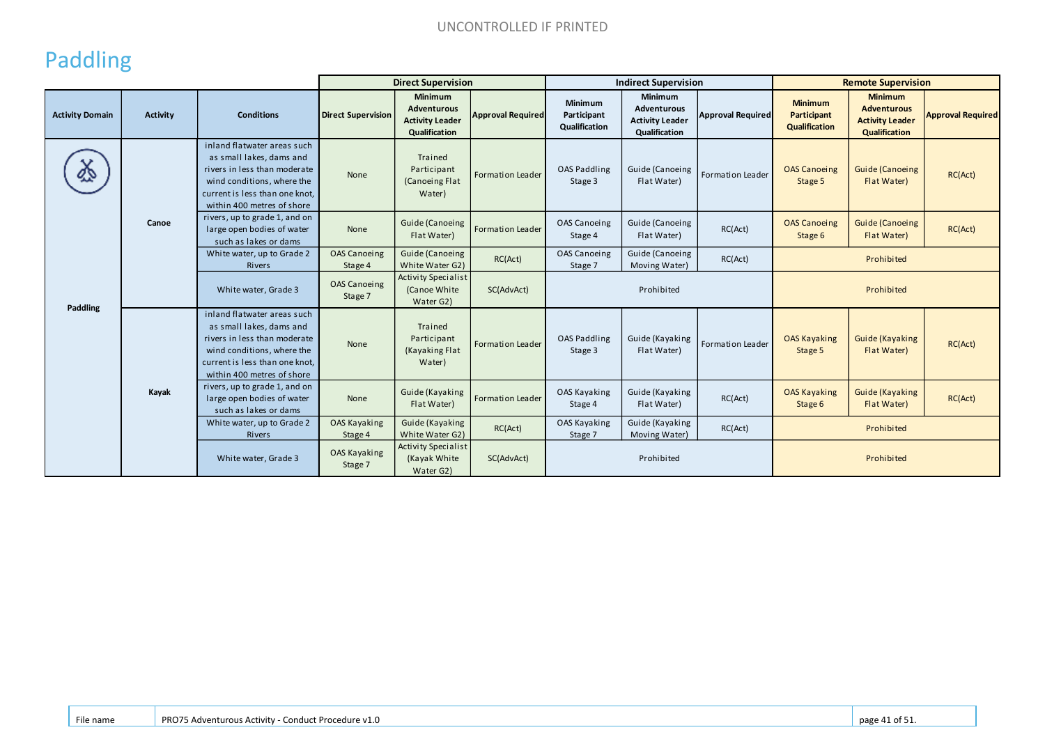# Paddling

| | | | Direct Supervision | | | Indirect Supervision | | | Remote Supervision | | |
|---|---|---|---|---|---|---|---|---|---|---|---|
| **Activity Domain** | **Activity** | **Conditions** | **Direct Supervision** | **Minimum Adventurous Activity Leader Qualification** | **Approval Required** | **Minimum Participant Qualification** | **Minimum Adventurous Activity Leader Qualification** | **Approval Required** | **Minimum Participant Qualification** | **Minimum Adventurous Activity Leader Qualification** | **Approval Required** |
| Paddling | Canoe | inland flatwater areas such as small lakes, dams and rivers in less than moderate wind conditions, where the current is less than one knot, within 400 metres of shore | None | Trained Participant (Canoeing Flat Water) | Formation Leader | OAS Paddling Stage 3 | Guide (Canoeing Flat Water) | Formation Leader | OAS Canoeing Stage 5 | Guide (Canoeing Flat Water) | RC(Act) |
| | | rivers, up to grade 1, and on large open bodies of water such as lakes or dams | None | Guide (Canoeing Flat Water) | Formation Leader | OAS Canoeing Stage 4 | Guide (Canoeing Flat Water) | RC(Act) | OAS Canoeing Stage 6 | Guide (Canoeing Flat Water) | RC(Act) |
| | | White water, up to Grade 2 Rivers | OAS Canoeing Stage 4 | Guide (Canoeing White Water G2) | RC(Act) | OAS Canoeing Stage 7 | Guide (Canoeing Moving Water) | RC(Act) | Prohibited | | |
| | | White water, Grade 3 | OAS Canoeing Stage 7 | Activity Specialist (Canoe White Water G2) | SC(AdvAct) | Prohibited | | | Prohibited | | |
| | Kayak | inland flatwater areas such as small lakes, dams and rivers in less than moderate wind conditions, where the current is less than one knot, within 400 metres of shore | None | Trained Participant (Kayaking Flat Water) | Formation Leader | OAS Paddling Stage 3 | Guide (Kayaking Flat Water) | Formation Leader | OAS Kayaking Stage 5 | Guide (Kayaking Flat Water) | RC(Act) |
| | | rivers, up to grade 1, and on large open bodies of water such as lakes or dams | None | Guide (Kayaking Flat Water) | Formation Leader | OAS Kayaking Stage 4 | Guide (Kayaking Flat Water) | RC(Act) | OAS Kayaking Stage 6 | Guide (Kayaking Flat Water) | RC(Act) |
| | | White water, up to Grade 2 Rivers | OAS Kayaking Stage 4 | Guide (Kayaking White Water G2) | RC(Act) | OAS Kayaking Stage 7 | Guide (Kayaking Moving Water) | RC(Act) | Prohibited | | |
| | | White water, Grade 3 | OAS Kayaking Stage 7 | Activity Specialist (Kayak White Water G2) | SC(AdvAct) | Prohibited | | | Prohibited | | |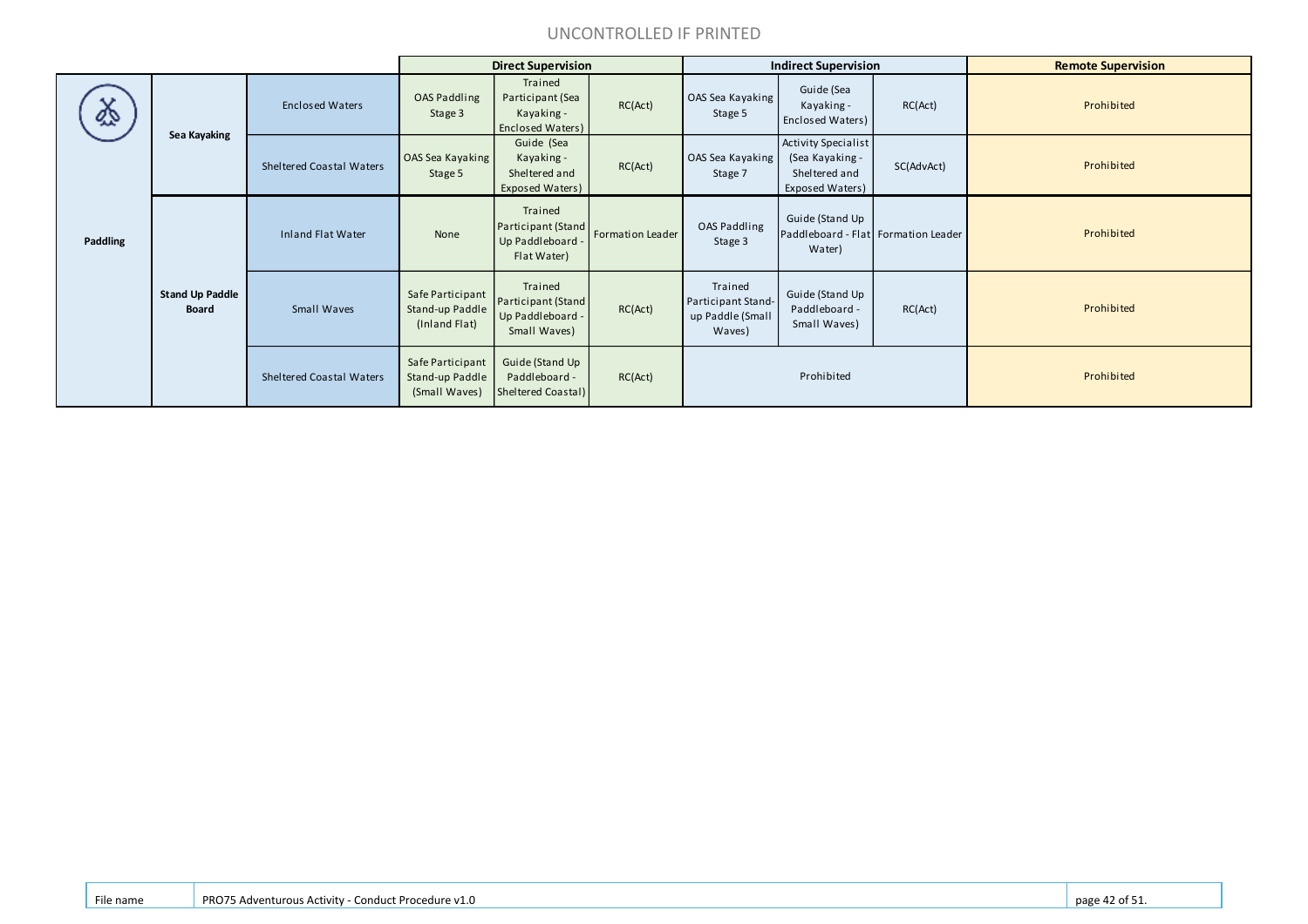| | | | Direct Supervision | | | Indirect Supervision | | | Remote Supervision |
|---|---|---|---|---|---|---|---|---|---|
| Paddling | Sea Kayaking | Enclosed Waters | OAS Paddling Stage 3 | Trained Participant (Sea Kayaking - Enclosed Waters) | RC(Act) | OAS Sea Kayaking Stage 5 | Guide (Sea Kayaking - Enclosed Waters) | RC(Act) | Prohibited |
| | | Sheltered Coastal Waters | OAS Sea Kayaking Stage 5 | Guide (Sea Kayaking - Sheltered and Exposed Waters) | RC(Act) | OAS Sea Kayaking Stage 7 | Activity Specialist (Sea Kayaking - Sheltered and Exposed Waters) | SC(AdvAct) | Prohibited |
| | Stand Up Paddle Board | Inland Flat Water | None | Trained Participant (Stand Up Paddleboard - Flat Water) | Formation Leader | OAS Paddling Stage 3 | Guide (Stand Up Paddleboard - Flat Water) | Formation Leader | Prohibited |
| | | Small Waves | Safe Participant Stand-up Paddle (Inland Flat) | Trained Participant (Stand Up Paddleboard - Small Waves) | RC(Act) | Trained Participant Stand-up Paddle (Small Waves) | Guide (Stand Up Paddleboard - Small Waves) | RC(Act) | Prohibited |
| | | Sheltered Coastal Waters | Safe Participant Stand-up Paddle (Small Waves) | Guide (Stand Up Paddleboard - Sheltered Coastal) | RC(Act) | Prohibited | | | Prohibited |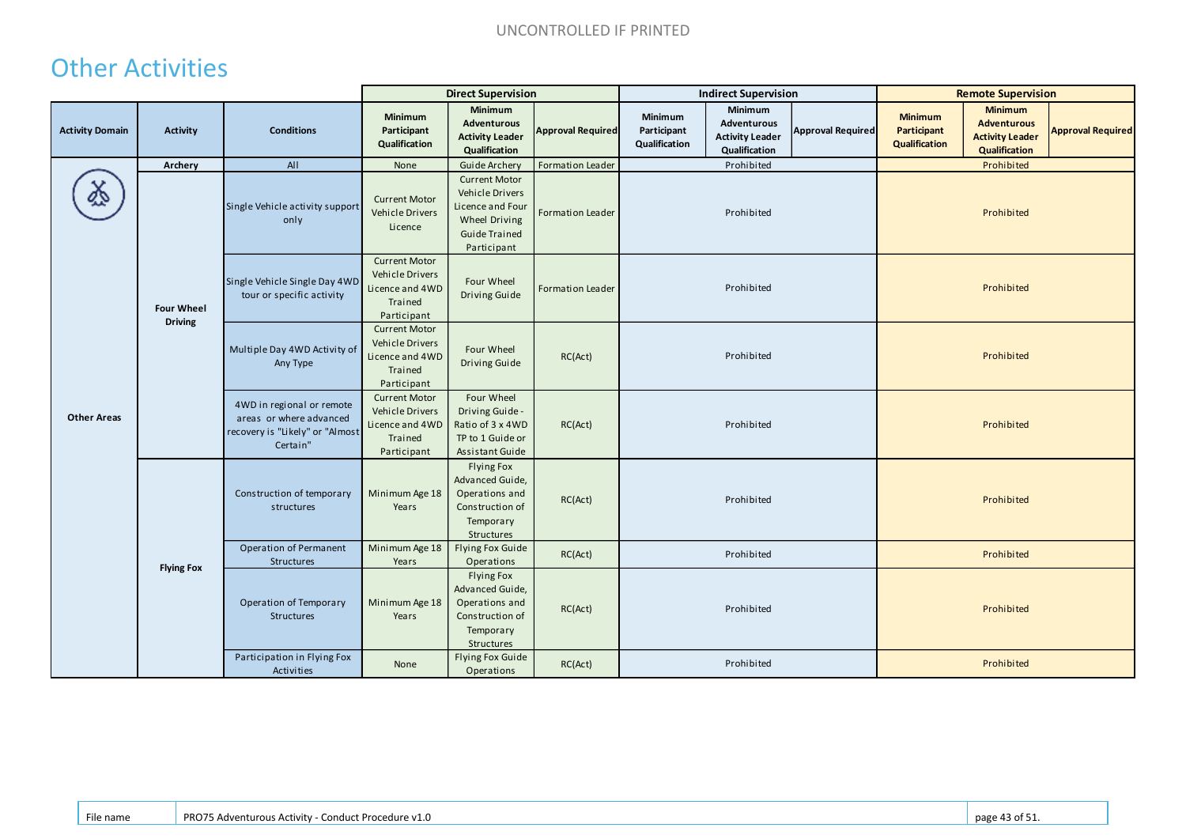UNCONTROLLED IF PRINTED

# Other Activities

| Activity Domain | Activity | Conditions | Direct Supervision | | | Indirect Supervision | | | Remote Supervision | | |
|---|---|---|---|---|---|---|---|---|---|---|---|
| | | | Minimum Participant Qualification | Minimum Adventurous Activity Leader Qualification | Approval Required | Minimum Participant Qualification | Minimum Adventurous Activity Leader Qualification | Approval Required | Minimum Participant Qualification | Minimum Adventurous Activity Leader Qualification | Approval Required |
| Other Areas | Archery | All | None | Guide Archery | Formation Leader | | Prohibited | | | Prohibited | |
| | Four Wheel Driving | Single Vehicle activity support only | Current Motor Vehicle Drivers Licence | Current Motor Vehicle Drivers Licence and Four Wheel Driving Guide Trained Participant | Formation Leader | | Prohibited | | | Prohibited | |
| | | Single Vehicle Single Day 4WD tour or specific activity | Current Motor Vehicle Drivers Licence and 4WD Trained Participant | Four Wheel Driving Guide | Formation Leader | | Prohibited | | | Prohibited | |
| | | Multiple Day 4WD Activity of Any Type | Current Motor Vehicle Drivers Licence and 4WD Trained Participant | Four Wheel Driving Guide | RC(Act) | | Prohibited | | | Prohibited | |
| | | 4WD in regional or remote areas or where advanced recovery is "Likely" or "Almost Certain" | Current Motor Vehicle Drivers Licence and 4WD Trained Participant | Four Wheel Driving Guide - Ratio of 3 x 4WD TP to 1 Guide or Assistant Guide | RC(Act) | | Prohibited | | | Prohibited | |
| | Flying Fox | Construction of temporary structures | Minimum Age 18 Years | Flying Fox Advanced Guide, Operations and Construction of Temporary Structures | RC(Act) | | Prohibited | | | Prohibited | |
| | | Operation of Permanent Structures | Minimum Age 18 Years | Flying Fox Guide Operations | RC(Act) | | Prohibited | | | Prohibited | |
| | | Operation of Temporary Structures | Minimum Age 18 Years | Flying Fox Advanced Guide, Operations and Construction of Temporary Structures | RC(Act) | | Prohibited | | | Prohibited | |
| | | Participation in Flying Fox Activities | None | Flying Fox Guide Operations | RC(Act) | | Prohibited | | | Prohibited | |

| File name | PRO75 Adventurous Activity - Conduct Procedure v1.0 |
|---|---|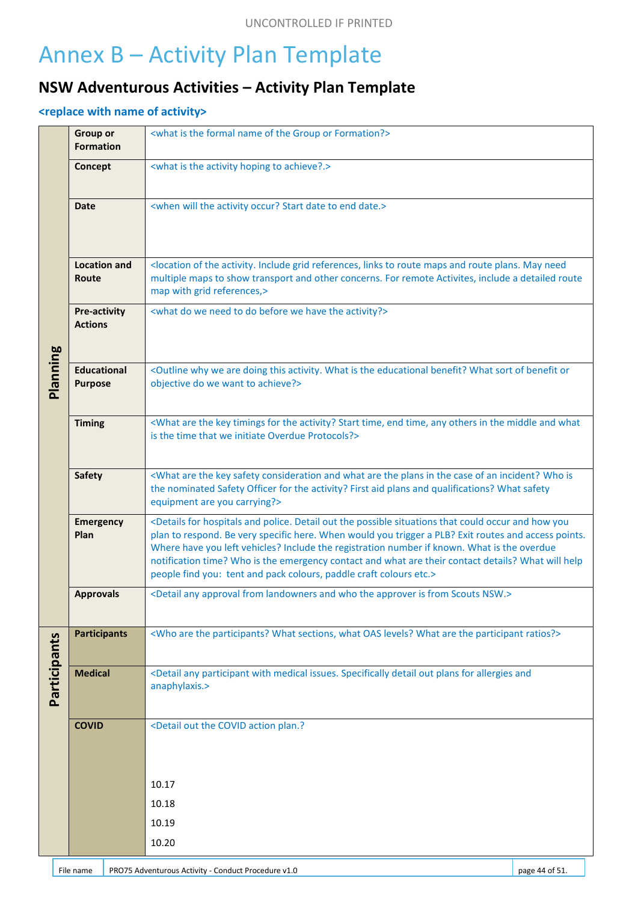# Annex B – Activity Plan Template

## NSW Adventurous Activities – Activity Plan Template

### <replace with name of activity>

| | | |
|---|---|---|
| **Planning** | **Group or Formation** | <what is the formal name of the Group or Formation?> |
| | **Concept** | <what is the activity hoping to achieve?.> |
| | **Date** | <when will the activity occur? Start date to end date.> |
| | **Location and Route** | <location of the activity. Include grid references, links to route maps and route plans. May need multiple maps to show transport and other concerns. For remote Activites, include a detailed route map with grid references,> |
| | **Pre-activity Actions** | <what do we need to do before we have the activity?> |
| | **Educational Purpose** | <Outline why we are doing this activity. What is the educational benefit? What sort of benefit or objective do we want to achieve?> |
| | **Timing** | <What are the key timings for the activity? Start time, end time, any others in the middle and what is the time that we initiate Overdue Protocols?> |
| | **Safety** | <What are the key safety consideration and what are the plans in the case of an incident? Who is the nominated Safety Officer for the activity? First aid plans and qualifications? What safety equipment are you carrying?> |
| | **Emergency Plan** | <Details for hospitals and police. Detail out the possible situations that could occur and how you plan to respond. Be very specific here. When would you trigger a PLB? Exit routes and access points. Where have you left vehicles? Include the registration number if known. What is the overdue notification time? Who is the emergency contact and what are their contact details? What will help people find you: tent and pack colours, paddle craft colours etc.> |
| | **Approvals** | <Detail any approval from landowners and who the approver is from Scouts NSW.> |
| **Participants** | **Participants** | <Who are the participants? What sections, what OAS levels? What are the participant ratios?> |
| | **Medical** | <Detail any participant with medical issues. Specifically detail out plans for allergies and anaphylaxis.> |
| | **COVID** | <Detail out the COVID action plan.?<br><br>10.17<br>10.18<br>10.19<br>10.20 |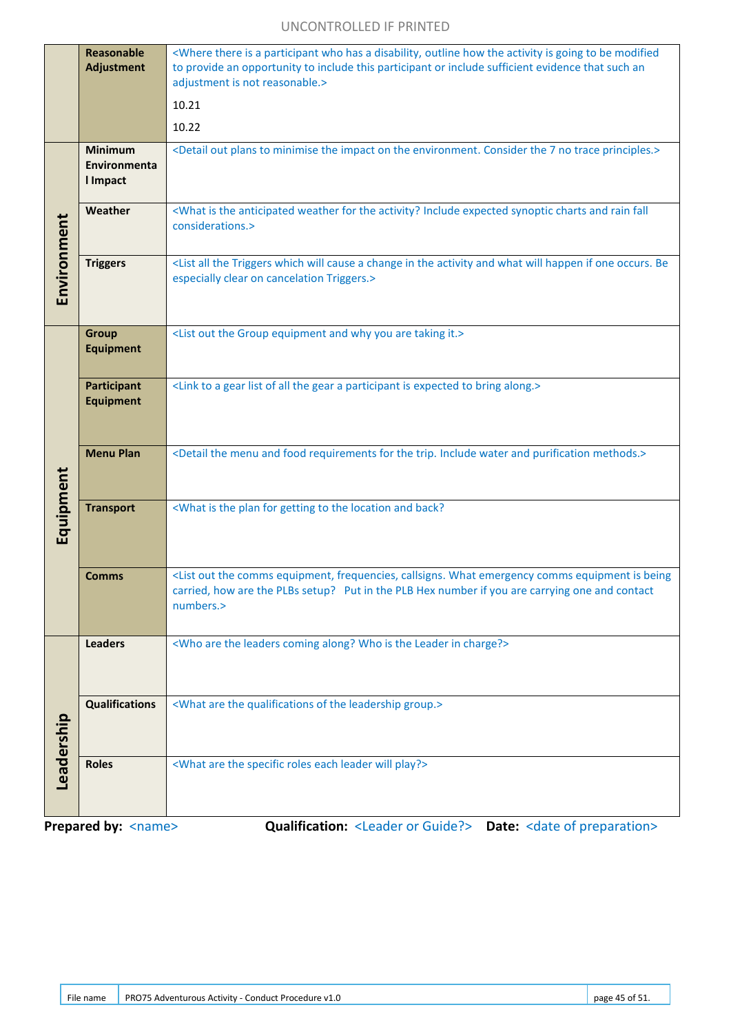| | | |
|---|---|---|
| | **Reasonable Adjustment** | <Where there is a participant who has a disability, outline how the activity is going to be modified to provide an opportunity to include this participant or include sufficient evidence that such an adjustment is not reasonable.><br><br>10.21<br><br>10.22 |
| **Environment** | **Minimum Environmental Impact** | <Detail out plans to minimise the impact on the environment. Consider the 7 no trace principles.> |
| | **Weather** | <What is the anticipated weather for the activity? Include expected synoptic charts and rain fall considerations.> |
| | **Triggers** | <List all the Triggers which will cause a change in the activity and what will happen if one occurs. Be especially clear on cancelation Triggers.> |
| **Equipment** | **Group Equipment** | <List out the Group equipment and why you are taking it.> |
| | **Participant Equipment** | <Link to a gear list of all the gear a participant is expected to bring along.> |
| | **Menu Plan** | <Detail the menu and food requirements for the trip. Include water and purification methods.> |
| | **Transport** | <What is the plan for getting to the location and back? |
| | **Comms** | <List out the comms equipment, frequencies, callsigns. What emergency comms equipment is being carried, how are the PLBs setup? Put in the PLB Hex number if you are carrying one and contact numbers.> |
| **Leadership** | **Leaders** | <Who are the leaders coming along? Who is the Leader in charge?> |
| | **Qualifications** | <What are the qualifications of the leadership group.> |
| | **Roles** | <What are the specific roles each leader will play?> |

**Prepared by:** <name> **Qualification:** <Leader or Guide?> **Date:** <date of preparation>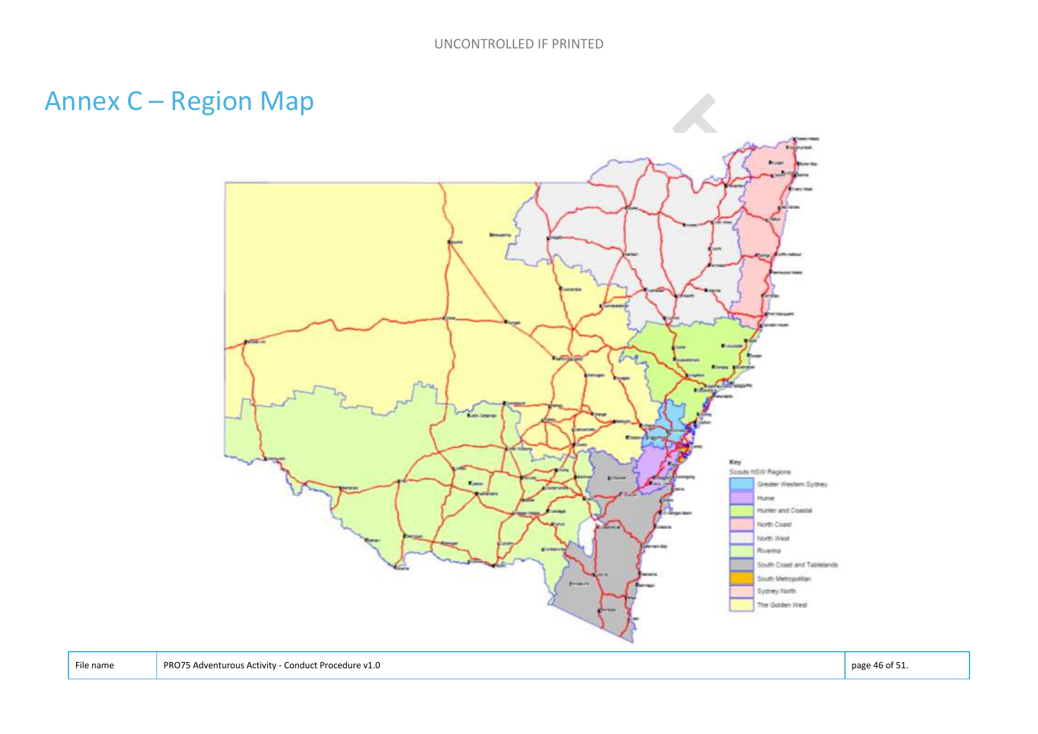# Annex C – Region Map

Key

Scouts NSW Regions

- Greater Western Sydney
- Hume
- Hunter and Coastal
- North Coast
- North West
- Riverina
- South Coast and Tablelands
- South Metropolitan
- Sydney North
- The Golden West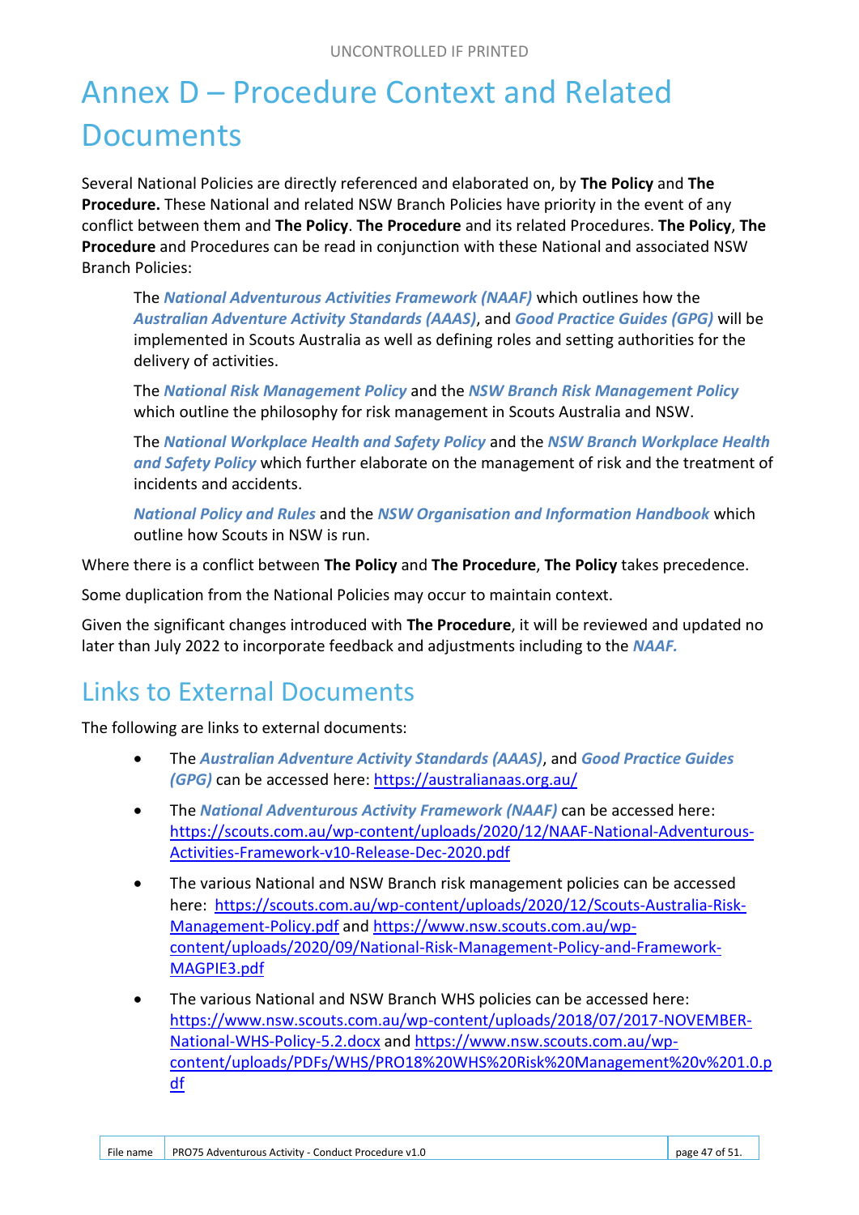# Annex D – Procedure Context and Related Documents

Several National Policies are directly referenced and elaborated on, by **The Policy** and **The Procedure.** These National and related NSW Branch Policies have priority in the event of any conflict between them and **The Policy**. **The Procedure** and its related Procedures. **The Policy**, **The Procedure** and Procedures can be read in conjunction with these National and associated NSW Branch Policies:

> The ***National Adventurous Activities Framework (NAAF)*** which outlines how the ***Australian Adventure Activity Standards (AAAS)***, and ***Good Practice Guides (GPG)*** will be implemented in Scouts Australia as well as defining roles and setting authorities for the delivery of activities.
>
> The ***National Risk Management Policy*** and the ***NSW Branch Risk Management Policy*** which outline the philosophy for risk management in Scouts Australia and NSW.
>
> The ***National Workplace Health and Safety Policy*** and the ***NSW Branch Workplace Health and Safety Policy*** which further elaborate on the management of risk and the treatment of incidents and accidents.
>
> ***National Policy and Rules*** and the ***NSW Organisation and Information Handbook*** which outline how Scouts in NSW is run.

Where there is a conflict between **The Policy** and **The Procedure**, **The Policy** takes precedence.

Some duplication from the National Policies may occur to maintain context.

Given the significant changes introduced with **The Procedure**, it will be reviewed and updated no later than July 2022 to incorporate feedback and adjustments including to the ***NAAF.***

## Links to External Documents

The following are links to external documents:

- The ***Australian Adventure Activity Standards (AAAS)***, and ***Good Practice Guides (GPG)*** can be accessed here: https://australianaas.org.au/
- The ***National Adventurous Activity Framework (NAAF)*** can be accessed here: https://scouts.com.au/wp-content/uploads/2020/12/NAAF-National-Adventurous-Activities-Framework-v10-Release-Dec-2020.pdf
- The various National and NSW Branch risk management policies can be accessed here: https://scouts.com.au/wp-content/uploads/2020/12/Scouts-Australia-Risk-Management-Policy.pdf and https://www.nsw.scouts.com.au/wp-content/uploads/2020/09/National-Risk-Management-Policy-and-Framework-MAGPIE3.pdf
- The various National and NSW Branch WHS policies can be accessed here: https://www.nsw.scouts.com.au/wp-content/uploads/2018/07/2017-NOVEMBER-National-WHS-Policy-5.2.docx and https://www.nsw.scouts.com.au/wp-content/uploads/PDFs/WHS/PRO18%20WHS%20Risk%20Management%20v%201.0.pdf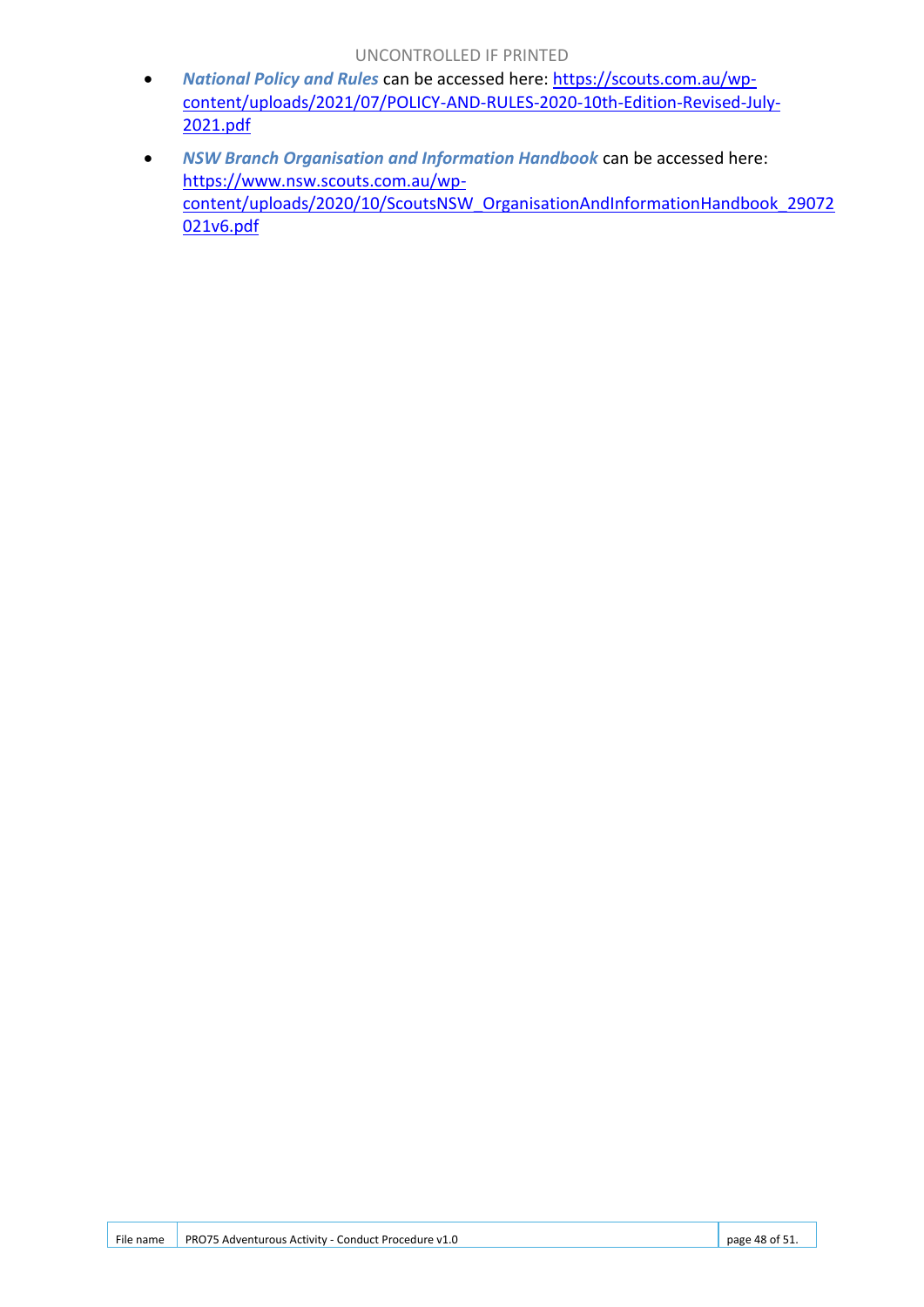- ***National Policy and Rules*** can be accessed here: https://scouts.com.au/wp-content/uploads/2021/07/POLICY-AND-RULES-2020-10th-Edition-Revised-July-2021.pdf
- ***NSW Branch Organisation and Information Handbook*** can be accessed here: https://www.nsw.scouts.com.au/wp-content/uploads/2020/10/ScoutsNSW_OrganisationAndInformationHandbook_29072021v6.pdf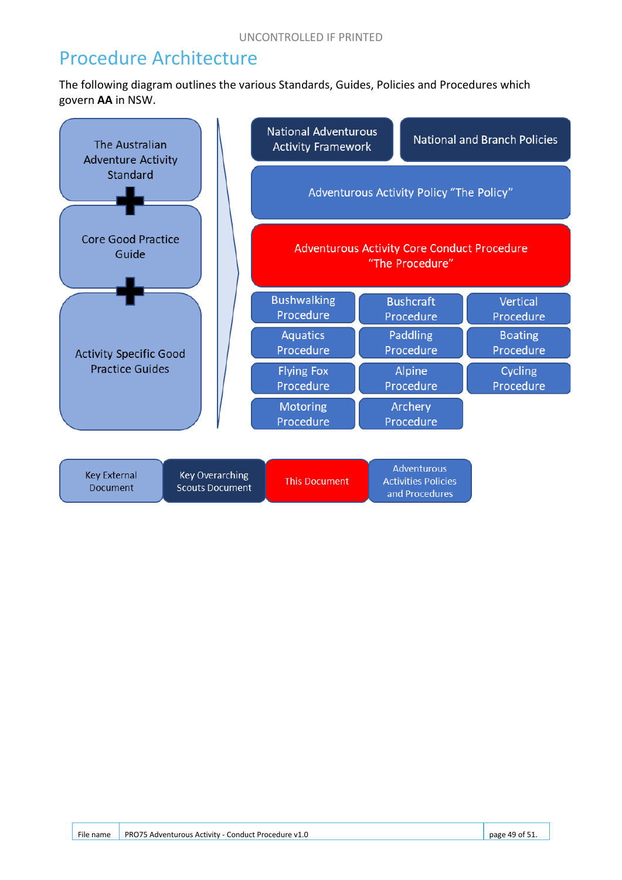# Procedure Architecture

The following diagram outlines the various Standards, Guides, Policies and Procedures which govern **AA** in NSW.

The Australian Adventure Activity Standard

+

Core Good Practice Guide

+

Activity Specific Good Practice Guides

National Adventurous Activity Framework

National and Branch Policies

Adventurous Activity Policy "The Policy"

Adventurous Activity Core Conduct Procedure "The Procedure"

Bushwalking Procedure

Bushcraft Procedure

Vertical Procedure

Aquatics Procedure

Paddling Procedure

Boating Procedure

Flying Fox Procedure

Alpine Procedure

Cycling Procedure

Motoring Procedure

Archery Procedure

Key External Document

Key Overarching Scouts Document

This Document

Adventurous Activities Policies and Procedures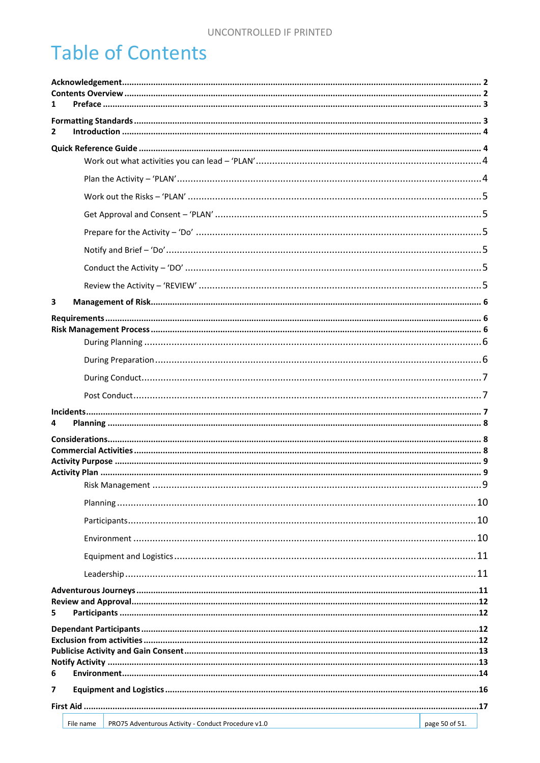# Table of Contents

**Acknowledgement** .......... **2**
**Contents Overview** .......... **2**
**1 Preface** .......... **3**

**Formatting Standards** .......... **3**
**2 Introduction** .......... **4**

**Quick Reference Guide** .......... **4**
- Work out what activities you can lead – 'PLAN' .......... 4
- Plan the Activity – 'PLAN' .......... 4
- Work out the Risks – 'PLAN' .......... 5
- Get Approval and Consent – 'PLAN' .......... 5
- Prepare for the Activity – 'Do' .......... 5
- Notify and Brief – 'Do' .......... 5
- Conduct the Activity – 'DO' .......... 5
- Review the Activity – 'REVIEW' .......... 5

**3 Management of Risk** .......... **6**

**Requirements** .......... **6**
**Risk Management Process** .......... **6**
- During Planning .......... 6
- During Preparation .......... 6
- During Conduct .......... 7
- Post Conduct .......... 7

**Incidents** .......... **7**
**4 Planning** .......... **8**

**Considerations** .......... **8**
**Commercial Activities** .......... **8**
**Activity Purpose** .......... **9**
**Activity Plan** .......... **9**
- Risk Management .......... 9
- Planning .......... 10
- Participants .......... 10
- Environment .......... 10
- Equipment and Logistics .......... 11
- Leadership .......... 11

**Adventurous Journeys** .......... **11**
**Review and Approval** .......... **12**
**5 Participants** .......... **12**

**Dependant Participants** .......... **12**
**Exclusion from activities** .......... **12**
**Publicise Activity and Gain Consent** .......... **13**
**Notify Activity** .......... **13**
**6 Environment** .......... **14**

**7 Equipment and Logistics** .......... **16**

**First Aid** .......... **17**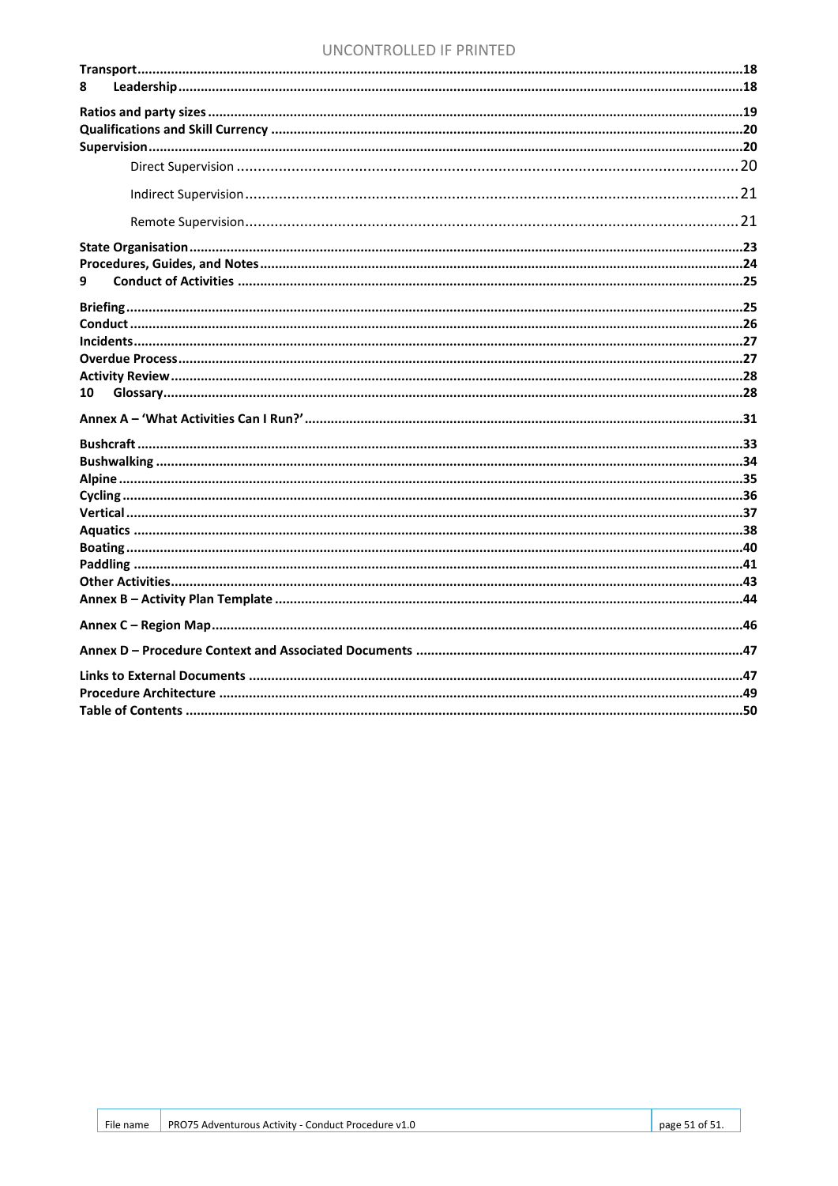Transport..........18
8 Leadership..........18

Ratios and party sizes..........19
Qualifications and Skill Currency..........20
Supervision..........20

Direct Supervision..........20

Indirect Supervision..........21

Remote Supervision..........21

State Organisation..........23
Procedures, Guides, and Notes..........24
9 Conduct of Activities..........25

Briefing..........25
Conduct..........26
Incidents..........27
Overdue Process..........27
Activity Review..........28
10 Glossary..........28

Annex A – 'What Activities Can I Run?'..........31

Bushcraft..........33
Bushwalking..........34
Alpine..........35
Cycling..........36
Vertical..........37
Aquatics..........38
Boating..........40
Paddling..........41
Other Activities..........43
Annex B – Activity Plan Template..........44

Annex C – Region Map..........46

Annex D – Procedure Context and Associated Documents..........47

Links to External Documents..........47
Procedure Architecture..........49
Table of Contents..........50